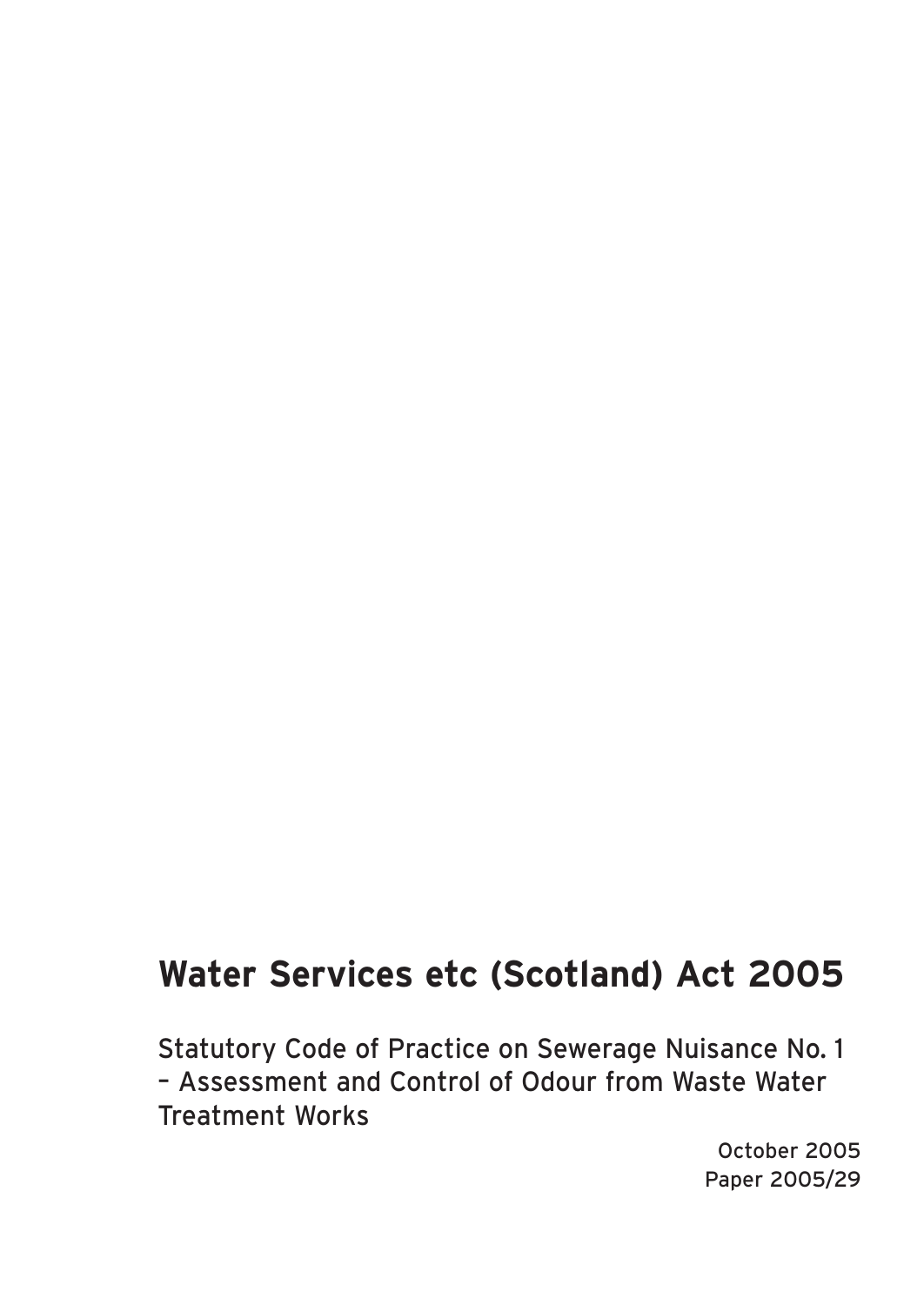# Water Services etc (Scotland) Act 2005

Statutory Code of Practice on Sewerage Nuisance No. 1 – Assessment and Control of Odour from Waste Water Treatment Works

October 2005
Paper 2005/29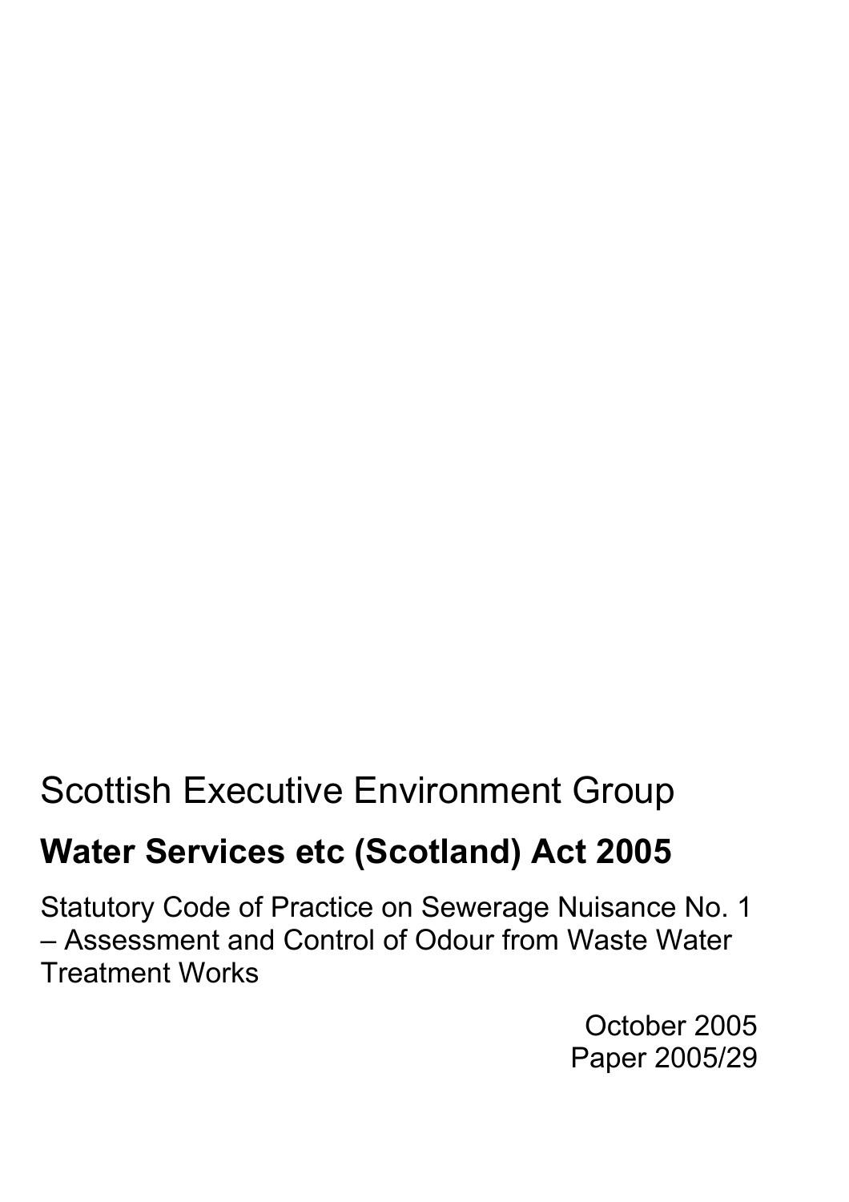Scottish Executive Environment Group

## Water Services etc (Scotland) Act 2005

Statutory Code of Practice on Sewerage Nuisance No. 1 – Assessment and Control of Odour from Waste Water Treatment Works

October 2005
Paper 2005/29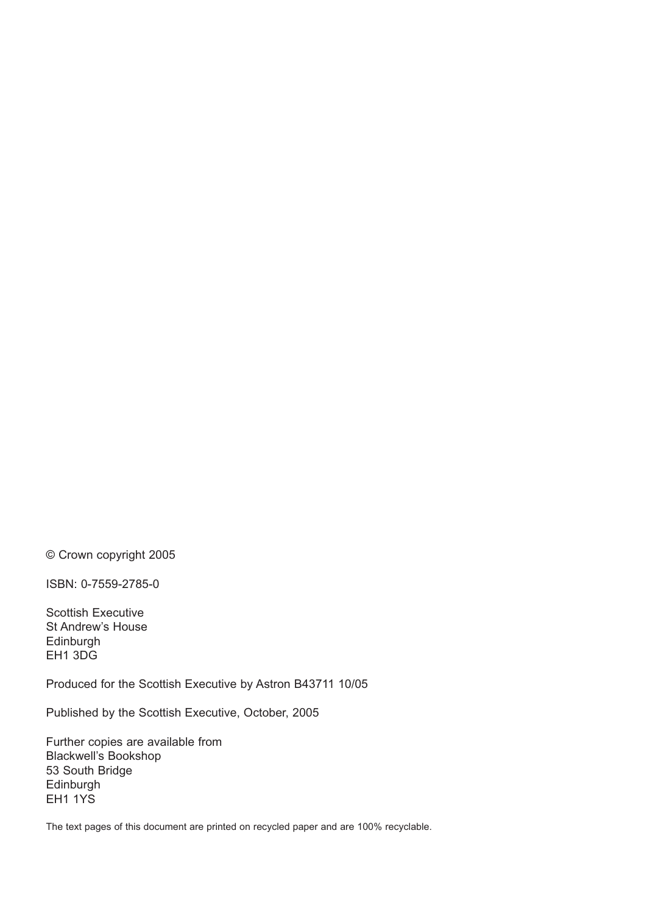© Crown copyright 2005

ISBN: 0-7559-2785-0

Scottish Executive
St Andrew's House
Edinburgh
EH1 3DG

Produced for the Scottish Executive by Astron B43711 10/05

Published by the Scottish Executive, October, 2005

Further copies are available from
Blackwell's Bookshop
53 South Bridge
Edinburgh
EH1 1YS

The text pages of this document are printed on recycled paper and are 100% recyclable.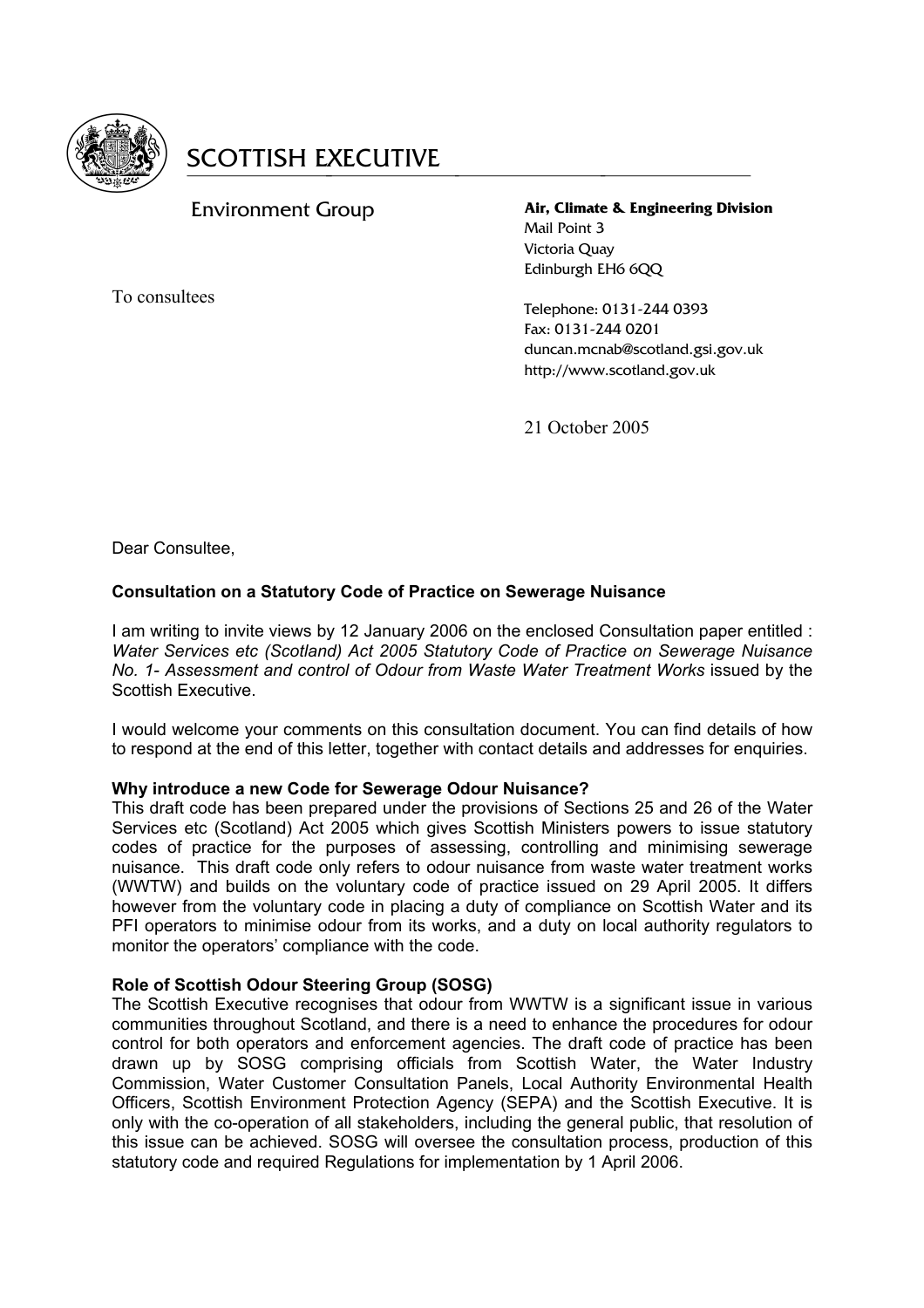# SCOTTISH EXECUTIVE

Environment Group

**Air, Climate & Engineering Division**
Mail Point 3
Victoria Quay
Edinburgh EH6 6QQ

To consultees

Telephone: 0131-244 0393
Fax: 0131-244 0201
duncan.mcnab@scotland.gsi.gov.uk
http://www.scotland.gov.uk

21 October 2005

Dear Consultee,

**Consultation on a Statutory Code of Practice on Sewerage Nuisance**

I am writing to invite views by 12 January 2006 on the enclosed Consultation paper entitled : *Water Services etc (Scotland) Act 2005 Statutory Code of Practice on Sewerage Nuisance No. 1- Assessment and control of Odour from Waste Water Treatment Works* issued by the Scottish Executive.

I would welcome your comments on this consultation document. You can find details of how to respond at the end of this letter, together with contact details and addresses for enquiries.

**Why introduce a new Code for Sewerage Odour Nuisance?**

This draft code has been prepared under the provisions of Sections 25 and 26 of the Water Services etc (Scotland) Act 2005 which gives Scottish Ministers powers to issue statutory codes of practice for the purposes of assessing, controlling and minimising sewerage nuisance. This draft code only refers to odour nuisance from waste water treatment works (WWTW) and builds on the voluntary code of practice issued on 29 April 2005. It differs however from the voluntary code in placing a duty of compliance on Scottish Water and its PFI operators to minimise odour from its works, and a duty on local authority regulators to monitor the operators' compliance with the code.

**Role of Scottish Odour Steering Group (SOSG)**

The Scottish Executive recognises that odour from WWTW is a significant issue in various communities throughout Scotland, and there is a need to enhance the procedures for odour control for both operators and enforcement agencies. The draft code of practice has been drawn up by SOSG comprising officials from Scottish Water, the Water Industry Commission, Water Customer Consultation Panels, Local Authority Environmental Health Officers, Scottish Environment Protection Agency (SEPA) and the Scottish Executive. It is only with the co-operation of all stakeholders, including the general public, that resolution of this issue can be achieved. SOSG will oversee the consultation process, production of this statutory code and required Regulations for implementation by 1 April 2006.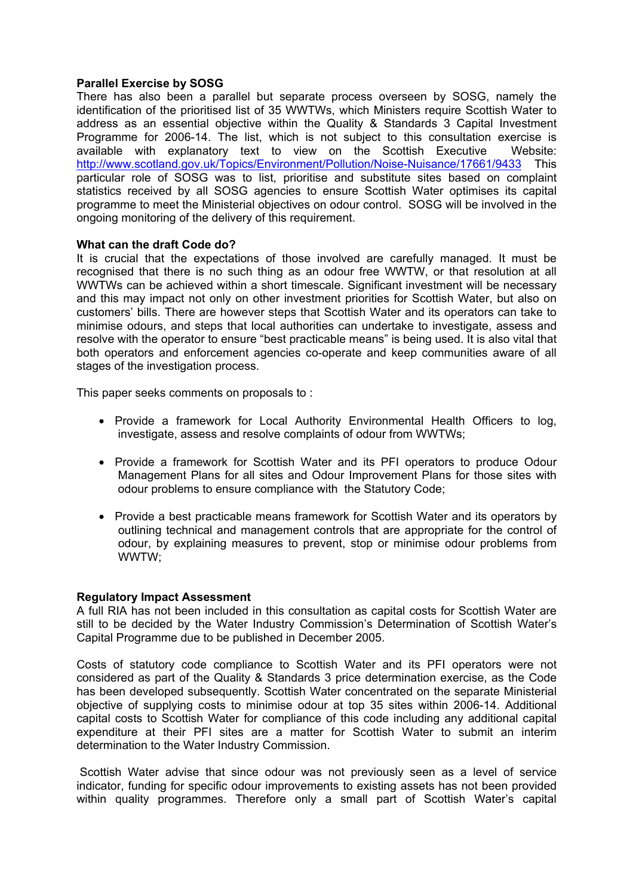**Parallel Exercise by SOSG**

There has also been a parallel but separate process overseen by SOSG, namely the identification of the prioritised list of 35 WWTWs, which Ministers require Scottish Water to address as an essential objective within the Quality & Standards 3 Capital Investment Programme for 2006-14. The list, which is not subject to this consultation exercise is available with explanatory text to view on the Scottish Executive Website: http://www.scotland.gov.uk/Topics/Environment/Pollution/Noise-Nuisance/17661/9433 This particular role of SOSG was to list, prioritise and substitute sites based on complaint statistics received by all SOSG agencies to ensure Scottish Water optimises its capital programme to meet the Ministerial objectives on odour control. SOSG will be involved in the ongoing monitoring of the delivery of this requirement.

**What can the draft Code do?**

It is crucial that the expectations of those involved are carefully managed. It must be recognised that there is no such thing as an odour free WWTW, or that resolution at all WWTWs can be achieved within a short timescale. Significant investment will be necessary and this may impact not only on other investment priorities for Scottish Water, but also on customers' bills. There are however steps that Scottish Water and its operators can take to minimise odours, and steps that local authorities can undertake to investigate, assess and resolve with the operator to ensure "best practicable means" is being used. It is also vital that both operators and enforcement agencies co-operate and keep communities aware of all stages of the investigation process.

This paper seeks comments on proposals to :

- Provide a framework for Local Authority Environmental Health Officers to log, investigate, assess and resolve complaints of odour from WWTWs;
- Provide a framework for Scottish Water and its PFI operators to produce Odour Management Plans for all sites and Odour Improvement Plans for those sites with odour problems to ensure compliance with the Statutory Code;
- Provide a best practicable means framework for Scottish Water and its operators by outlining technical and management controls that are appropriate for the control of odour, by explaining measures to prevent, stop or minimise odour problems from WWTW;

**Regulatory Impact Assessment**

A full RIA has not been included in this consultation as capital costs for Scottish Water are still to be decided by the Water Industry Commission's Determination of Scottish Water's Capital Programme due to be published in December 2005.

Costs of statutory code compliance to Scottish Water and its PFI operators were not considered as part of the Quality & Standards 3 price determination exercise, as the Code has been developed subsequently. Scottish Water concentrated on the separate Ministerial objective of supplying costs to minimise odour at top 35 sites within 2006-14. Additional capital costs to Scottish Water for compliance of this code including any additional capital expenditure at their PFI sites are a matter for Scottish Water to submit an interim determination to the Water Industry Commission.

Scottish Water advise that since odour was not previously seen as a level of service indicator, funding for specific odour improvements to existing assets has not been provided within quality programmes. Therefore only a small part of Scottish Water's capital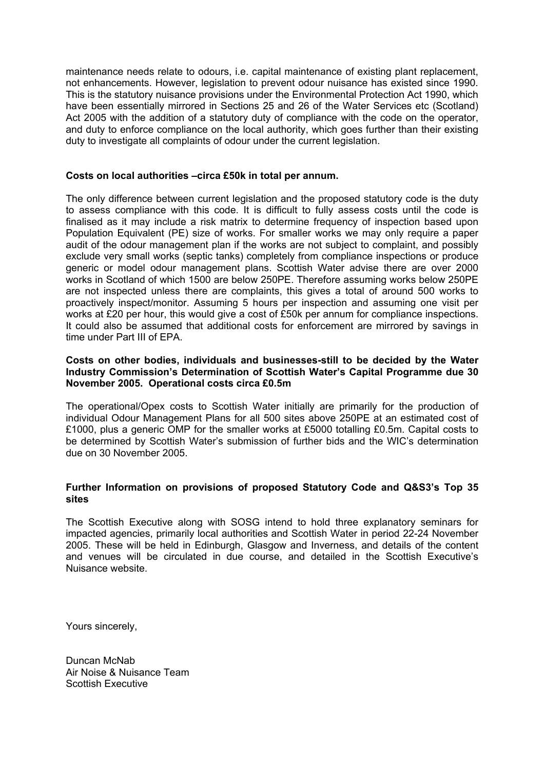maintenance needs relate to odours, i.e. capital maintenance of existing plant replacement, not enhancements. However, legislation to prevent odour nuisance has existed since 1990. This is the statutory nuisance provisions under the Environmental Protection Act 1990, which have been essentially mirrored in Sections 25 and 26 of the Water Services etc (Scotland) Act 2005 with the addition of a statutory duty of compliance with the code on the operator, and duty to enforce compliance on the local authority, which goes further than their existing duty to investigate all complaints of odour under the current legislation.

**Costs on local authorities –circa £50k in total per annum.**

The only difference between current legislation and the proposed statutory code is the duty to assess compliance with this code. It is difficult to fully assess costs until the code is finalised as it may include a risk matrix to determine frequency of inspection based upon Population Equivalent (PE) size of works. For smaller works we may only require a paper audit of the odour management plan if the works are not subject to complaint, and possibly exclude very small works (septic tanks) completely from compliance inspections or produce generic or model odour management plans. Scottish Water advise there are over 2000 works in Scotland of which 1500 are below 250PE. Therefore assuming works below 250PE are not inspected unless there are complaints, this gives a total of around 500 works to proactively inspect/monitor. Assuming 5 hours per inspection and assuming one visit per works at £20 per hour, this would give a cost of £50k per annum for compliance inspections. It could also be assumed that additional costs for enforcement are mirrored by savings in time under Part III of EPA.

**Costs on other bodies, individuals and businesses-still to be decided by the Water Industry Commission's Determination of Scottish Water's Capital Programme due 30 November 2005. Operational costs circa £0.5m**

The operational/Opex costs to Scottish Water initially are primarily for the production of individual Odour Management Plans for all 500 sites above 250PE at an estimated cost of £1000, plus a generic OMP for the smaller works at £5000 totalling £0.5m. Capital costs to be determined by Scottish Water's submission of further bids and the WIC's determination due on 30 November 2005.

**Further Information on provisions of proposed Statutory Code and Q&S3's Top 35 sites**

The Scottish Executive along with SOSG intend to hold three explanatory seminars for impacted agencies, primarily local authorities and Scottish Water in period 22-24 November 2005. These will be held in Edinburgh, Glasgow and Inverness, and details of the content and venues will be circulated in due course, and detailed in the Scottish Executive's Nuisance website.

Yours sincerely,

Duncan McNab
Air Noise & Nuisance Team
Scottish Executive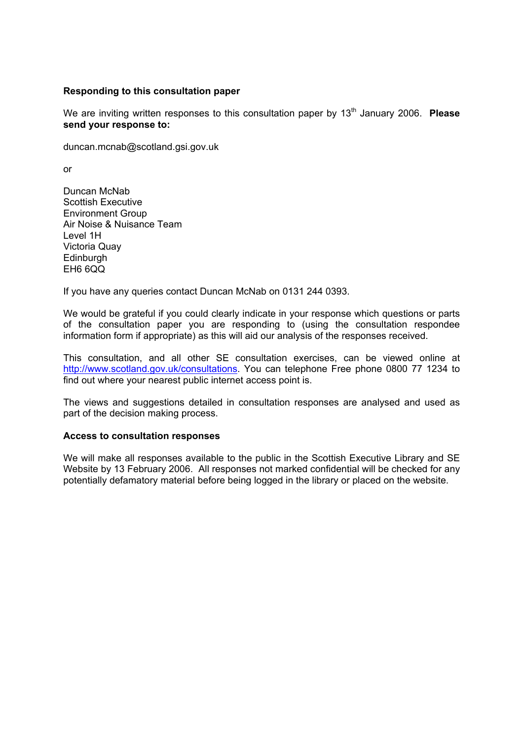**Responding to this consultation paper**

We are inviting written responses to this consultation paper by 13th January 2006. **Please send your response to:**

duncan.mcnab@scotland.gsi.gov.uk

or

Duncan McNab
Scottish Executive
Environment Group
Air Noise & Nuisance Team
Level 1H
Victoria Quay
Edinburgh
EH6 6QQ

If you have any queries contact Duncan McNab on 0131 244 0393.

We would be grateful if you could clearly indicate in your response which questions or parts of the consultation paper you are responding to (using the consultation respondee information form if appropriate) as this will aid our analysis of the responses received.

This consultation, and all other SE consultation exercises, can be viewed online at http://www.scotland.gov.uk/consultations. You can telephone Free phone 0800 77 1234 to find out where your nearest public internet access point is.

The views and suggestions detailed in consultation responses are analysed and used as part of the decision making process.

**Access to consultation responses**

We will make all responses available to the public in the Scottish Executive Library and SE Website by 13 February 2006. All responses not marked confidential will be checked for any potentially defamatory material before being logged in the library or placed on the website.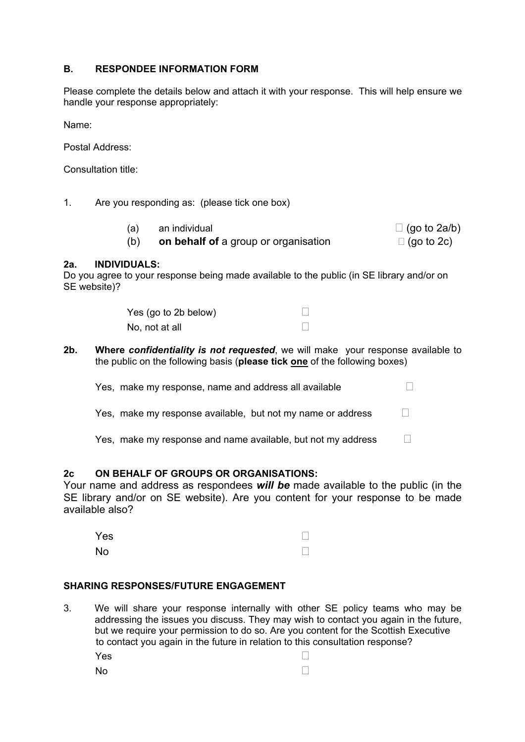## B. RESPONDEE INFORMATION FORM

Please complete the details below and attach it with your response. This will help ensure we handle your response appropriately:

Name:

Postal Address:

Consultation title:

1. Are you responding as: (please tick one box)

   (a) an individual ☐ (go to 2a/b)

   (b) **on behalf of** a group or organisation ☐ (go to 2c)

**2a. INDIVIDUALS:**
Do you agree to your response being made available to the public (in SE library and/or on SE website)?

Yes (go to 2b below) ☐

No, not at all ☐

**2b. Where *confidentiality is not requested***, we will make your response available to the public on the following basis (**please tick <u>one</u>** of the following boxes)

Yes, make my response, name and address all available ☐

Yes, make my response available, but not my name or address ☐

Yes, make my response and name available, but not my address ☐

**2c ON BEHALF OF GROUPS OR ORGANISATIONS:**
Your name and address as respondees ***will be*** made available to the public (in the SE library and/or on SE website). Are you content for your response to be made available also?

Yes ☐

No ☐

**SHARING RESPONSES/FUTURE ENGAGEMENT**

3. We will share your response internally with other SE policy teams who may be addressing the issues you discuss. They may wish to contact you again in the future, but we require your permission to do so. Are you content for the Scottish Executive to contact you again in the future in relation to this consultation response?

   Yes ☐

   No ☐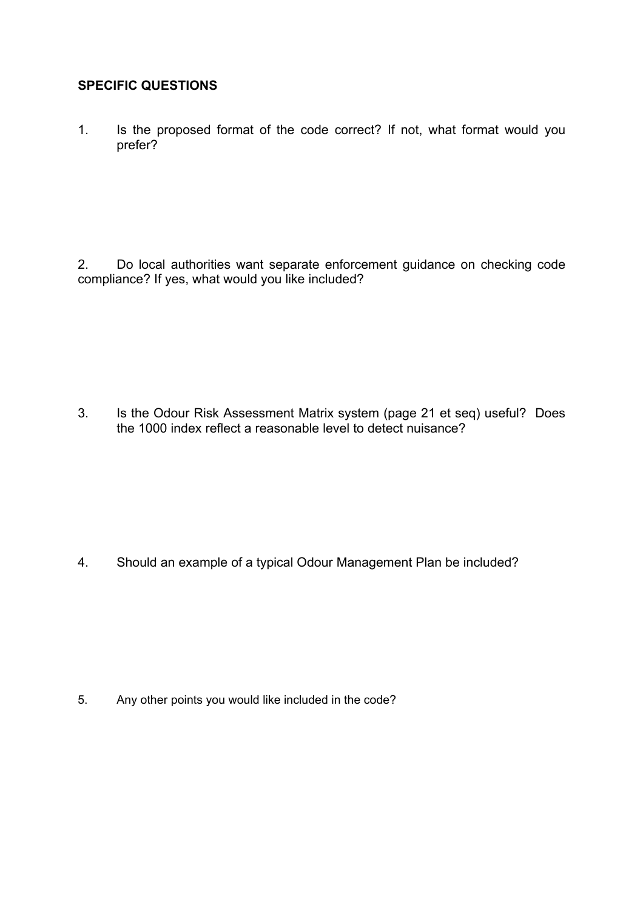**SPECIFIC QUESTIONS**

1. Is the proposed format of the code correct? If not, what format would you prefer?

2. Do local authorities want separate enforcement guidance on checking code compliance? If yes, what would you like included?

3. Is the Odour Risk Assessment Matrix system (page 21 et seq) useful? Does the 1000 index reflect a reasonable level to detect nuisance?

4. Should an example of a typical Odour Management Plan be included?

5. Any other points you would like included in the code?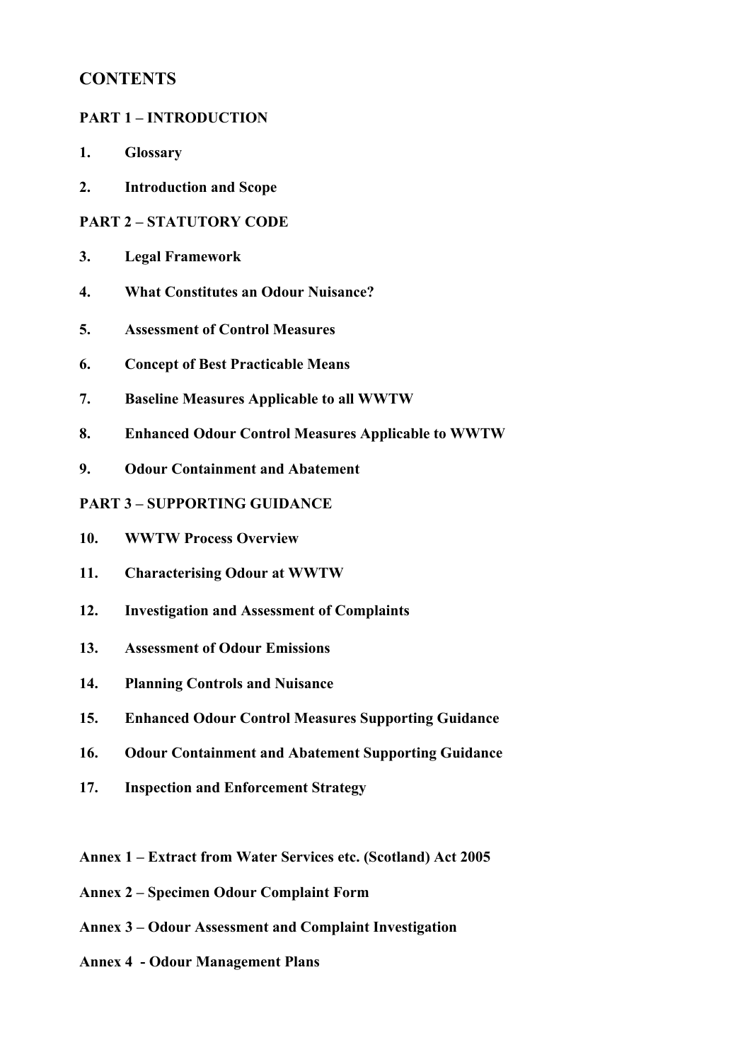## CONTENTS

### PART 1 – INTRODUCTION

1. **Glossary**
2. **Introduction and Scope**

### PART 2 – STATUTORY CODE

3. **Legal Framework**
4. **What Constitutes an Odour Nuisance?**
5. **Assessment of Control Measures**
6. **Concept of Best Practicable Means**
7. **Baseline Measures Applicable to all WWTW**
8. **Enhanced Odour Control Measures Applicable to WWTW**
9. **Odour Containment and Abatement**

### PART 3 – SUPPORTING GUIDANCE

10. **WWTW Process Overview**
11. **Characterising Odour at WWTW**
12. **Investigation and Assessment of Complaints**
13. **Assessment of Odour Emissions**
14. **Planning Controls and Nuisance**
15. **Enhanced Odour Control Measures Supporting Guidance**
16. **Odour Containment and Abatement Supporting Guidance**
17. **Inspection and Enforcement Strategy**

**Annex 1 – Extract from Water Services etc. (Scotland) Act 2005**

**Annex 2 – Specimen Odour Complaint Form**

**Annex 3 – Odour Assessment and Complaint Investigation**

**Annex 4 - Odour Management Plans**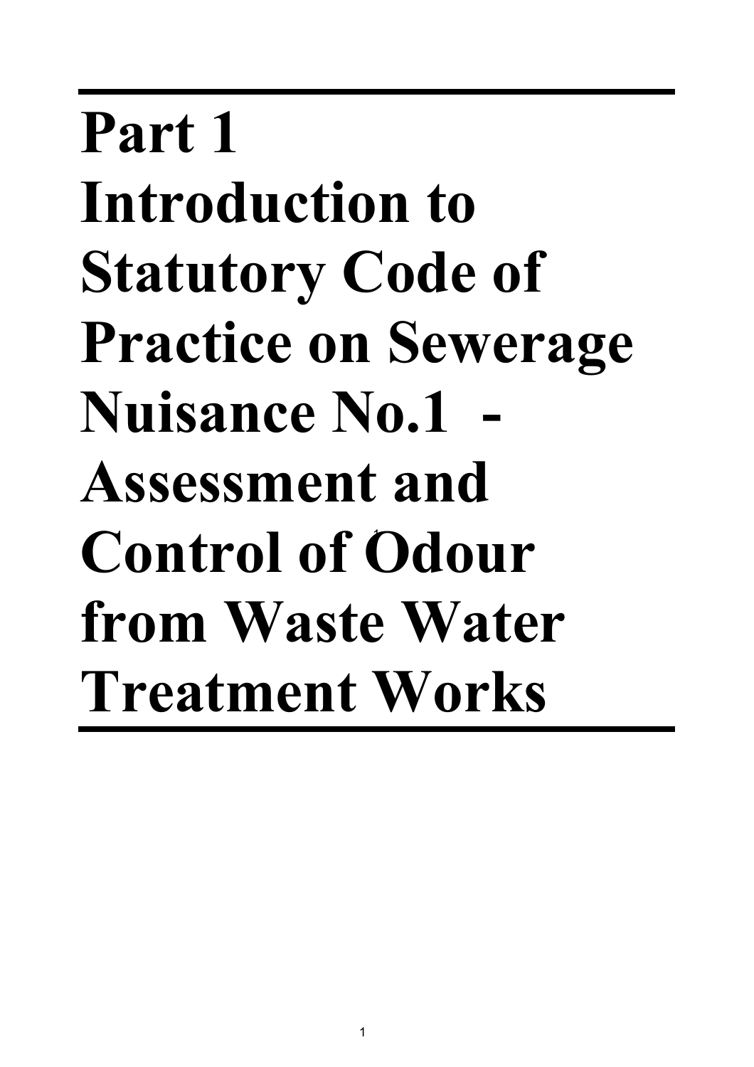# Part 1 Introduction to Statutory Code of Practice on Sewerage Nuisance No.1 - Assessment and Control of Odour from Waste Water Treatment Works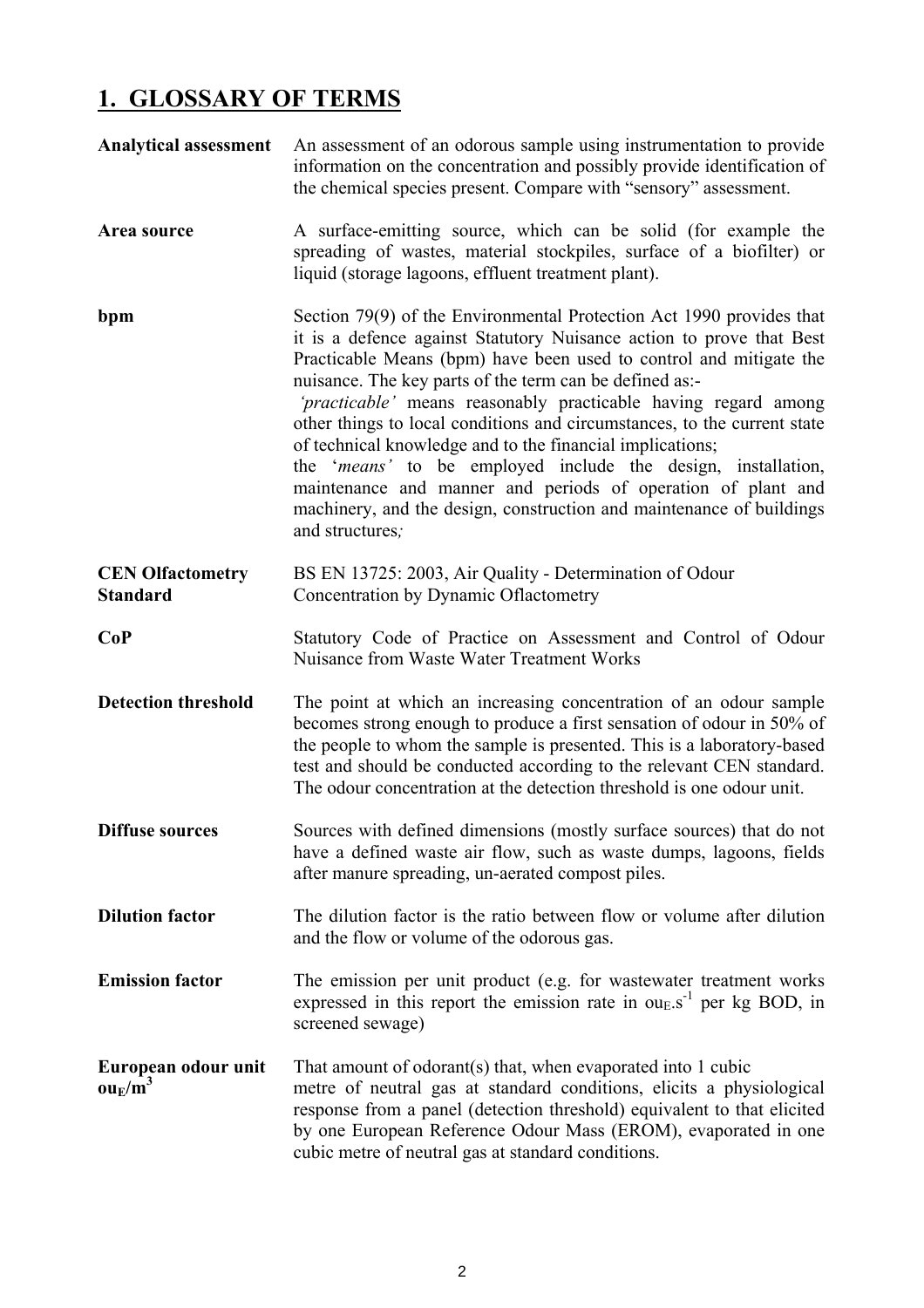# 1. GLOSSARY OF TERMS

**Analytical assessment** An assessment of an odorous sample using instrumentation to provide information on the concentration and possibly provide identification of the chemical species present. Compare with "sensory" assessment.

**Area source** A surface-emitting source, which can be solid (for example the spreading of wastes, material stockpiles, surface of a biofilter) or liquid (storage lagoons, effluent treatment plant).

**bpm** Section 79(9) of the Environmental Protection Act 1990 provides that it is a defence against Statutory Nuisance action to prove that Best Practicable Means (bpm) have been used to control and mitigate the nuisance. The key parts of the term can be defined as:-
*'practicable'* means reasonably practicable having regard among other things to local conditions and circumstances, to the current state of technical knowledge and to the financial implications;
the '*means'* to be employed include the design, installation, maintenance and manner and periods of operation of plant and machinery, and the design, construction and maintenance of buildings and structures*;*

**CEN Olfactometry Standard** BS EN 13725: 2003, Air Quality - Determination of Odour Concentration by Dynamic Oflactometry

**CoP** Statutory Code of Practice on Assessment and Control of Odour Nuisance from Waste Water Treatment Works

**Detection threshold** The point at which an increasing concentration of an odour sample becomes strong enough to produce a first sensation of odour in 50% of the people to whom the sample is presented. This is a laboratory-based test and should be conducted according to the relevant CEN standard. The odour concentration at the detection threshold is one odour unit.

**Diffuse sources** Sources with defined dimensions (mostly surface sources) that do not have a defined waste air flow, such as waste dumps, lagoons, fields after manure spreading, un-aerated compost piles.

**Dilution factor** The dilution factor is the ratio between flow or volume after dilution and the flow or volume of the odorous gas.

**Emission factor** The emission per unit product (e.g. for wastewater treatment works expressed in this report the emission rate in $ou_E.s^{-1}$ per kg BOD, in screened sewage)

**European odour unit $ou_E/m^3$** That amount of odorant(s) that, when evaporated into 1 cubic metre of neutral gas at standard conditions, elicits a physiological response from a panel (detection threshold) equivalent to that elicited by one European Reference Odour Mass (EROM), evaporated in one cubic metre of neutral gas at standard conditions.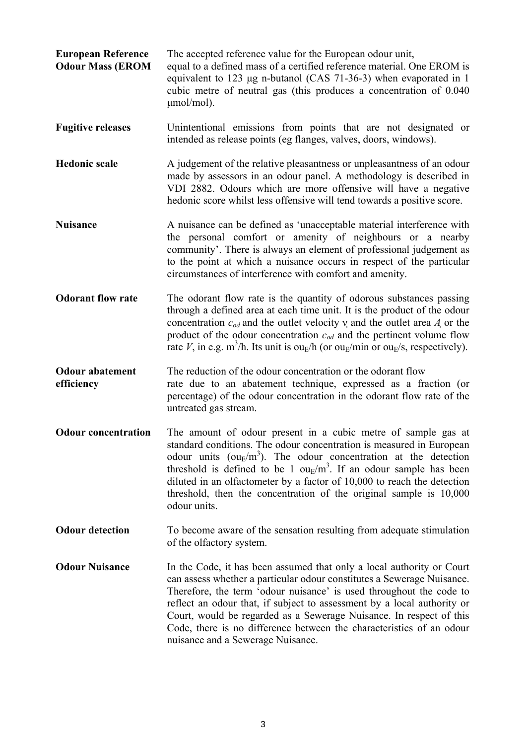**European Reference Odour Mass (EROM**
The accepted reference value for the European odour unit, equal to a defined mass of a certified reference material. One EROM is equivalent to 123 μg n-butanol (CAS 71-36-3) when evaporated in 1 cubic metre of neutral gas (this produces a concentration of 0.040 μmol/mol).

**Fugitive releases**
Unintentional emissions from points that are not designated or intended as release points (eg flanges, valves, doors, windows).

**Hedonic scale**
A judgement of the relative pleasantness or unpleasantness of an odour made by assessors in an odour panel. A methodology is described in VDI 2882. Odours which are more offensive will have a negative hedonic score whilst less offensive will tend towards a positive score.

**Nuisance**
A nuisance can be defined as 'unacceptable material interference with the personal comfort or amenity of neighbours or a nearby community'. There is always an element of professional judgement as to the point at which a nuisance occurs in respect of the particular circumstances of interference with comfort and amenity.

**Odorant flow rate**
The odorant flow rate is the quantity of odorous substances passing through a defined area at each time unit. It is the product of the odour concentration $c_{od}$ and the outlet velocity $v$ and the outlet area $A$ or the product of the odour concentration $c_{od}$ and the pertinent volume flow rate $V$, in e.g. $m^3/h$. Its unit is $ou_E/h$ (or $ou_E/min$ or $ou_E/s$, respectively).

**Odour abatement efficiency**
The reduction of the odour concentration or the odorant flow rate due to an abatement technique, expressed as a fraction (or percentage) of the odour concentration in the odorant flow rate of the untreated gas stream.

**Odour concentration**
The amount of odour present in a cubic metre of sample gas at standard conditions. The odour concentration is measured in European odour units ($ou_E/m^3$). The odour concentration at the detection threshold is defined to be 1 $ou_E/m^3$. If an odour sample has been diluted in an olfactometer by a factor of 10,000 to reach the detection threshold, then the concentration of the original sample is 10,000 odour units.

**Odour detection**
To become aware of the sensation resulting from adequate stimulation of the olfactory system.

**Odour Nuisance**
In the Code, it has been assumed that only a local authority or Court can assess whether a particular odour constitutes a Sewerage Nuisance. Therefore, the term 'odour nuisance' is used throughout the code to reflect an odour that, if subject to assessment by a local authority or Court, would be regarded as a Sewerage Nuisance. In respect of this Code, there is no difference between the characteristics of an odour nuisance and a Sewerage Nuisance.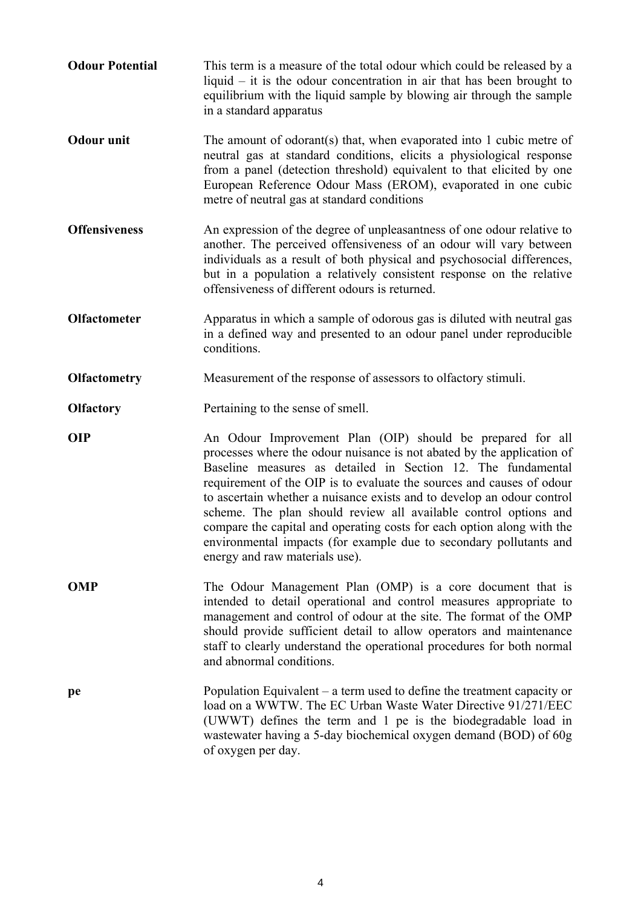**Odour Potential** This term is a measure of the total odour which could be released by a liquid – it is the odour concentration in air that has been brought to equilibrium with the liquid sample by blowing air through the sample in a standard apparatus

**Odour unit** The amount of odorant(s) that, when evaporated into 1 cubic metre of neutral gas at standard conditions, elicits a physiological response from a panel (detection threshold) equivalent to that elicited by one European Reference Odour Mass (EROM), evaporated in one cubic metre of neutral gas at standard conditions

**Offensiveness** An expression of the degree of unpleasantness of one odour relative to another. The perceived offensiveness of an odour will vary between individuals as a result of both physical and psychosocial differences, but in a population a relatively consistent response on the relative offensiveness of different odours is returned.

**Olfactometer** Apparatus in which a sample of odorous gas is diluted with neutral gas in a defined way and presented to an odour panel under reproducible conditions.

**Olfactometry** Measurement of the response of assessors to olfactory stimuli.

**Olfactory** Pertaining to the sense of smell.

**OIP** An Odour Improvement Plan (OIP) should be prepared for all processes where the odour nuisance is not abated by the application of Baseline measures as detailed in Section 12. The fundamental requirement of the OIP is to evaluate the sources and causes of odour to ascertain whether a nuisance exists and to develop an odour control scheme. The plan should review all available control options and compare the capital and operating costs for each option along with the environmental impacts (for example due to secondary pollutants and energy and raw materials use).

**OMP** The Odour Management Plan (OMP) is a core document that is intended to detail operational and control measures appropriate to management and control of odour at the site. The format of the OMP should provide sufficient detail to allow operators and maintenance staff to clearly understand the operational procedures for both normal and abnormal conditions.

**pe** Population Equivalent – a term used to define the treatment capacity or load on a WWTW. The EC Urban Waste Water Directive 91/271/EEC (UWWT) defines the term and 1 pe is the biodegradable load in wastewater having a 5-day biochemical oxygen demand (BOD) of 60g of oxygen per day.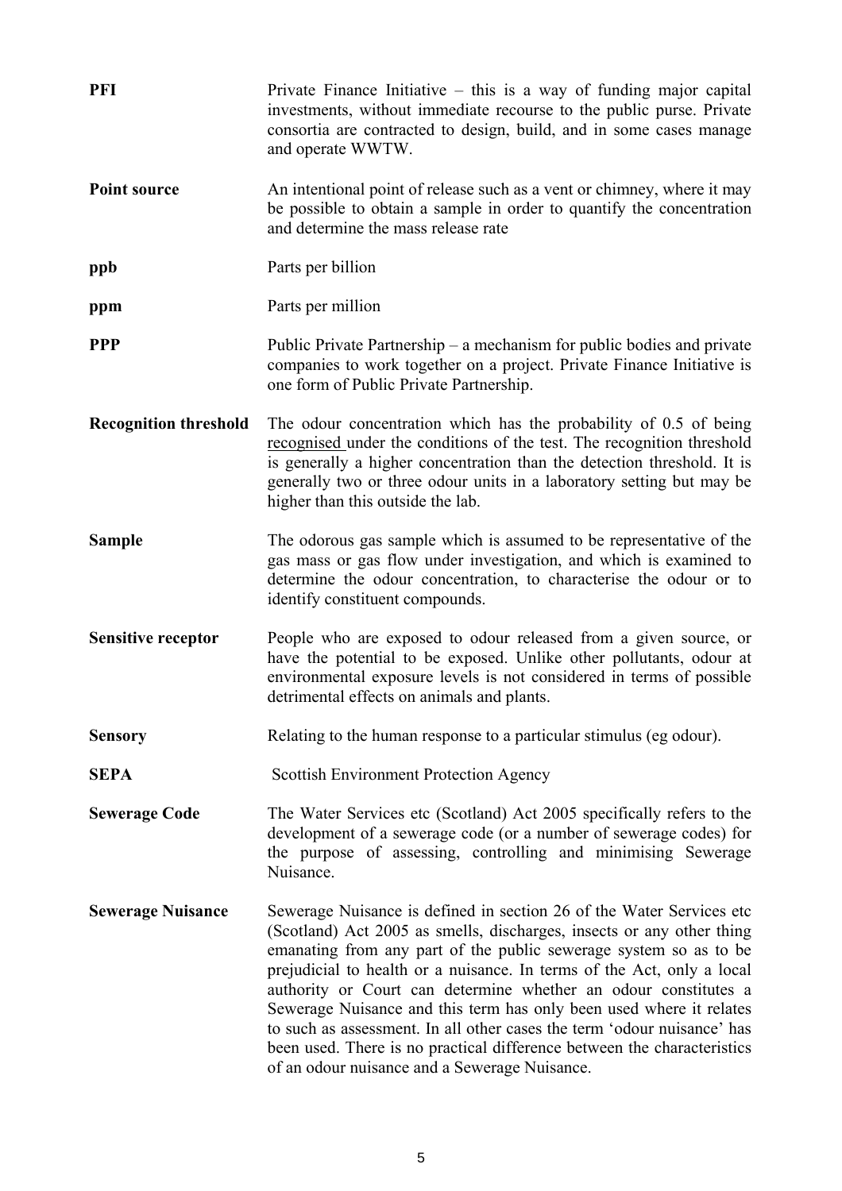**PFI** Private Finance Initiative – this is a way of funding major capital investments, without immediate recourse to the public purse. Private consortia are contracted to design, build, and in some cases manage and operate WWTW.

**Point source** An intentional point of release such as a vent or chimney, where it may be possible to obtain a sample in order to quantify the concentration and determine the mass release rate

**ppb** Parts per billion

**ppm** Parts per million

**PPP** Public Private Partnership – a mechanism for public bodies and private companies to work together on a project. Private Finance Initiative is one form of Public Private Partnership.

**Recognition threshold** The odour concentration which has the probability of 0.5 of being recognised under the conditions of the test. The recognition threshold is generally a higher concentration than the detection threshold. It is generally two or three odour units in a laboratory setting but may be higher than this outside the lab.

**Sample** The odorous gas sample which is assumed to be representative of the gas mass or gas flow under investigation, and which is examined to determine the odour concentration, to characterise the odour or to identify constituent compounds.

**Sensitive receptor** People who are exposed to odour released from a given source, or have the potential to be exposed. Unlike other pollutants, odour at environmental exposure levels is not considered in terms of possible detrimental effects on animals and plants.

**Sensory** Relating to the human response to a particular stimulus (eg odour).

**SEPA** Scottish Environment Protection Agency

**Sewerage Code** The Water Services etc (Scotland) Act 2005 specifically refers to the development of a sewerage code (or a number of sewerage codes) for the purpose of assessing, controlling and minimising Sewerage Nuisance.

**Sewerage Nuisance** Sewerage Nuisance is defined in section 26 of the Water Services etc (Scotland) Act 2005 as smells, discharges, insects or any other thing emanating from any part of the public sewerage system so as to be prejudicial to health or a nuisance. In terms of the Act, only a local authority or Court can determine whether an odour constitutes a Sewerage Nuisance and this term has only been used where it relates to such as assessment. In all other cases the term 'odour nuisance' has been used. There is no practical difference between the characteristics of an odour nuisance and a Sewerage Nuisance.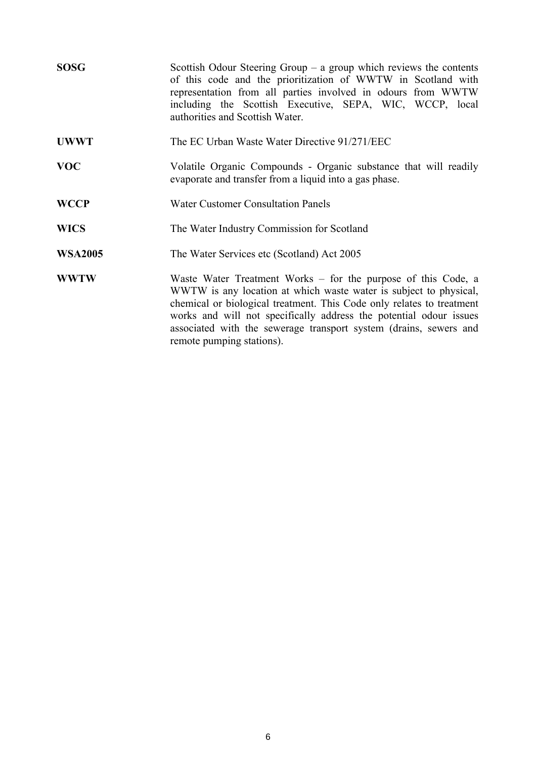**SOSG** Scottish Odour Steering Group – a group which reviews the contents of this code and the prioritization of WWTW in Scotland with representation from all parties involved in odours from WWTW including the Scottish Executive, SEPA, WIC, WCCP, local authorities and Scottish Water.

**UWWT** The EC Urban Waste Water Directive 91/271/EEC

**VOC** Volatile Organic Compounds - Organic substance that will readily evaporate and transfer from a liquid into a gas phase.

**WCCP** Water Customer Consultation Panels

**WICS** The Water Industry Commission for Scotland

**WSA2005** The Water Services etc (Scotland) Act 2005

**WWTW** Waste Water Treatment Works – for the purpose of this Code, a WWTW is any location at which waste water is subject to physical, chemical or biological treatment. This Code only relates to treatment works and will not specifically address the potential odour issues associated with the sewerage transport system (drains, sewers and remote pumping stations).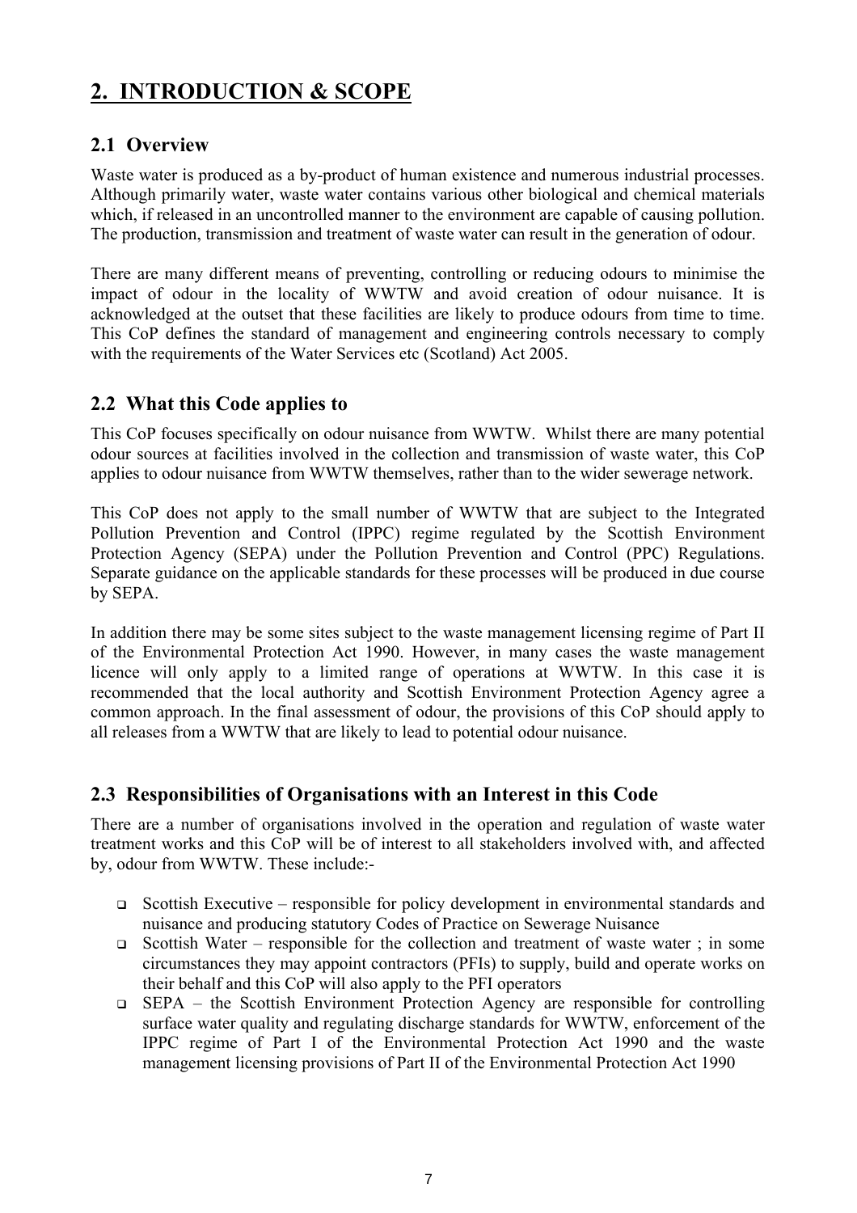# 2. INTRODUCTION & SCOPE

## 2.1 Overview

Waste water is produced as a by-product of human existence and numerous industrial processes. Although primarily water, waste water contains various other biological and chemical materials which, if released in an uncontrolled manner to the environment are capable of causing pollution. The production, transmission and treatment of waste water can result in the generation of odour.

There are many different means of preventing, controlling or reducing odours to minimise the impact of odour in the locality of WWTW and avoid creation of odour nuisance. It is acknowledged at the outset that these facilities are likely to produce odours from time to time. This CoP defines the standard of management and engineering controls necessary to comply with the requirements of the Water Services etc (Scotland) Act 2005.

## 2.2 What this Code applies to

This CoP focuses specifically on odour nuisance from WWTW. Whilst there are many potential odour sources at facilities involved in the collection and transmission of waste water, this CoP applies to odour nuisance from WWTW themselves, rather than to the wider sewerage network.

This CoP does not apply to the small number of WWTW that are subject to the Integrated Pollution Prevention and Control (IPPC) regime regulated by the Scottish Environment Protection Agency (SEPA) under the Pollution Prevention and Control (PPC) Regulations. Separate guidance on the applicable standards for these processes will be produced in due course by SEPA.

In addition there may be some sites subject to the waste management licensing regime of Part II of the Environmental Protection Act 1990. However, in many cases the waste management licence will only apply to a limited range of operations at WWTW. In this case it is recommended that the local authority and Scottish Environment Protection Agency agree a common approach. In the final assessment of odour, the provisions of this CoP should apply to all releases from a WWTW that are likely to lead to potential odour nuisance.

## 2.3 Responsibilities of Organisations with an Interest in this Code

There are a number of organisations involved in the operation and regulation of waste water treatment works and this CoP will be of interest to all stakeholders involved with, and affected by, odour from WWTW. These include:-

- Scottish Executive – responsible for policy development in environmental standards and nuisance and producing statutory Codes of Practice on Sewerage Nuisance
- Scottish Water – responsible for the collection and treatment of waste water ; in some circumstances they may appoint contractors (PFIs) to supply, build and operate works on their behalf and this CoP will also apply to the PFI operators
- SEPA – the Scottish Environment Protection Agency are responsible for controlling surface water quality and regulating discharge standards for WWTW, enforcement of the IPPC regime of Part I of the Environmental Protection Act 1990 and the waste management licensing provisions of Part II of the Environmental Protection Act 1990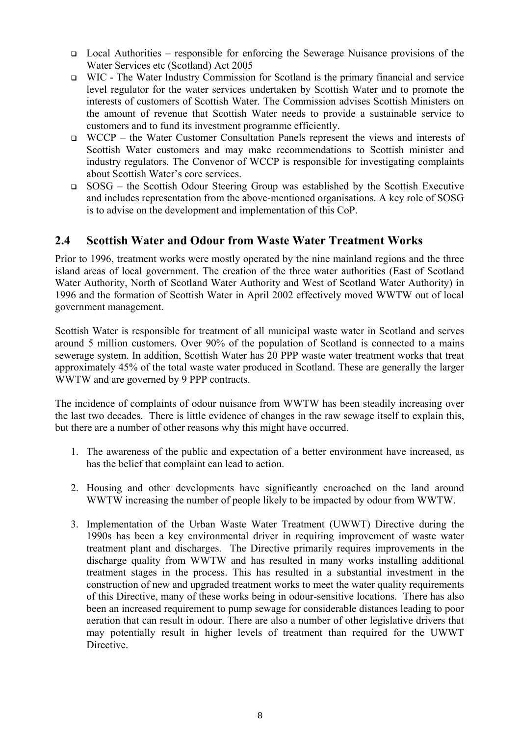- Local Authorities – responsible for enforcing the Sewerage Nuisance provisions of the Water Services etc (Scotland) Act 2005
- WIC - The Water Industry Commission for Scotland is the primary financial and service level regulator for the water services undertaken by Scottish Water and to promote the interests of customers of Scottish Water. The Commission advises Scottish Ministers on the amount of revenue that Scottish Water needs to provide a sustainable service to customers and to fund its investment programme efficiently.
- WCCP – the Water Customer Consultation Panels represent the views and interests of Scottish Water customers and may make recommendations to Scottish minister and industry regulators. The Convenor of WCCP is responsible for investigating complaints about Scottish Water's core services.
- SOSG – the Scottish Odour Steering Group was established by the Scottish Executive and includes representation from the above-mentioned organisations. A key role of SOSG is to advise on the development and implementation of this CoP.

## 2.4 Scottish Water and Odour from Waste Water Treatment Works

Prior to 1996, treatment works were mostly operated by the nine mainland regions and the three island areas of local government. The creation of the three water authorities (East of Scotland Water Authority, North of Scotland Water Authority and West of Scotland Water Authority) in 1996 and the formation of Scottish Water in April 2002 effectively moved WWTW out of local government management.

Scottish Water is responsible for treatment of all municipal waste water in Scotland and serves around 5 million customers. Over 90% of the population of Scotland is connected to a mains sewerage system. In addition, Scottish Water has 20 PPP waste water treatment works that treat approximately 45% of the total waste water produced in Scotland. These are generally the larger WWTW and are governed by 9 PPP contracts.

The incidence of complaints of odour nuisance from WWTW has been steadily increasing over the last two decades. There is little evidence of changes in the raw sewage itself to explain this, but there are a number of other reasons why this might have occurred.

1. The awareness of the public and expectation of a better environment have increased, as has the belief that complaint can lead to action.

2. Housing and other developments have significantly encroached on the land around WWTW increasing the number of people likely to be impacted by odour from WWTW.

3. Implementation of the Urban Waste Water Treatment (UWWT) Directive during the 1990s has been a key environmental driver in requiring improvement of waste water treatment plant and discharges. The Directive primarily requires improvements in the discharge quality from WWTW and has resulted in many works installing additional treatment stages in the process. This has resulted in a substantial investment in the construction of new and upgraded treatment works to meet the water quality requirements of this Directive, many of these works being in odour-sensitive locations. There has also been an increased requirement to pump sewage for considerable distances leading to poor aeration that can result in odour. There are also a number of other legislative drivers that may potentially result in higher levels of treatment than required for the UWWT Directive.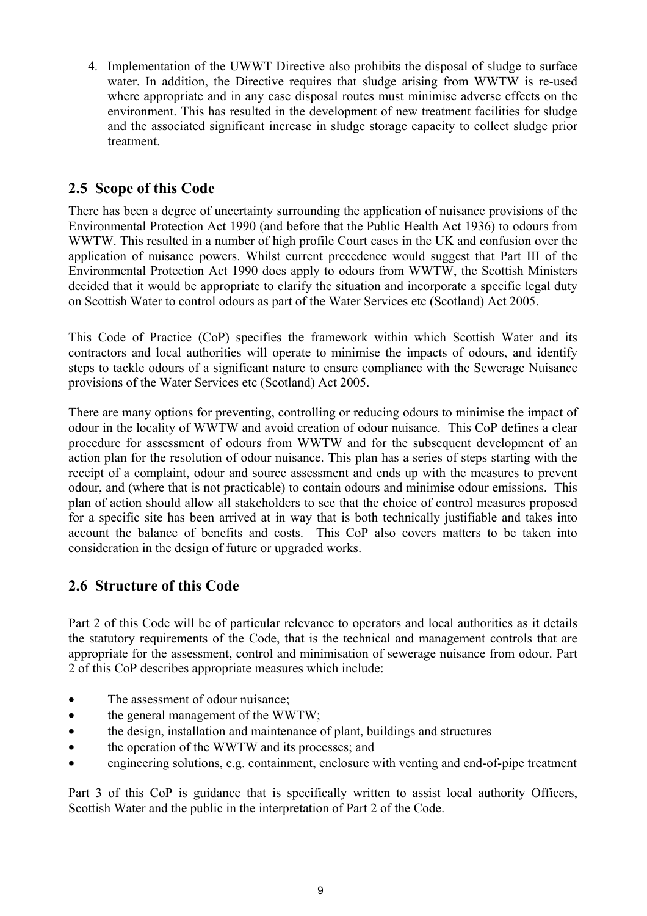4. Implementation of the UWWT Directive also prohibits the disposal of sludge to surface water. In addition, the Directive requires that sludge arising from WWTW is re-used where appropriate and in any case disposal routes must minimise adverse effects on the environment. This has resulted in the development of new treatment facilities for sludge and the associated significant increase in sludge storage capacity to collect sludge prior treatment.

## 2.5 Scope of this Code

There has been a degree of uncertainty surrounding the application of nuisance provisions of the Environmental Protection Act 1990 (and before that the Public Health Act 1936) to odours from WWTW. This resulted in a number of high profile Court cases in the UK and confusion over the application of nuisance powers. Whilst current precedence would suggest that Part III of the Environmental Protection Act 1990 does apply to odours from WWTW, the Scottish Ministers decided that it would be appropriate to clarify the situation and incorporate a specific legal duty on Scottish Water to control odours as part of the Water Services etc (Scotland) Act 2005.

This Code of Practice (CoP) specifies the framework within which Scottish Water and its contractors and local authorities will operate to minimise the impacts of odours, and identify steps to tackle odours of a significant nature to ensure compliance with the Sewerage Nuisance provisions of the Water Services etc (Scotland) Act 2005.

There are many options for preventing, controlling or reducing odours to minimise the impact of odour in the locality of WWTW and avoid creation of odour nuisance. This CoP defines a clear procedure for assessment of odours from WWTW and for the subsequent development of an action plan for the resolution of odour nuisance. This plan has a series of steps starting with the receipt of a complaint, odour and source assessment and ends up with the measures to prevent odour, and (where that is not practicable) to contain odours and minimise odour emissions. This plan of action should allow all stakeholders to see that the choice of control measures proposed for a specific site has been arrived at in way that is both technically justifiable and takes into account the balance of benefits and costs. This CoP also covers matters to be taken into consideration in the design of future or upgraded works.

## 2.6 Structure of this Code

Part 2 of this Code will be of particular relevance to operators and local authorities as it details the statutory requirements of the Code, that is the technical and management controls that are appropriate for the assessment, control and minimisation of sewerage nuisance from odour. Part 2 of this CoP describes appropriate measures which include:

- The assessment of odour nuisance;
- the general management of the WWTW;
- the design, installation and maintenance of plant, buildings and structures
- the operation of the WWTW and its processes; and
- engineering solutions, e.g. containment, enclosure with venting and end-of-pipe treatment

Part 3 of this CoP is guidance that is specifically written to assist local authority Officers, Scottish Water and the public in the interpretation of Part 2 of the Code.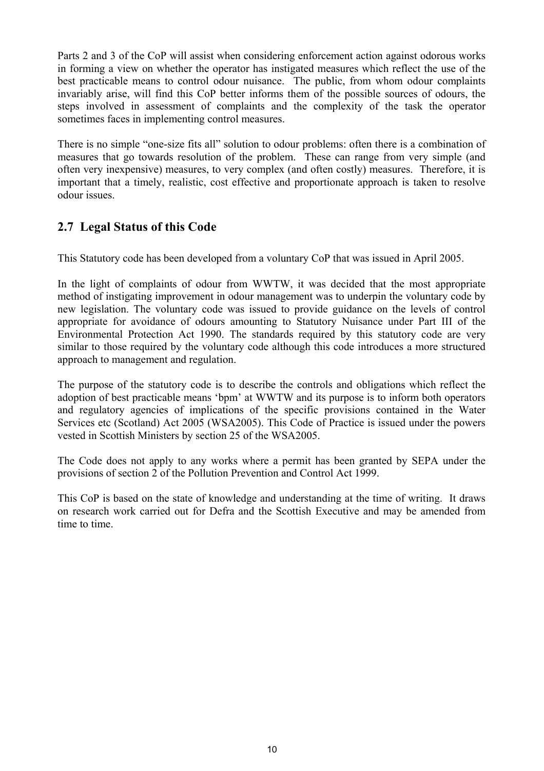Parts 2 and 3 of the CoP will assist when considering enforcement action against odorous works in forming a view on whether the operator has instigated measures which reflect the use of the best practicable means to control odour nuisance. The public, from whom odour complaints invariably arise, will find this CoP better informs them of the possible sources of odours, the steps involved in assessment of complaints and the complexity of the task the operator sometimes faces in implementing control measures.

There is no simple "one-size fits all" solution to odour problems: often there is a combination of measures that go towards resolution of the problem. These can range from very simple (and often very inexpensive) measures, to very complex (and often costly) measures. Therefore, it is important that a timely, realistic, cost effective and proportionate approach is taken to resolve odour issues.

## 2.7 Legal Status of this Code

This Statutory code has been developed from a voluntary CoP that was issued in April 2005.

In the light of complaints of odour from WWTW, it was decided that the most appropriate method of instigating improvement in odour management was to underpin the voluntary code by new legislation. The voluntary code was issued to provide guidance on the levels of control appropriate for avoidance of odours amounting to Statutory Nuisance under Part III of the Environmental Protection Act 1990. The standards required by this statutory code are very similar to those required by the voluntary code although this code introduces a more structured approach to management and regulation.

The purpose of the statutory code is to describe the controls and obligations which reflect the adoption of best practicable means 'bpm' at WWTW and its purpose is to inform both operators and regulatory agencies of implications of the specific provisions contained in the Water Services etc (Scotland) Act 2005 (WSA2005). This Code of Practice is issued under the powers vested in Scottish Ministers by section 25 of the WSA2005.

The Code does not apply to any works where a permit has been granted by SEPA under the provisions of section 2 of the Pollution Prevention and Control Act 1999.

This CoP is based on the state of knowledge and understanding at the time of writing. It draws on research work carried out for Defra and the Scottish Executive and may be amended from time to time.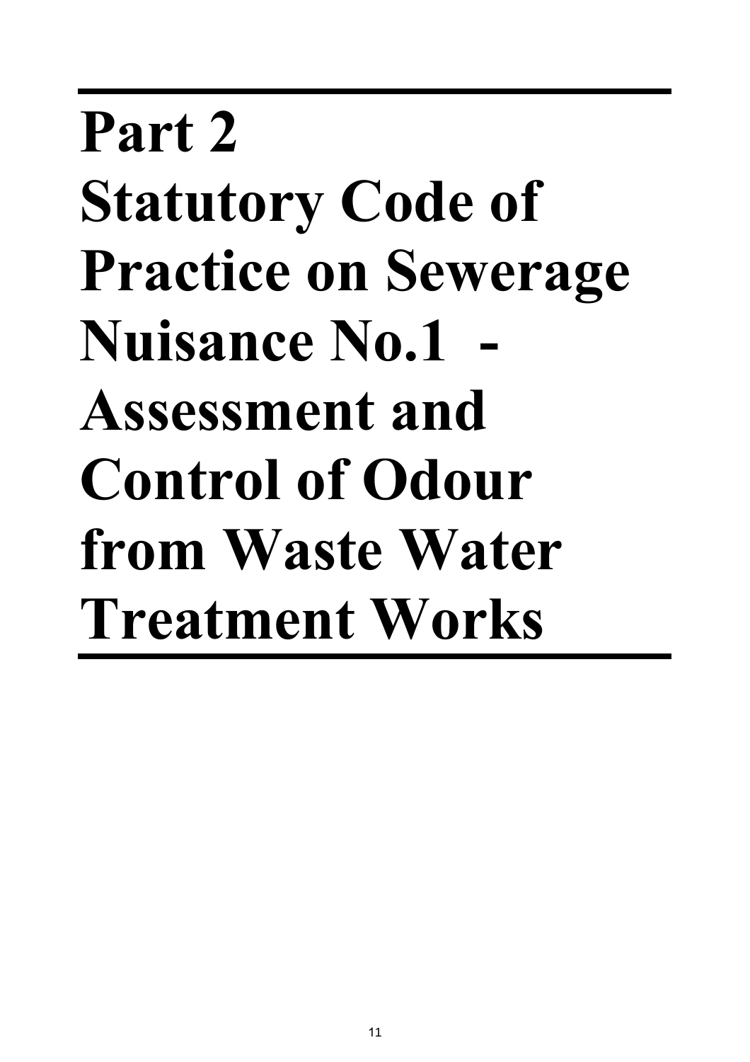# Part 2
# Statutory Code of Practice on Sewerage Nuisance No.1 - Assessment and Control of Odour from Waste Water Treatment Works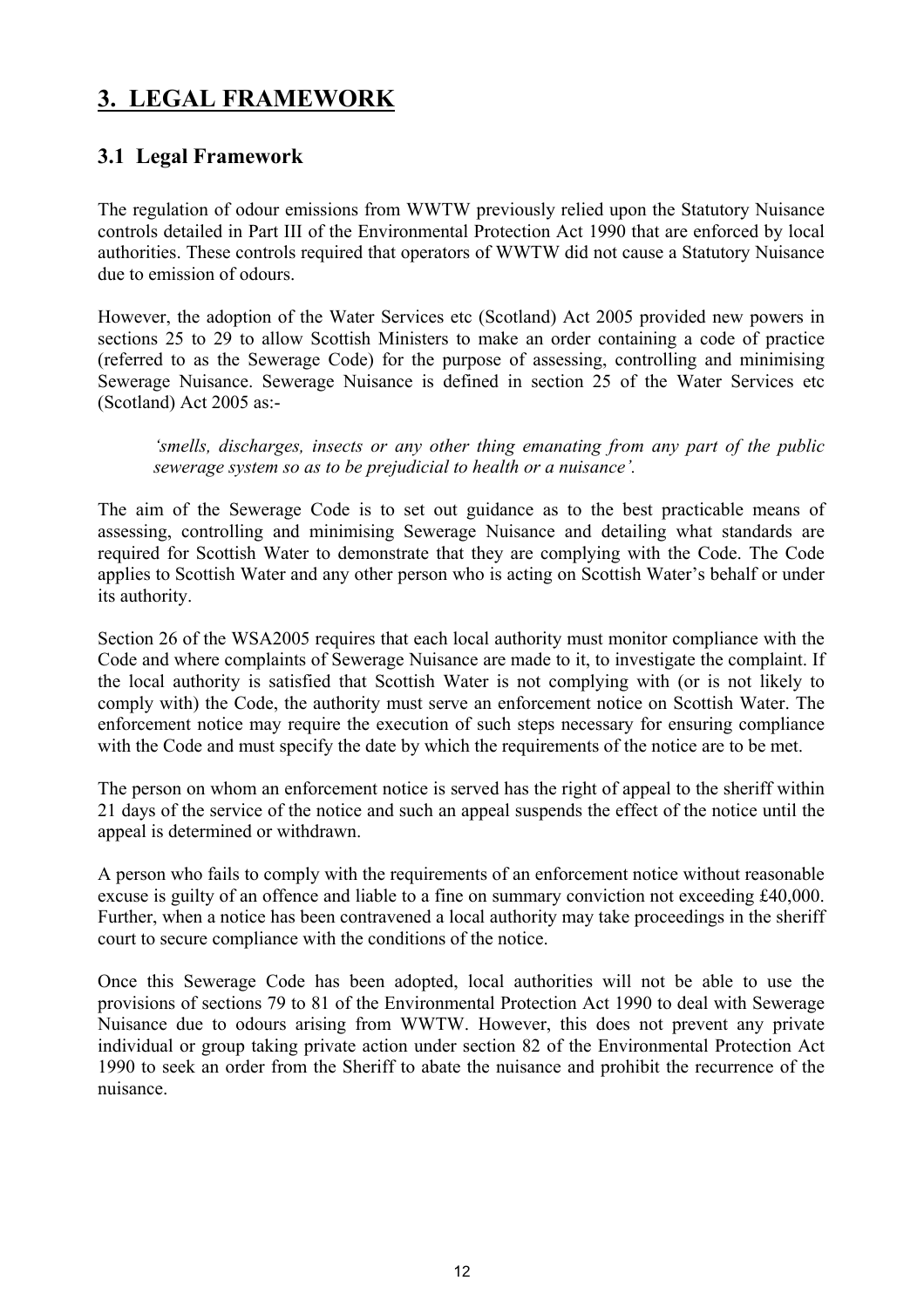# 3. LEGAL FRAMEWORK

## 3.1 Legal Framework

The regulation of odour emissions from WWTW previously relied upon the Statutory Nuisance controls detailed in Part III of the Environmental Protection Act 1990 that are enforced by local authorities. These controls required that operators of WWTW did not cause a Statutory Nuisance due to emission of odours.

However, the adoption of the Water Services etc (Scotland) Act 2005 provided new powers in sections 25 to 29 to allow Scottish Ministers to make an order containing a code of practice (referred to as the Sewerage Code) for the purpose of assessing, controlling and minimising Sewerage Nuisance. Sewerage Nuisance is defined in section 25 of the Water Services etc (Scotland) Act 2005 as:-

> *'smells, discharges, insects or any other thing emanating from any part of the public sewerage system so as to be prejudicial to health or a nuisance'.*

The aim of the Sewerage Code is to set out guidance as to the best practicable means of assessing, controlling and minimising Sewerage Nuisance and detailing what standards are required for Scottish Water to demonstrate that they are complying with the Code. The Code applies to Scottish Water and any other person who is acting on Scottish Water's behalf or under its authority.

Section 26 of the WSA2005 requires that each local authority must monitor compliance with the Code and where complaints of Sewerage Nuisance are made to it, to investigate the complaint. If the local authority is satisfied that Scottish Water is not complying with (or is not likely to comply with) the Code, the authority must serve an enforcement notice on Scottish Water. The enforcement notice may require the execution of such steps necessary for ensuring compliance with the Code and must specify the date by which the requirements of the notice are to be met.

The person on whom an enforcement notice is served has the right of appeal to the sheriff within 21 days of the service of the notice and such an appeal suspends the effect of the notice until the appeal is determined or withdrawn.

A person who fails to comply with the requirements of an enforcement notice without reasonable excuse is guilty of an offence and liable to a fine on summary conviction not exceeding £40,000. Further, when a notice has been contravened a local authority may take proceedings in the sheriff court to secure compliance with the conditions of the notice.

Once this Sewerage Code has been adopted, local authorities will not be able to use the provisions of sections 79 to 81 of the Environmental Protection Act 1990 to deal with Sewerage Nuisance due to odours arising from WWTW. However, this does not prevent any private individual or group taking private action under section 82 of the Environmental Protection Act 1990 to seek an order from the Sheriff to abate the nuisance and prohibit the recurrence of the nuisance.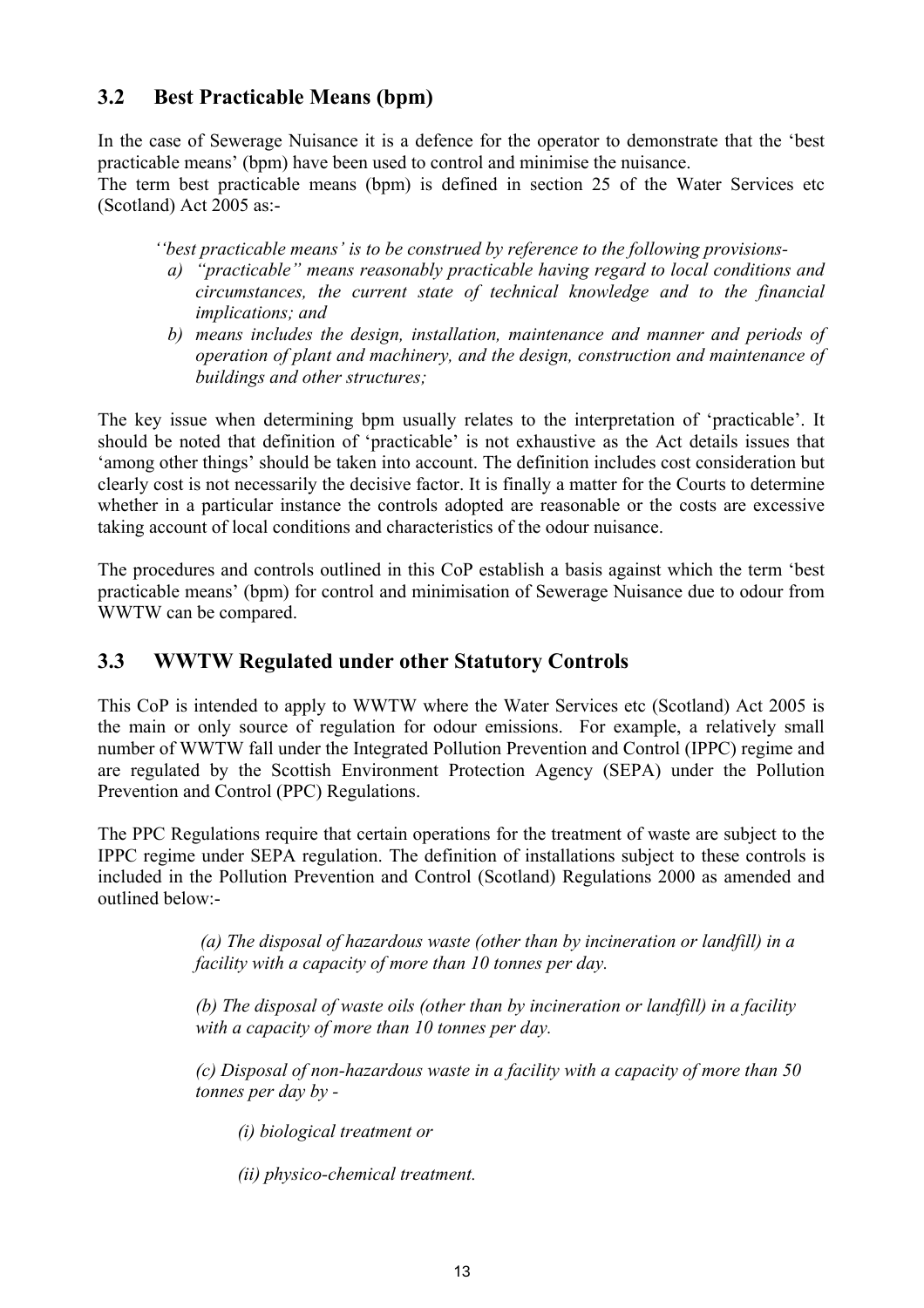## 3.2 Best Practicable Means (bpm)

In the case of Sewerage Nuisance it is a defence for the operator to demonstrate that the 'best practicable means' (bpm) have been used to control and minimise the nuisance.
The term best practicable means (bpm) is defined in section 25 of the Water Services etc (Scotland) Act 2005 as:-

> *''best practicable means' is to be construed by reference to the following provisions-*
> *a) "practicable" means reasonably practicable having regard to local conditions and circumstances, the current state of technical knowledge and to the financial implications; and*
> *b) means includes the design, installation, maintenance and manner and periods of operation of plant and machinery, and the design, construction and maintenance of buildings and other structures;*

The key issue when determining bpm usually relates to the interpretation of 'practicable'. It should be noted that definition of 'practicable' is not exhaustive as the Act details issues that 'among other things' should be taken into account. The definition includes cost consideration but clearly cost is not necessarily the decisive factor. It is finally a matter for the Courts to determine whether in a particular instance the controls adopted are reasonable or the costs are excessive taking account of local conditions and characteristics of the odour nuisance.

The procedures and controls outlined in this CoP establish a basis against which the term 'best practicable means' (bpm) for control and minimisation of Sewerage Nuisance due to odour from WWTW can be compared.

## 3.3 WWTW Regulated under other Statutory Controls

This CoP is intended to apply to WWTW where the Water Services etc (Scotland) Act 2005 is the main or only source of regulation for odour emissions. For example, a relatively small number of WWTW fall under the Integrated Pollution Prevention and Control (IPPC) regime and are regulated by the Scottish Environment Protection Agency (SEPA) under the Pollution Prevention and Control (PPC) Regulations.

The PPC Regulations require that certain operations for the treatment of waste are subject to the IPPC regime under SEPA regulation. The definition of installations subject to these controls is included in the Pollution Prevention and Control (Scotland) Regulations 2000 as amended and outlined below:-

> *(a) The disposal of hazardous waste (other than by incineration or landfill) in a facility with a capacity of more than 10 tonnes per day.*
>
> *(b) The disposal of waste oils (other than by incineration or landfill) in a facility with a capacity of more than 10 tonnes per day.*
>
> *(c) Disposal of non-hazardous waste in a facility with a capacity of more than 50 tonnes per day by -*
>
> *(i) biological treatment or*
>
> *(ii) physico-chemical treatment.*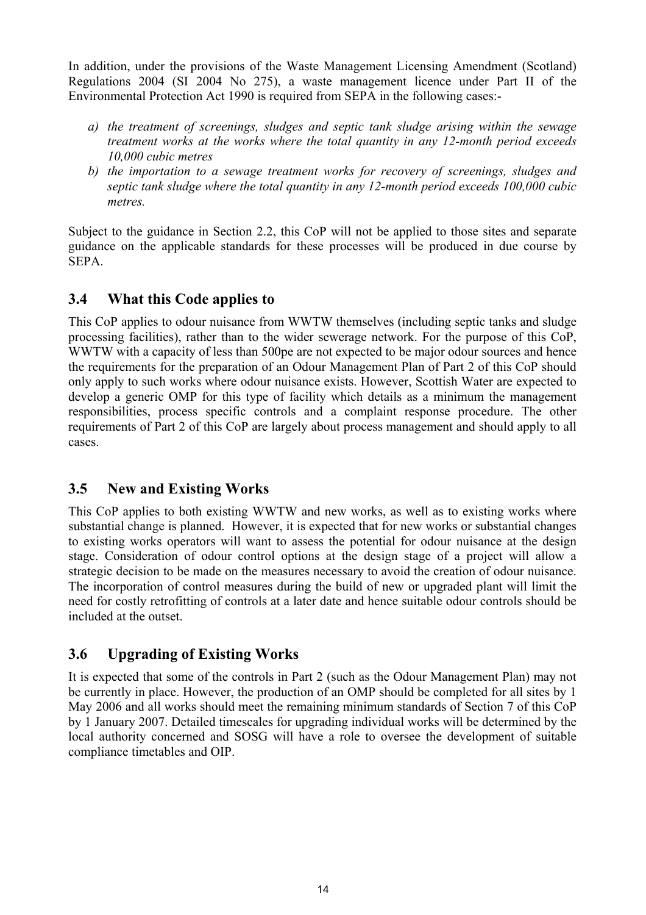In addition, under the provisions of the Waste Management Licensing Amendment (Scotland) Regulations 2004 (SI 2004 No 275), a waste management licence under Part II of the Environmental Protection Act 1990 is required from SEPA in the following cases:-

a) *the treatment of screenings, sludges and septic tank sludge arising within the sewage treatment works at the works where the total quantity in any 12-month period exceeds 10,000 cubic metres*
b) *the importation to a sewage treatment works for recovery of screenings, sludges and septic tank sludge where the total quantity in any 12-month period exceeds 100,000 cubic metres.*

Subject to the guidance in Section 2.2, this CoP will not be applied to those sites and separate guidance on the applicable standards for these processes will be produced in due course by SEPA.

## 3.4 What this Code applies to

This CoP applies to odour nuisance from WWTW themselves (including septic tanks and sludge processing facilities), rather than to the wider sewerage network. For the purpose of this CoP, WWTW with a capacity of less than 500pe are not expected to be major odour sources and hence the requirements for the preparation of an Odour Management Plan of Part 2 of this CoP should only apply to such works where odour nuisance exists. However, Scottish Water are expected to develop a generic OMP for this type of facility which details as a minimum the management responsibilities, process specific controls and a complaint response procedure. The other requirements of Part 2 of this CoP are largely about process management and should apply to all cases.

## 3.5 New and Existing Works

This CoP applies to both existing WWTW and new works, as well as to existing works where substantial change is planned. However, it is expected that for new works or substantial changes to existing works operators will want to assess the potential for odour nuisance at the design stage. Consideration of odour control options at the design stage of a project will allow a strategic decision to be made on the measures necessary to avoid the creation of odour nuisance. The incorporation of control measures during the build of new or upgraded plant will limit the need for costly retrofitting of controls at a later date and hence suitable odour controls should be included at the outset.

## 3.6 Upgrading of Existing Works

It is expected that some of the controls in Part 2 (such as the Odour Management Plan) may not be currently in place. However, the production of an OMP should be completed for all sites by 1 May 2006 and all works should meet the remaining minimum standards of Section 7 of this CoP by 1 January 2007. Detailed timescales for upgrading individual works will be determined by the local authority concerned and SOSG will have a role to oversee the development of suitable compliance timetables and OIP.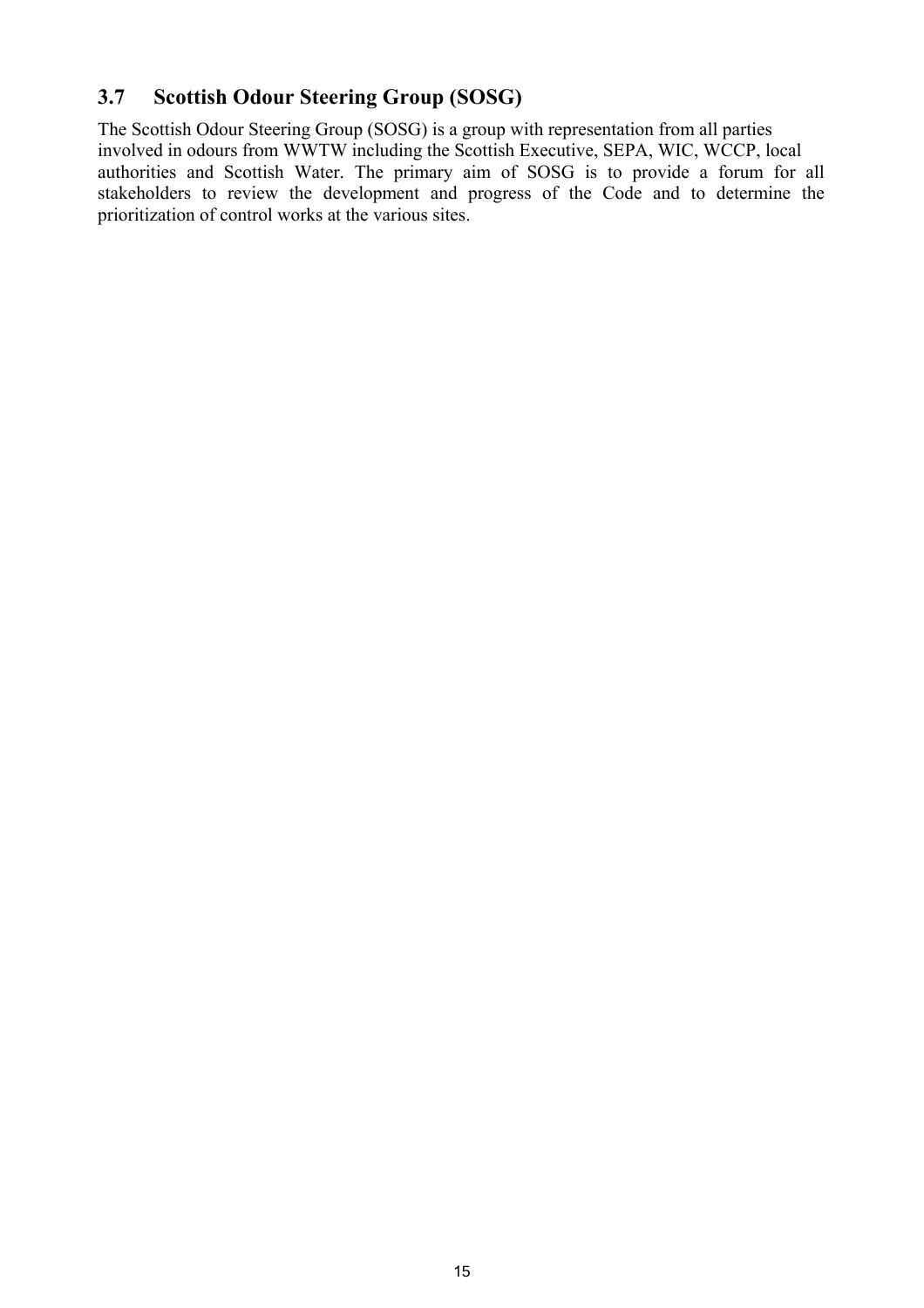## 3.7 Scottish Odour Steering Group (SOSG)

The Scottish Odour Steering Group (SOSG) is a group with representation from all parties involved in odours from WWTW including the Scottish Executive, SEPA, WIC, WCCP, local authorities and Scottish Water. The primary aim of SOSG is to provide a forum for all stakeholders to review the development and progress of the Code and to determine the prioritization of control works at the various sites.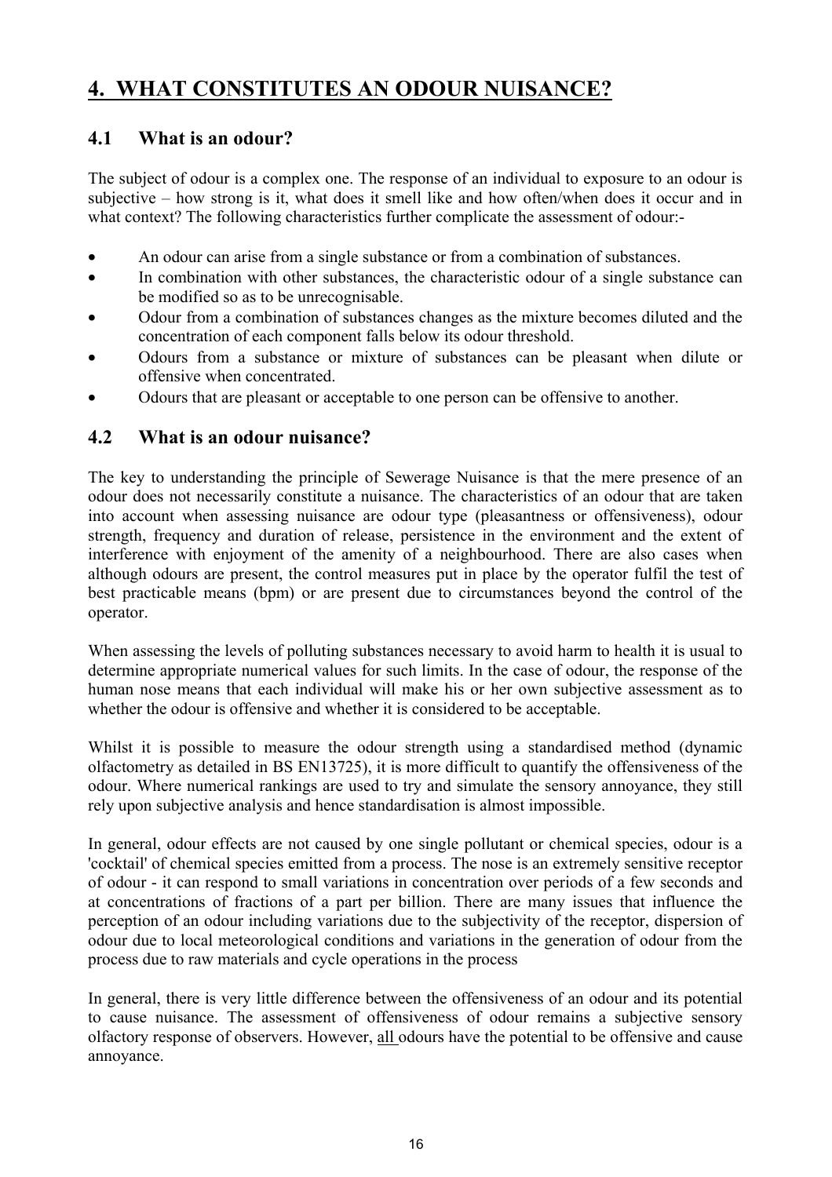# 4. WHAT CONSTITUTES AN ODOUR NUISANCE?

## 4.1 What is an odour?

The subject of odour is a complex one. The response of an individual to exposure to an odour is subjective – how strong is it, what does it smell like and how often/when does it occur and in what context? The following characteristics further complicate the assessment of odour:-

- An odour can arise from a single substance or from a combination of substances.
- In combination with other substances, the characteristic odour of a single substance can be modified so as to be unrecognisable.
- Odour from a combination of substances changes as the mixture becomes diluted and the concentration of each component falls below its odour threshold.
- Odours from a substance or mixture of substances can be pleasant when dilute or offensive when concentrated.
- Odours that are pleasant or acceptable to one person can be offensive to another.

## 4.2 What is an odour nuisance?

The key to understanding the principle of Sewerage Nuisance is that the mere presence of an odour does not necessarily constitute a nuisance. The characteristics of an odour that are taken into account when assessing nuisance are odour type (pleasantness or offensiveness), odour strength, frequency and duration of release, persistence in the environment and the extent of interference with enjoyment of the amenity of a neighbourhood. There are also cases when although odours are present, the control measures put in place by the operator fulfil the test of best practicable means (bpm) or are present due to circumstances beyond the control of the operator.

When assessing the levels of polluting substances necessary to avoid harm to health it is usual to determine appropriate numerical values for such limits. In the case of odour, the response of the human nose means that each individual will make his or her own subjective assessment as to whether the odour is offensive and whether it is considered to be acceptable.

Whilst it is possible to measure the odour strength using a standardised method (dynamic olfactometry as detailed in BS EN13725), it is more difficult to quantify the offensiveness of the odour. Where numerical rankings are used to try and simulate the sensory annoyance, they still rely upon subjective analysis and hence standardisation is almost impossible.

In general, odour effects are not caused by one single pollutant or chemical species, odour is a 'cocktail' of chemical species emitted from a process. The nose is an extremely sensitive receptor of odour - it can respond to small variations in concentration over periods of a few seconds and at concentrations of fractions of a part per billion. There are many issues that influence the perception of an odour including variations due to the subjectivity of the receptor, dispersion of odour due to local meteorological conditions and variations in the generation of odour from the process due to raw materials and cycle operations in the process

In general, there is very little difference between the offensiveness of an odour and its potential to cause nuisance. The assessment of offensiveness of odour remains a subjective sensory olfactory response of observers. However, <u>all</u> odours have the potential to be offensive and cause annoyance.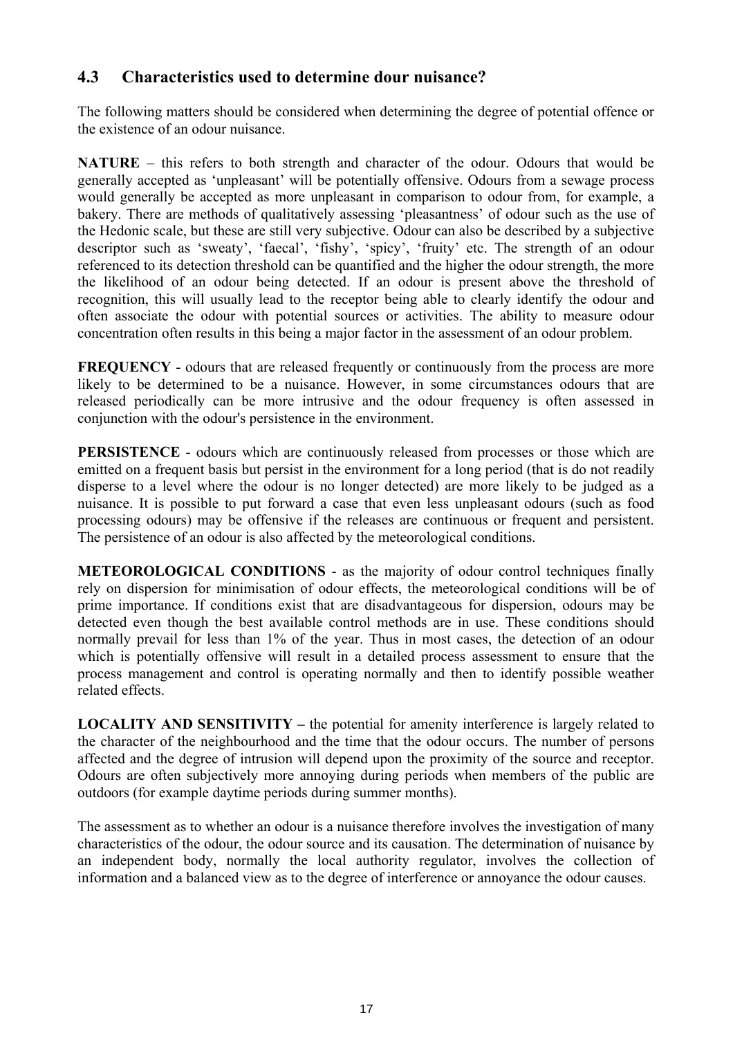## 4.3 Characteristics used to determine dour nuisance?

The following matters should be considered when determining the degree of potential offence or the existence of an odour nuisance.

**NATURE** – this refers to both strength and character of the odour. Odours that would be generally accepted as 'unpleasant' will be potentially offensive. Odours from a sewage process would generally be accepted as more unpleasant in comparison to odour from, for example, a bakery. There are methods of qualitatively assessing 'pleasantness' of odour such as the use of the Hedonic scale, but these are still very subjective. Odour can also be described by a subjective descriptor such as 'sweaty', 'faecal', 'fishy', 'spicy', 'fruity' etc. The strength of an odour referenced to its detection threshold can be quantified and the higher the odour strength, the more the likelihood of an odour being detected. If an odour is present above the threshold of recognition, this will usually lead to the receptor being able to clearly identify the odour and often associate the odour with potential sources or activities. The ability to measure odour concentration often results in this being a major factor in the assessment of an odour problem.

**FREQUENCY** - odours that are released frequently or continuously from the process are more likely to be determined to be a nuisance. However, in some circumstances odours that are released periodically can be more intrusive and the odour frequency is often assessed in conjunction with the odour's persistence in the environment.

**PERSISTENCE** - odours which are continuously released from processes or those which are emitted on a frequent basis but persist in the environment for a long period (that is do not readily disperse to a level where the odour is no longer detected) are more likely to be judged as a nuisance. It is possible to put forward a case that even less unpleasant odours (such as food processing odours) may be offensive if the releases are continuous or frequent and persistent. The persistence of an odour is also affected by the meteorological conditions.

**METEOROLOGICAL CONDITIONS** - as the majority of odour control techniques finally rely on dispersion for minimisation of odour effects, the meteorological conditions will be of prime importance. If conditions exist that are disadvantageous for dispersion, odours may be detected even though the best available control methods are in use. These conditions should normally prevail for less than 1% of the year. Thus in most cases, the detection of an odour which is potentially offensive will result in a detailed process assessment to ensure that the process management and control is operating normally and then to identify possible weather related effects.

**LOCALITY AND SENSITIVITY –** the potential for amenity interference is largely related to the character of the neighbourhood and the time that the odour occurs. The number of persons affected and the degree of intrusion will depend upon the proximity of the source and receptor. Odours are often subjectively more annoying during periods when members of the public are outdoors (for example daytime periods during summer months).

The assessment as to whether an odour is a nuisance therefore involves the investigation of many characteristics of the odour, the odour source and its causation. The determination of nuisance by an independent body, normally the local authority regulator, involves the collection of information and a balanced view as to the degree of interference or annoyance the odour causes.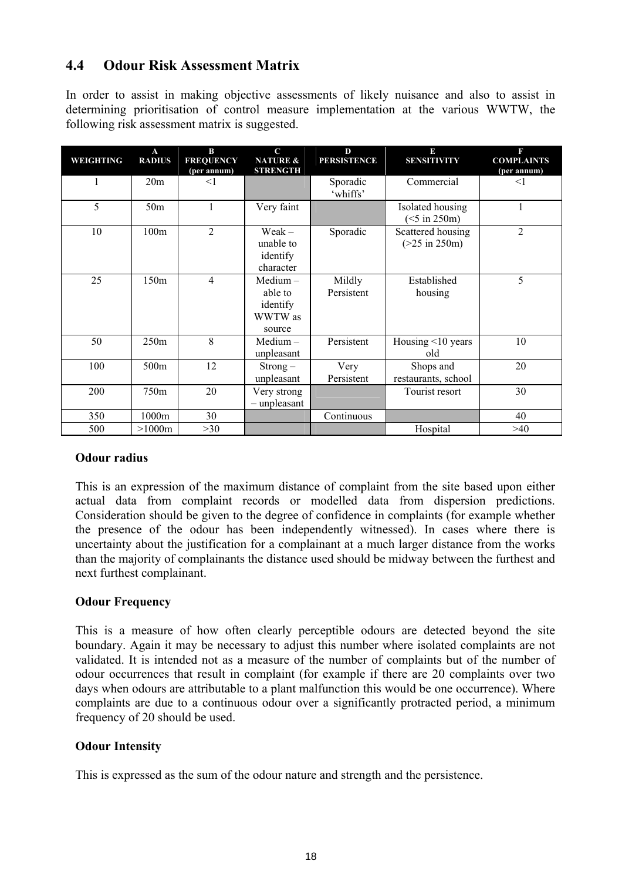## 4.4 Odour Risk Assessment Matrix

In order to assist in making objective assessments of likely nuisance and also to assist in determining prioritisation of control measure implementation at the various WWTW, the following risk assessment matrix is suggested.

| WEIGHTING | A RADIUS | B FREQUENCY (per annum) | C NATURE & STRENGTH | D PERSISTENCE | E SENSITIVITY | F COMPLAINTS (per annum) |
|---|---|---|---|---|---|---|
| 1 | 20m | <1 | | Sporadic 'whiffs' | Commercial | <1 |
| 5 | 50m | 1 | Very faint | | Isolated housing (<5 in 250m) | 1 |
| 10 | 100m | 2 | Weak – unable to identify character | Sporadic | Scattered housing (>25 in 250m) | 2 |
| 25 | 150m | 4 | Medium – able to identify WWTW as source | Mildly Persistent | Established housing | 5 |
| 50 | 250m | 8 | Medium – unpleasant | Persistent | Housing <10 years old | 10 |
| 100 | 500m | 12 | Strong – unpleasant | Very Persistent | Shops and restaurants, school | 20 |
| 200 | 750m | 20 | Very strong – unpleasant | | Tourist resort | 30 |
| 350 | 1000m | 30 | | Continuous | | 40 |
| 500 | >1000m | >30 | | | Hospital | >40 |

**Odour radius**

This is an expression of the maximum distance of complaint from the site based upon either actual data from complaint records or modelled data from dispersion predictions. Consideration should be given to the degree of confidence in complaints (for example whether the presence of the odour has been independently witnessed). In cases where there is uncertainty about the justification for a complainant at a much larger distance from the works than the majority of complainants the distance used should be midway between the furthest and next furthest complainant.

**Odour Frequency**

This is a measure of how often clearly perceptible odours are detected beyond the site boundary. Again it may be necessary to adjust this number where isolated complaints are not validated. It is intended not as a measure of the number of complaints but of the number of odour occurrences that result in complaint (for example if there are 20 complaints over two days when odours are attributable to a plant malfunction this would be one occurrence). Where complaints are due to a continuous odour over a significantly protracted period, a minimum frequency of 20 should be used.

**Odour Intensity**

This is expressed as the sum of the odour nature and strength and the persistence.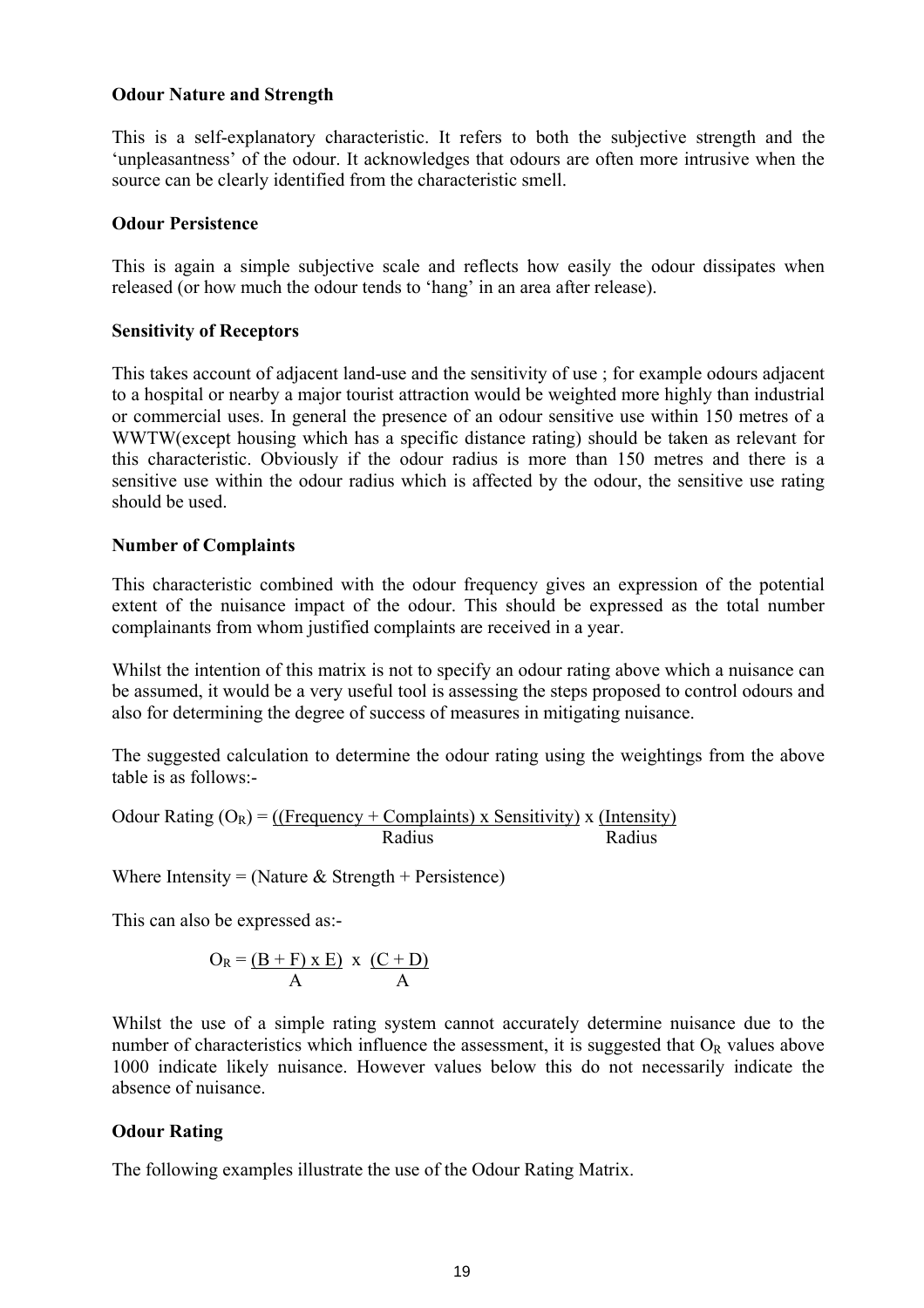**Odour Nature and Strength**

This is a self-explanatory characteristic. It refers to both the subjective strength and the 'unpleasantness' of the odour. It acknowledges that odours are often more intrusive when the source can be clearly identified from the characteristic smell.

**Odour Persistence**

This is again a simple subjective scale and reflects how easily the odour dissipates when released (or how much the odour tends to 'hang' in an area after release).

**Sensitivity of Receptors**

This takes account of adjacent land-use and the sensitivity of use ; for example odours adjacent to a hospital or nearby a major tourist attraction would be weighted more highly than industrial or commercial uses. In general the presence of an odour sensitive use within 150 metres of a WWTW(except housing which has a specific distance rating) should be taken as relevant for this characteristic. Obviously if the odour radius is more than 150 metres and there is a sensitive use within the odour radius which is affected by the odour, the sensitive use rating should be used.

**Number of Complaints**

This characteristic combined with the odour frequency gives an expression of the potential extent of the nuisance impact of the odour. This should be expressed as the total number complainants from whom justified complaints are received in a year.

Whilst the intention of this matrix is not to specify an odour rating above which a nuisance can be assumed, it would be a very useful tool is assessing the steps proposed to control odours and also for determining the degree of success of measures in mitigating nuisance.

The suggested calculation to determine the odour rating using the weightings from the above table is as follows:-

$$\text{Odour Rating } (O_R) = \frac{((\text{Frequency} + \text{Complaints}) \times \text{Sensitivity})}{\text{Radius}} \times \frac{(\text{Intensity})}{\text{Radius}}$$

Where Intensity = (Nature & Strength + Persistence)

This can also be expressed as:-

$$O_R = \frac{(B + F) \times E)}{A} \times \frac{(C + D)}{A}$$

Whilst the use of a simple rating system cannot accurately determine nuisance due to the number of characteristics which influence the assessment, it is suggested that $O_R$ values above 1000 indicate likely nuisance. However values below this do not necessarily indicate the absence of nuisance.

**Odour Rating**

The following examples illustrate the use of the Odour Rating Matrix.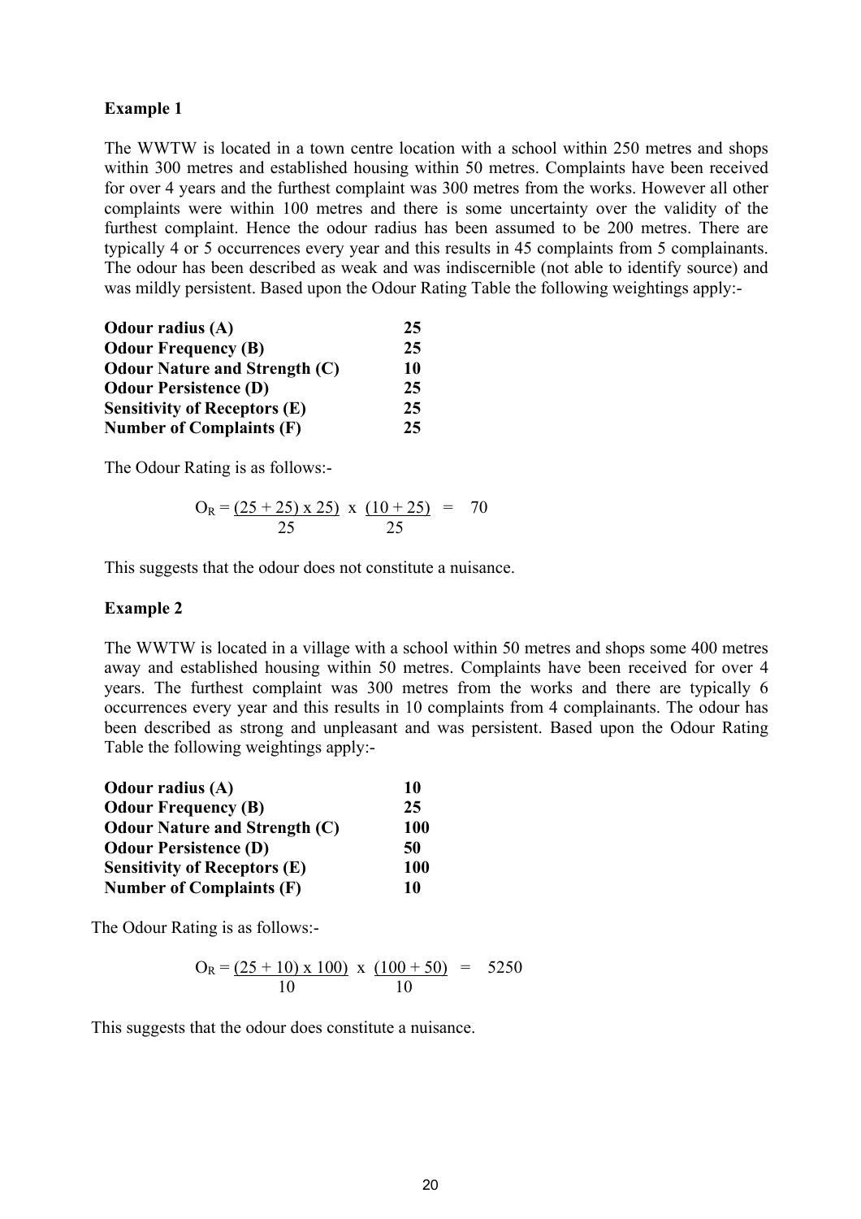**Example 1**

The WWTW is located in a town centre location with a school within 250 metres and shops within 300 metres and established housing within 50 metres. Complaints have been received for over 4 years and the furthest complaint was 300 metres from the works. However all other complaints were within 100 metres and there is some uncertainty over the validity of the furthest complaint. Hence the odour radius has been assumed to be 200 metres. There are typically 4 or 5 occurrences every year and this results in 45 complaints from 5 complainants. The odour has been described as weak and was indiscernible (not able to identify source) and was mildly persistent. Based upon the Odour Rating Table the following weightings apply:-

| | |
|---|---|
| **Odour radius (A)** | **25** |
| **Odour Frequency (B)** | **25** |
| **Odour Nature and Strength (C)** | **10** |
| **Odour Persistence (D)** | **25** |
| **Sensitivity of Receptors (E)** | **25** |
| **Number of Complaints (F)** | **25** |

The Odour Rating is as follows:-

$$O_R = \frac{(25 + 25) \times 25)}{25} \times \frac{(10 + 25)}{25} = 70$$

This suggests that the odour does not constitute a nuisance.

**Example 2**

The WWTW is located in a village with a school within 50 metres and shops some 400 metres away and established housing within 50 metres. Complaints have been received for over 4 years. The furthest complaint was 300 metres from the works and there are typically 6 occurrences every year and this results in 10 complaints from 4 complainants. The odour has been described as strong and unpleasant and was persistent. Based upon the Odour Rating Table the following weightings apply:-

| | |
|---|---|
| **Odour radius (A)** | **10** |
| **Odour Frequency (B)** | **25** |
| **Odour Nature and Strength (C)** | **100** |
| **Odour Persistence (D)** | **50** |
| **Sensitivity of Receptors (E)** | **100** |
| **Number of Complaints (F)** | **10** |

The Odour Rating is as follows:-

$$O_R = \frac{(25 + 10) \times 100)}{10} \times \frac{(100 + 50)}{10} = 5250$$

This suggests that the odour does constitute a nuisance.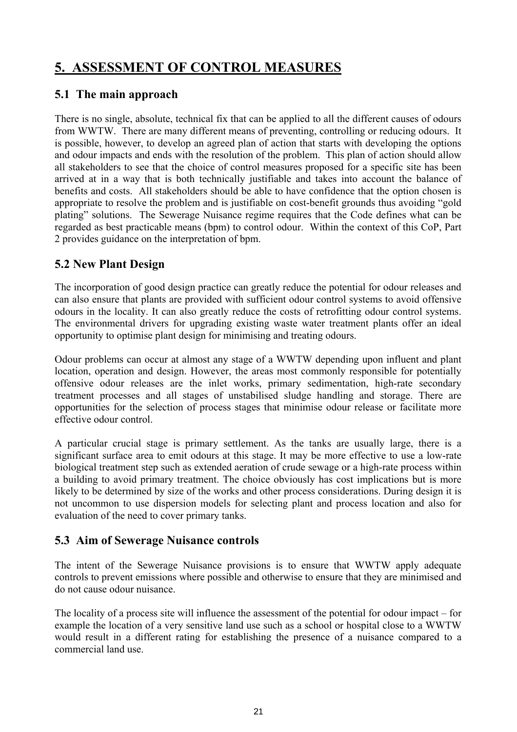# 5. ASSESSMENT OF CONTROL MEASURES

## 5.1 The main approach

There is no single, absolute, technical fix that can be applied to all the different causes of odours from WWTW. There are many different means of preventing, controlling or reducing odours. It is possible, however, to develop an agreed plan of action that starts with developing the options and odour impacts and ends with the resolution of the problem. This plan of action should allow all stakeholders to see that the choice of control measures proposed for a specific site has been arrived at in a way that is both technically justifiable and takes into account the balance of benefits and costs. All stakeholders should be able to have confidence that the option chosen is appropriate to resolve the problem and is justifiable on cost-benefit grounds thus avoiding "gold plating" solutions. The Sewerage Nuisance regime requires that the Code defines what can be regarded as best practicable means (bpm) to control odour. Within the context of this CoP, Part 2 provides guidance on the interpretation of bpm.

## 5.2 New Plant Design

The incorporation of good design practice can greatly reduce the potential for odour releases and can also ensure that plants are provided with sufficient odour control systems to avoid offensive odours in the locality. It can also greatly reduce the costs of retrofitting odour control systems. The environmental drivers for upgrading existing waste water treatment plants offer an ideal opportunity to optimise plant design for minimising and treating odours.

Odour problems can occur at almost any stage of a WWTW depending upon influent and plant location, operation and design. However, the areas most commonly responsible for potentially offensive odour releases are the inlet works, primary sedimentation, high-rate secondary treatment processes and all stages of unstabilised sludge handling and storage. There are opportunities for the selection of process stages that minimise odour release or facilitate more effective odour control.

A particular crucial stage is primary settlement. As the tanks are usually large, there is a significant surface area to emit odours at this stage. It may be more effective to use a low-rate biological treatment step such as extended aeration of crude sewage or a high-rate process within a building to avoid primary treatment. The choice obviously has cost implications but is more likely to be determined by size of the works and other process considerations. During design it is not uncommon to use dispersion models for selecting plant and process location and also for evaluation of the need to cover primary tanks.

## 5.3 Aim of Sewerage Nuisance controls

The intent of the Sewerage Nuisance provisions is to ensure that WWTW apply adequate controls to prevent emissions where possible and otherwise to ensure that they are minimised and do not cause odour nuisance.

The locality of a process site will influence the assessment of the potential for odour impact – for example the location of a very sensitive land use such as a school or hospital close to a WWTW would result in a different rating for establishing the presence of a nuisance compared to a commercial land use.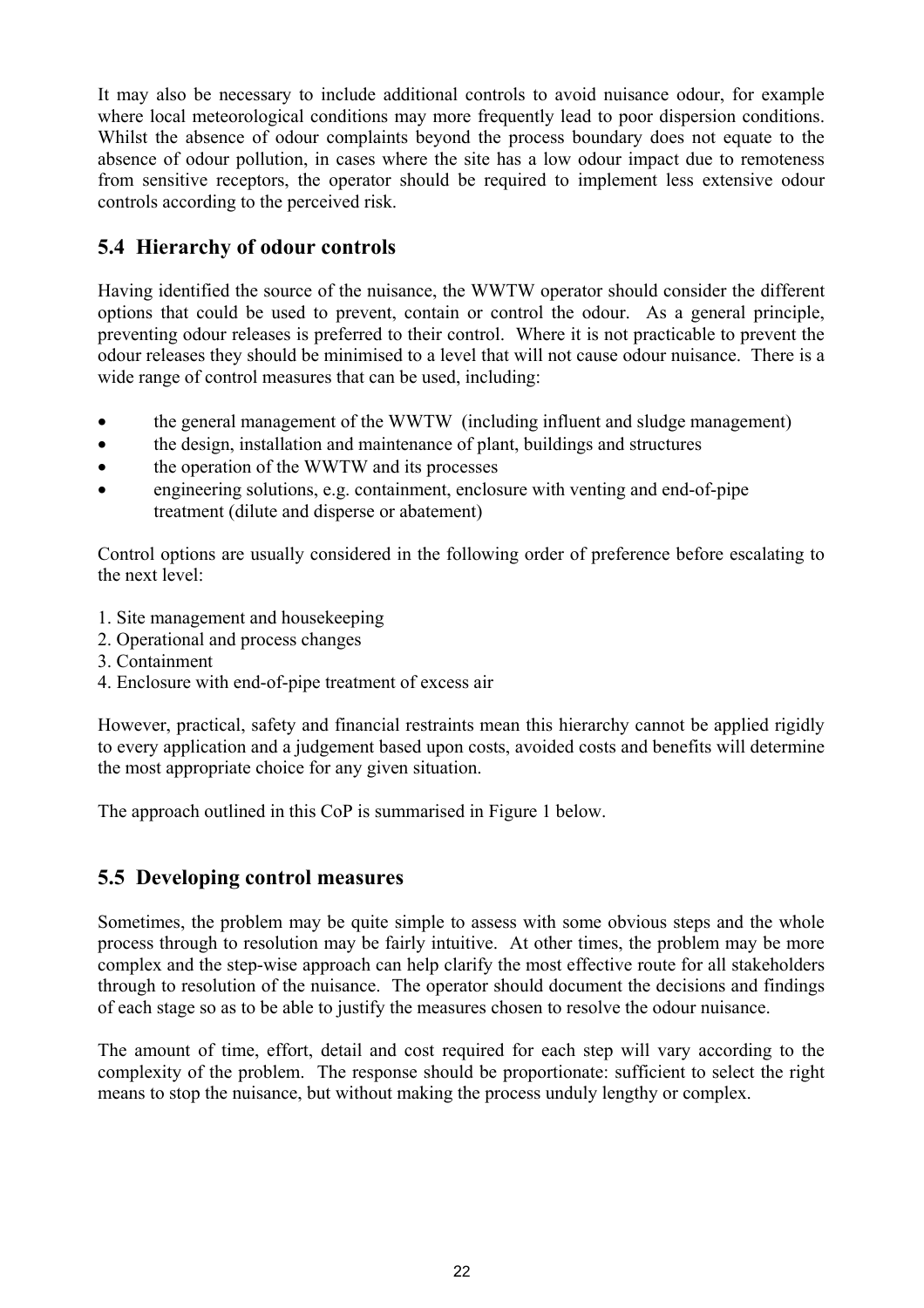It may also be necessary to include additional controls to avoid nuisance odour, for example where local meteorological conditions may more frequently lead to poor dispersion conditions. Whilst the absence of odour complaints beyond the process boundary does not equate to the absence of odour pollution, in cases where the site has a low odour impact due to remoteness from sensitive receptors, the operator should be required to implement less extensive odour controls according to the perceived risk.

## 5.4 Hierarchy of odour controls

Having identified the source of the nuisance, the WWTW operator should consider the different options that could be used to prevent, contain or control the odour. As a general principle, preventing odour releases is preferred to their control. Where it is not practicable to prevent the odour releases they should be minimised to a level that will not cause odour nuisance. There is a wide range of control measures that can be used, including:

- the general management of the WWTW (including influent and sludge management)
- the design, installation and maintenance of plant, buildings and structures
- the operation of the WWTW and its processes
- engineering solutions, e.g. containment, enclosure with venting and end-of-pipe treatment (dilute and disperse or abatement)

Control options are usually considered in the following order of preference before escalating to the next level:

1. Site management and housekeeping
2. Operational and process changes
3. Containment
4. Enclosure with end-of-pipe treatment of excess air

However, practical, safety and financial restraints mean this hierarchy cannot be applied rigidly to every application and a judgement based upon costs, avoided costs and benefits will determine the most appropriate choice for any given situation.

The approach outlined in this CoP is summarised in Figure 1 below.

## 5.5 Developing control measures

Sometimes, the problem may be quite simple to assess with some obvious steps and the whole process through to resolution may be fairly intuitive. At other times, the problem may be more complex and the step-wise approach can help clarify the most effective route for all stakeholders through to resolution of the nuisance. The operator should document the decisions and findings of each stage so as to be able to justify the measures chosen to resolve the odour nuisance.

The amount of time, effort, detail and cost required for each step will vary according to the complexity of the problem. The response should be proportionate: sufficient to select the right means to stop the nuisance, but without making the process unduly lengthy or complex.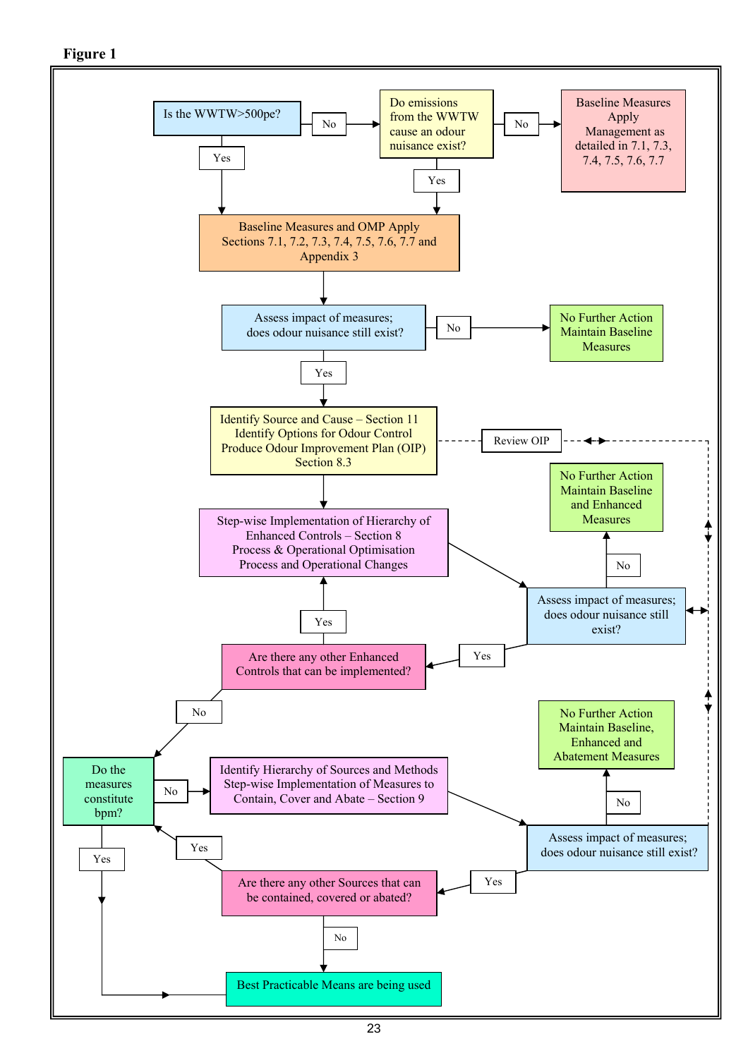**Figure 1**

Is the WWTW>500pe?
- No → Do emissions from the WWTW cause an odour nuisance exist?
  - No → Baseline Measures Apply Management as detailed in 7.1, 7.3, 7.4, 7.5, 7.6, 7.7
  - Yes → Baseline Measures and OMP Apply Sections 7.1, 7.2, 7.3, 7.4, 7.5, 7.6, 7.7 and Appendix 3
- Yes → Baseline Measures and OMP Apply Sections 7.1, 7.2, 7.3, 7.4, 7.5, 7.6, 7.7 and Appendix 3

Baseline Measures and OMP Apply Sections 7.1, 7.2, 7.3, 7.4, 7.5, 7.6, 7.7 and Appendix 3 → Assess impact of measures; does odour nuisance still exist?
- No → No Further Action Maintain Baseline Measures
- Yes → Identify Source and Cause – Section 11 Identify Options for Odour Control Produce Odour Improvement Plan (OIP) Section 8.3

Identify Source and Cause – Section 11 Identify Options for Odour Control Produce Odour Improvement Plan (OIP) Section 8.3 (↔ Review OIP) → Step-wise Implementation of Hierarchy of Enhanced Controls – Section 8 Process & Operational Optimisation Process and Operational Changes

Step-wise Implementation of Hierarchy of Enhanced Controls – Section 8 Process & Operational Optimisation Process and Operational Changes → Assess impact of measures; does odour nuisance still exist? (↔ Review OIP)
- No → No Further Action Maintain Baseline and Enhanced Measures
- Yes → Are there any other Enhanced Controls that can be implemented?
  - Yes → Step-wise Implementation of Hierarchy of Enhanced Controls – Section 8
  - No → Do the measures constitute bpm?
    - Yes → Best Practicable Means are being used
    - No → Identify Hierarchy of Sources and Methods Step-wise Implementation of Measures to Contain, Cover and Abate – Section 9

Identify Hierarchy of Sources and Methods Step-wise Implementation of Measures to Contain, Cover and Abate – Section 9 → Assess impact of measures; does odour nuisance still exist? (↔ Review OIP)
- No → No Further Action Maintain Baseline, Enhanced and Abatement Measures
- Yes → Are there any other Sources that can be contained, covered or abated?
  - Yes → Do the measures constitute bpm?
  - No → Best Practicable Means are being used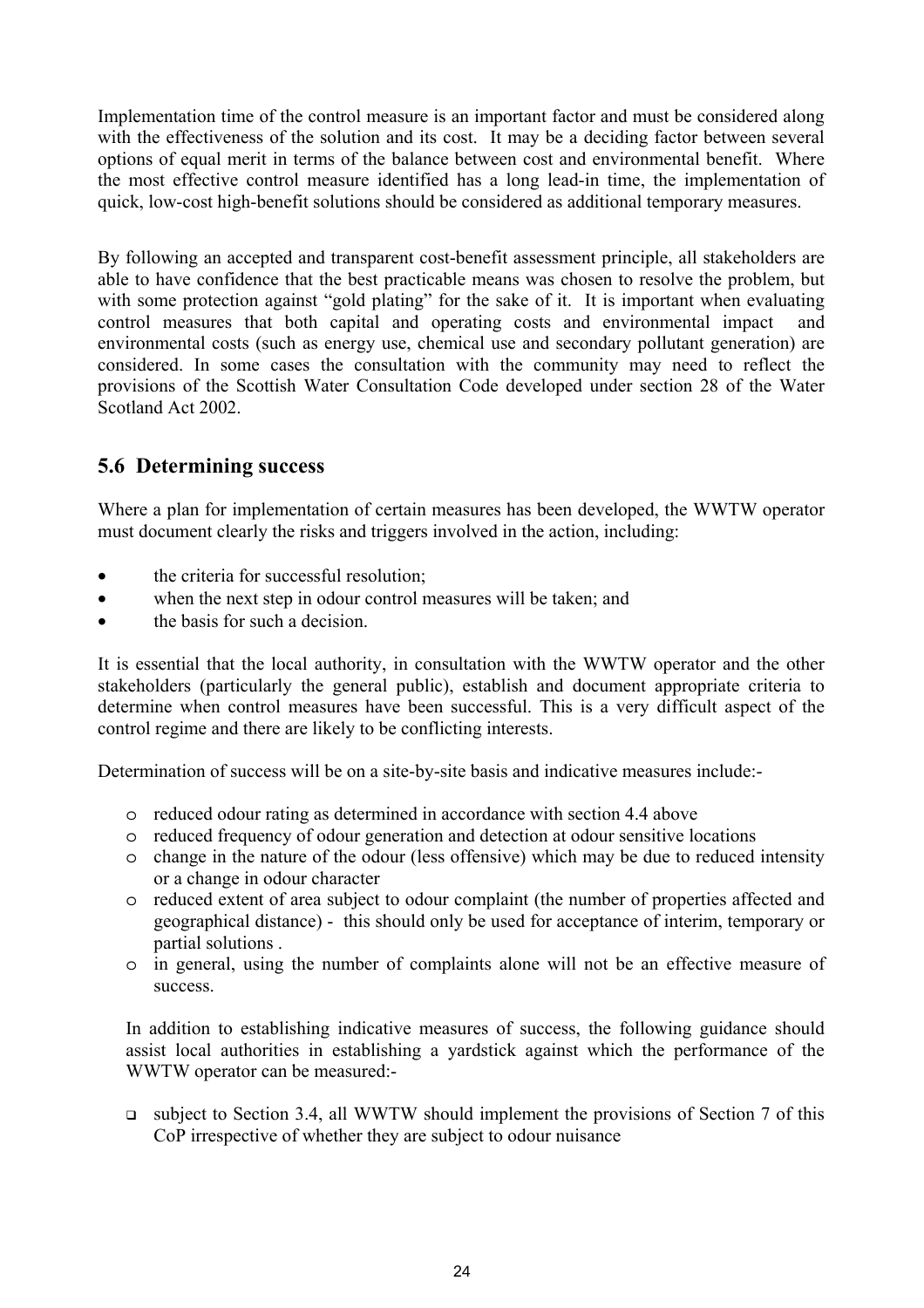Implementation time of the control measure is an important factor and must be considered along with the effectiveness of the solution and its cost. It may be a deciding factor between several options of equal merit in terms of the balance between cost and environmental benefit. Where the most effective control measure identified has a long lead-in time, the implementation of quick, low-cost high-benefit solutions should be considered as additional temporary measures.

By following an accepted and transparent cost-benefit assessment principle, all stakeholders are able to have confidence that the best practicable means was chosen to resolve the problem, but with some protection against "gold plating" for the sake of it. It is important when evaluating control measures that both capital and operating costs and environmental impact and environmental costs (such as energy use, chemical use and secondary pollutant generation) are considered. In some cases the consultation with the community may need to reflect the provisions of the Scottish Water Consultation Code developed under section 28 of the Water Scotland Act 2002.

## 5.6 Determining success

Where a plan for implementation of certain measures has been developed, the WWTW operator must document clearly the risks and triggers involved in the action, including:

- the criteria for successful resolution;
- when the next step in odour control measures will be taken; and
- the basis for such a decision.

It is essential that the local authority, in consultation with the WWTW operator and the other stakeholders (particularly the general public), establish and document appropriate criteria to determine when control measures have been successful. This is a very difficult aspect of the control regime and there are likely to be conflicting interests.

Determination of success will be on a site-by-site basis and indicative measures include:-

- reduced odour rating as determined in accordance with section 4.4 above
- reduced frequency of odour generation and detection at odour sensitive locations
- change in the nature of the odour (less offensive) which may be due to reduced intensity or a change in odour character
- reduced extent of area subject to odour complaint (the number of properties affected and geographical distance) - this should only be used for acceptance of interim, temporary or partial solutions .
- in general, using the number of complaints alone will not be an effective measure of success.

In addition to establishing indicative measures of success, the following guidance should assist local authorities in establishing a yardstick against which the performance of the WWTW operator can be measured:-

- subject to Section 3.4, all WWTW should implement the provisions of Section 7 of this CoP irrespective of whether they are subject to odour nuisance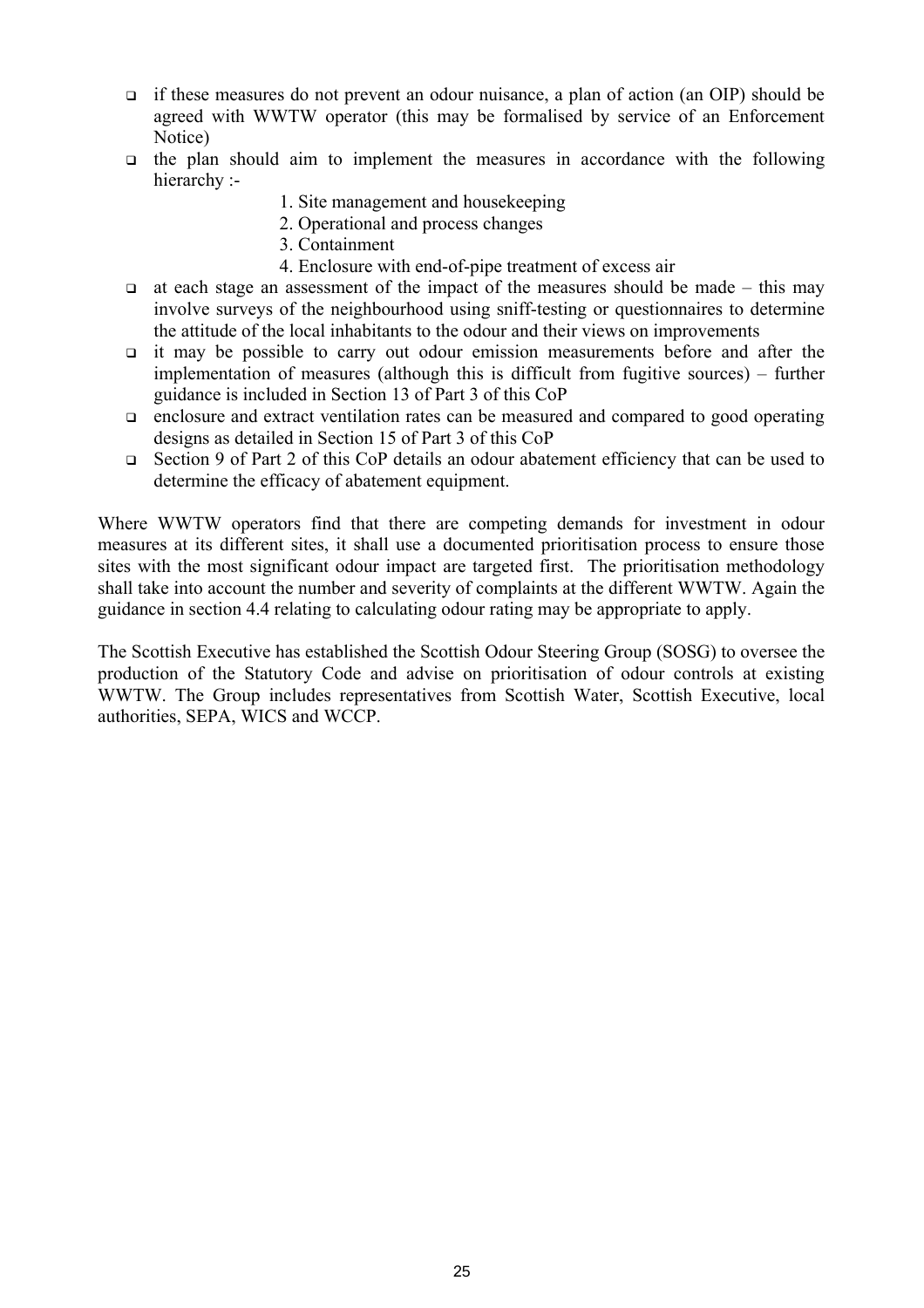- if these measures do not prevent an odour nuisance, a plan of action (an OIP) should be agreed with WWTW operator (this may be formalised by service of an Enforcement Notice)
- the plan should aim to implement the measures in accordance with the following hierarchy :-
  1. Site management and housekeeping
  2. Operational and process changes
  3. Containment
  4. Enclosure with end-of-pipe treatment of excess air
- at each stage an assessment of the impact of the measures should be made – this may involve surveys of the neighbourhood using sniff-testing or questionnaires to determine the attitude of the local inhabitants to the odour and their views on improvements
- it may be possible to carry out odour emission measurements before and after the implementation of measures (although this is difficult from fugitive sources) – further guidance is included in Section 13 of Part 3 of this CoP
- enclosure and extract ventilation rates can be measured and compared to good operating designs as detailed in Section 15 of Part 3 of this CoP
- Section 9 of Part 2 of this CoP details an odour abatement efficiency that can be used to determine the efficacy of abatement equipment.

Where WWTW operators find that there are competing demands for investment in odour measures at its different sites, it shall use a documented prioritisation process to ensure those sites with the most significant odour impact are targeted first. The prioritisation methodology shall take into account the number and severity of complaints at the different WWTW. Again the guidance in section 4.4 relating to calculating odour rating may be appropriate to apply.

The Scottish Executive has established the Scottish Odour Steering Group (SOSG) to oversee the production of the Statutory Code and advise on prioritisation of odour controls at existing WWTW. The Group includes representatives from Scottish Water, Scottish Executive, local authorities, SEPA, WICS and WCCP.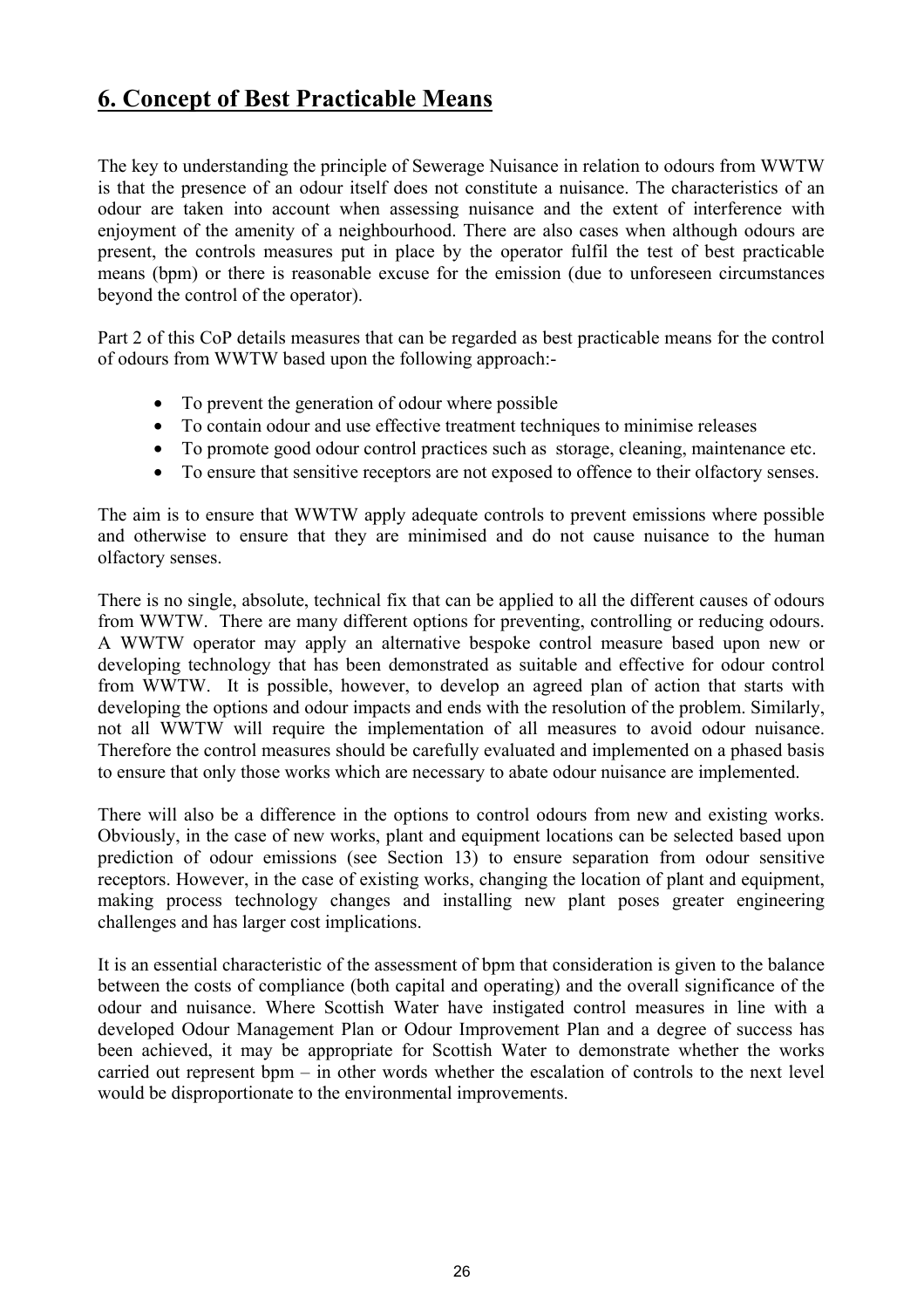## 6. Concept of Best Practicable Means

The key to understanding the principle of Sewerage Nuisance in relation to odours from WWTW is that the presence of an odour itself does not constitute a nuisance. The characteristics of an odour are taken into account when assessing nuisance and the extent of interference with enjoyment of the amenity of a neighbourhood. There are also cases when although odours are present, the controls measures put in place by the operator fulfil the test of best practicable means (bpm) or there is reasonable excuse for the emission (due to unforeseen circumstances beyond the control of the operator).

Part 2 of this CoP details measures that can be regarded as best practicable means for the control of odours from WWTW based upon the following approach:-

- To prevent the generation of odour where possible
- To contain odour and use effective treatment techniques to minimise releases
- To promote good odour control practices such as storage, cleaning, maintenance etc.
- To ensure that sensitive receptors are not exposed to offence to their olfactory senses.

The aim is to ensure that WWTW apply adequate controls to prevent emissions where possible and otherwise to ensure that they are minimised and do not cause nuisance to the human olfactory senses.

There is no single, absolute, technical fix that can be applied to all the different causes of odours from WWTW. There are many different options for preventing, controlling or reducing odours. A WWTW operator may apply an alternative bespoke control measure based upon new or developing technology that has been demonstrated as suitable and effective for odour control from WWTW. It is possible, however, to develop an agreed plan of action that starts with developing the options and odour impacts and ends with the resolution of the problem. Similarly, not all WWTW will require the implementation of all measures to avoid odour nuisance. Therefore the control measures should be carefully evaluated and implemented on a phased basis to ensure that only those works which are necessary to abate odour nuisance are implemented.

There will also be a difference in the options to control odours from new and existing works. Obviously, in the case of new works, plant and equipment locations can be selected based upon prediction of odour emissions (see Section 13) to ensure separation from odour sensitive receptors. However, in the case of existing works, changing the location of plant and equipment, making process technology changes and installing new plant poses greater engineering challenges and has larger cost implications.

It is an essential characteristic of the assessment of bpm that consideration is given to the balance between the costs of compliance (both capital and operating) and the overall significance of the odour and nuisance. Where Scottish Water have instigated control measures in line with a developed Odour Management Plan or Odour Improvement Plan and a degree of success has been achieved, it may be appropriate for Scottish Water to demonstrate whether the works carried out represent bpm – in other words whether the escalation of controls to the next level would be disproportionate to the environmental improvements.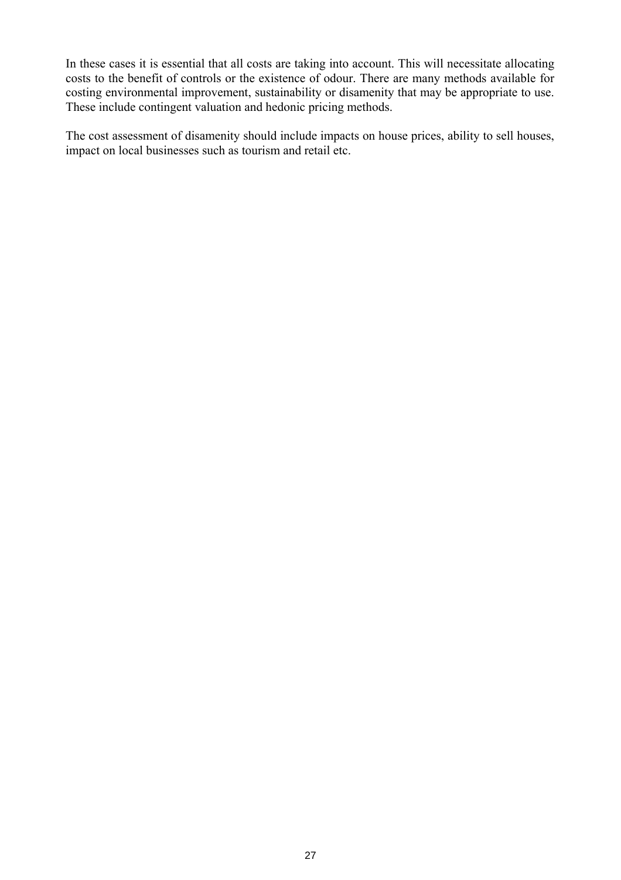In these cases it is essential that all costs are taking into account. This will necessitate allocating costs to the benefit of controls or the existence of odour. There are many methods available for costing environmental improvement, sustainability or disamenity that may be appropriate to use. These include contingent valuation and hedonic pricing methods.

The cost assessment of disamenity should include impacts on house prices, ability to sell houses, impact on local businesses such as tourism and retail etc.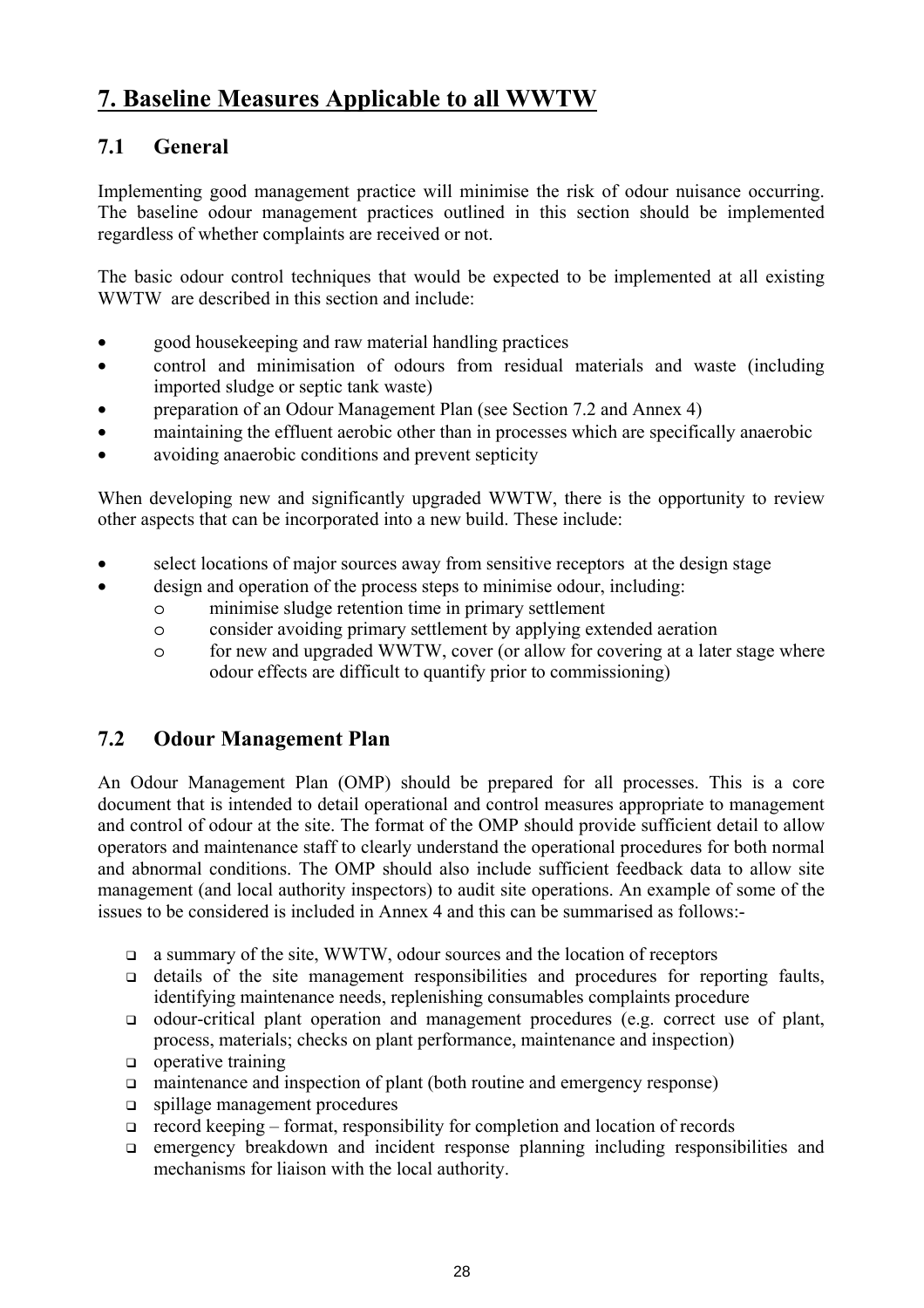# 7. Baseline Measures Applicable to all WWTW

## 7.1 General

Implementing good management practice will minimise the risk of odour nuisance occurring. The baseline odour management practices outlined in this section should be implemented regardless of whether complaints are received or not.

The basic odour control techniques that would be expected to be implemented at all existing WWTW are described in this section and include:

- good housekeeping and raw material handling practices
- control and minimisation of odours from residual materials and waste (including imported sludge or septic tank waste)
- preparation of an Odour Management Plan (see Section 7.2 and Annex 4)
- maintaining the effluent aerobic other than in processes which are specifically anaerobic
- avoiding anaerobic conditions and prevent septicity

When developing new and significantly upgraded WWTW, there is the opportunity to review other aspects that can be incorporated into a new build. These include:

- select locations of major sources away from sensitive receptors at the design stage
- design and operation of the process steps to minimise odour, including:
  - minimise sludge retention time in primary settlement
  - consider avoiding primary settlement by applying extended aeration
  - for new and upgraded WWTW, cover (or allow for covering at a later stage where odour effects are difficult to quantify prior to commissioning)

## 7.2 Odour Management Plan

An Odour Management Plan (OMP) should be prepared for all processes. This is a core document that is intended to detail operational and control measures appropriate to management and control of odour at the site. The format of the OMP should provide sufficient detail to allow operators and maintenance staff to clearly understand the operational procedures for both normal and abnormal conditions. The OMP should also include sufficient feedback data to allow site management (and local authority inspectors) to audit site operations. An example of some of the issues to be considered is included in Annex 4 and this can be summarised as follows:-

- a summary of the site, WWTW, odour sources and the location of receptors
- details of the site management responsibilities and procedures for reporting faults, identifying maintenance needs, replenishing consumables complaints procedure
- odour-critical plant operation and management procedures (e.g. correct use of plant, process, materials; checks on plant performance, maintenance and inspection)
- operative training
- maintenance and inspection of plant (both routine and emergency response)
- spillage management procedures
- record keeping – format, responsibility for completion and location of records
- emergency breakdown and incident response planning including responsibilities and mechanisms for liaison with the local authority.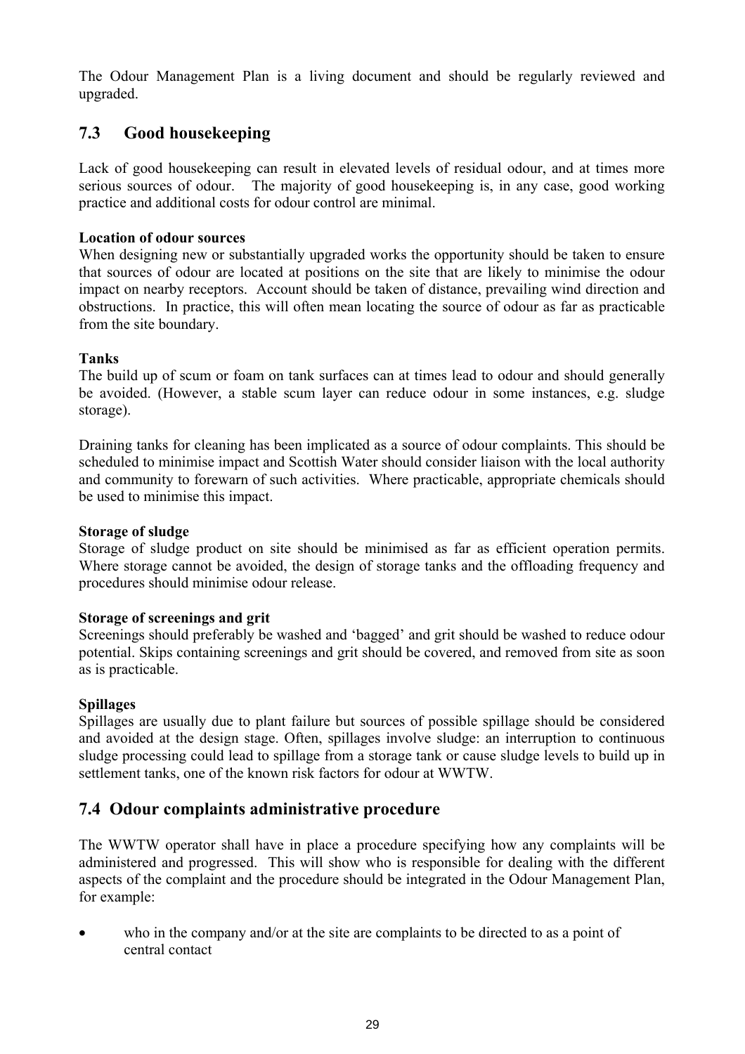The Odour Management Plan is a living document and should be regularly reviewed and upgraded.

## 7.3 Good housekeeping

Lack of good housekeeping can result in elevated levels of residual odour, and at times more serious sources of odour. The majority of good housekeeping is, in any case, good working practice and additional costs for odour control are minimal.

**Location of odour sources**

When designing new or substantially upgraded works the opportunity should be taken to ensure that sources of odour are located at positions on the site that are likely to minimise the odour impact on nearby receptors. Account should be taken of distance, prevailing wind direction and obstructions. In practice, this will often mean locating the source of odour as far as practicable from the site boundary.

**Tanks**

The build up of scum or foam on tank surfaces can at times lead to odour and should generally be avoided. (However, a stable scum layer can reduce odour in some instances, e.g. sludge storage).

Draining tanks for cleaning has been implicated as a source of odour complaints. This should be scheduled to minimise impact and Scottish Water should consider liaison with the local authority and community to forewarn of such activities. Where practicable, appropriate chemicals should be used to minimise this impact.

**Storage of sludge**

Storage of sludge product on site should be minimised as far as efficient operation permits. Where storage cannot be avoided, the design of storage tanks and the offloading frequency and procedures should minimise odour release.

**Storage of screenings and grit**

Screenings should preferably be washed and 'bagged' and grit should be washed to reduce odour potential. Skips containing screenings and grit should be covered, and removed from site as soon as is practicable.

**Spillages**

Spillages are usually due to plant failure but sources of possible spillage should be considered and avoided at the design stage. Often, spillages involve sludge: an interruption to continuous sludge processing could lead to spillage from a storage tank or cause sludge levels to build up in settlement tanks, one of the known risk factors for odour at WWTW.

## 7.4 Odour complaints administrative procedure

The WWTW operator shall have in place a procedure specifying how any complaints will be administered and progressed. This will show who is responsible for dealing with the different aspects of the complaint and the procedure should be integrated in the Odour Management Plan, for example:

- who in the company and/or at the site are complaints to be directed to as a point of central contact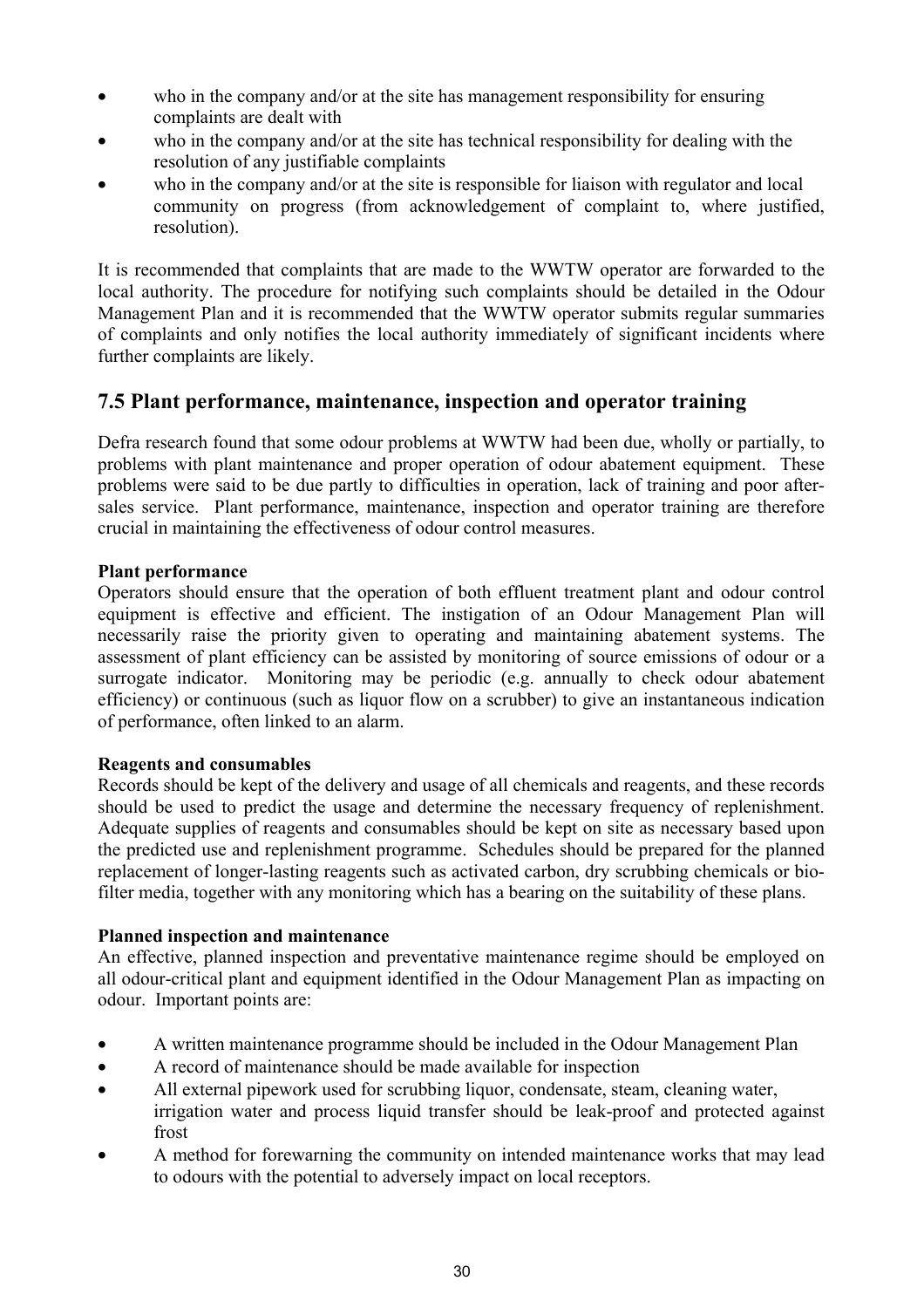- who in the company and/or at the site has management responsibility for ensuring complaints are dealt with
- who in the company and/or at the site has technical responsibility for dealing with the resolution of any justifiable complaints
- who in the company and/or at the site is responsible for liaison with regulator and local community on progress (from acknowledgement of complaint to, where justified, resolution).

It is recommended that complaints that are made to the WWTW operator are forwarded to the local authority. The procedure for notifying such complaints should be detailed in the Odour Management Plan and it is recommended that the WWTW operator submits regular summaries of complaints and only notifies the local authority immediately of significant incidents where further complaints are likely.

## 7.5 Plant performance, maintenance, inspection and operator training

Defra research found that some odour problems at WWTW had been due, wholly or partially, to problems with plant maintenance and proper operation of odour abatement equipment. These problems were said to be due partly to difficulties in operation, lack of training and poor after-sales service. Plant performance, maintenance, inspection and operator training are therefore crucial in maintaining the effectiveness of odour control measures.

**Plant performance**

Operators should ensure that the operation of both effluent treatment plant and odour control equipment is effective and efficient. The instigation of an Odour Management Plan will necessarily raise the priority given to operating and maintaining abatement systems. The assessment of plant efficiency can be assisted by monitoring of source emissions of odour or a surrogate indicator. Monitoring may be periodic (e.g. annually to check odour abatement efficiency) or continuous (such as liquor flow on a scrubber) to give an instantaneous indication of performance, often linked to an alarm.

**Reagents and consumables**

Records should be kept of the delivery and usage of all chemicals and reagents, and these records should be used to predict the usage and determine the necessary frequency of replenishment. Adequate supplies of reagents and consumables should be kept on site as necessary based upon the predicted use and replenishment programme. Schedules should be prepared for the planned replacement of longer-lasting reagents such as activated carbon, dry scrubbing chemicals or bio-filter media, together with any monitoring which has a bearing on the suitability of these plans.

**Planned inspection and maintenance**

An effective, planned inspection and preventative maintenance regime should be employed on all odour-critical plant and equipment identified in the Odour Management Plan as impacting on odour. Important points are:

- A written maintenance programme should be included in the Odour Management Plan
- A record of maintenance should be made available for inspection
- All external pipework used for scrubbing liquor, condensate, steam, cleaning water, irrigation water and process liquid transfer should be leak-proof and protected against frost
- A method for forewarning the community on intended maintenance works that may lead to odours with the potential to adversely impact on local receptors.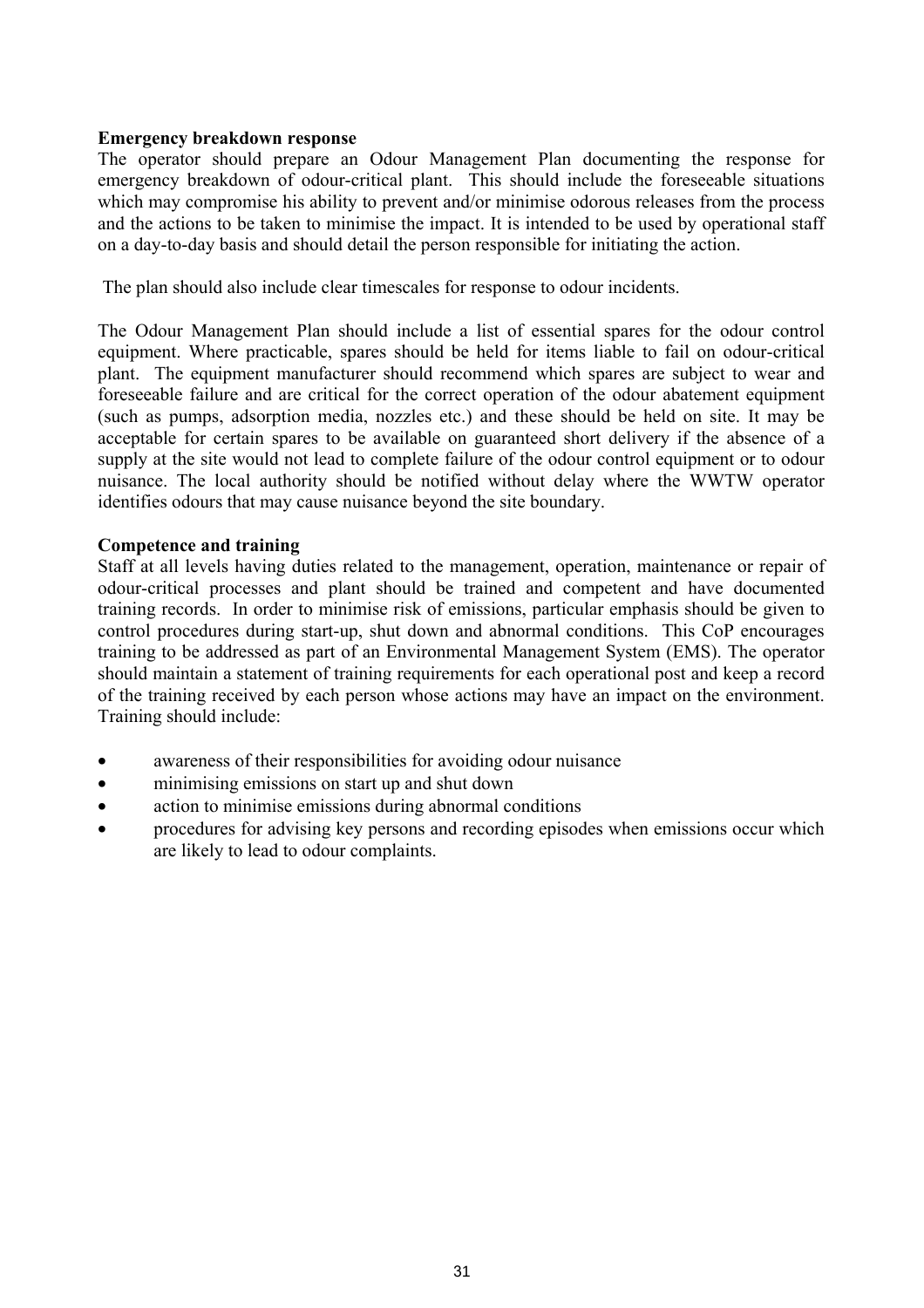**Emergency breakdown response**

The operator should prepare an Odour Management Plan documenting the response for emergency breakdown of odour-critical plant. This should include the foreseeable situations which may compromise his ability to prevent and/or minimise odorous releases from the process and the actions to be taken to minimise the impact. It is intended to be used by operational staff on a day-to-day basis and should detail the person responsible for initiating the action.

The plan should also include clear timescales for response to odour incidents.

The Odour Management Plan should include a list of essential spares for the odour control equipment. Where practicable, spares should be held for items liable to fail on odour-critical plant. The equipment manufacturer should recommend which spares are subject to wear and foreseeable failure and are critical for the correct operation of the odour abatement equipment (such as pumps, adsorption media, nozzles etc.) and these should be held on site. It may be acceptable for certain spares to be available on guaranteed short delivery if the absence of a supply at the site would not lead to complete failure of the odour control equipment or to odour nuisance. The local authority should be notified without delay where the WWTW operator identifies odours that may cause nuisance beyond the site boundary.

**Competence and training**

Staff at all levels having duties related to the management, operation, maintenance or repair of odour-critical processes and plant should be trained and competent and have documented training records. In order to minimise risk of emissions, particular emphasis should be given to control procedures during start-up, shut down and abnormal conditions. This CoP encourages training to be addressed as part of an Environmental Management System (EMS). The operator should maintain a statement of training requirements for each operational post and keep a record of the training received by each person whose actions may have an impact on the environment. Training should include:

- awareness of their responsibilities for avoiding odour nuisance
- minimising emissions on start up and shut down
- action to minimise emissions during abnormal conditions
- procedures for advising key persons and recording episodes when emissions occur which are likely to lead to odour complaints.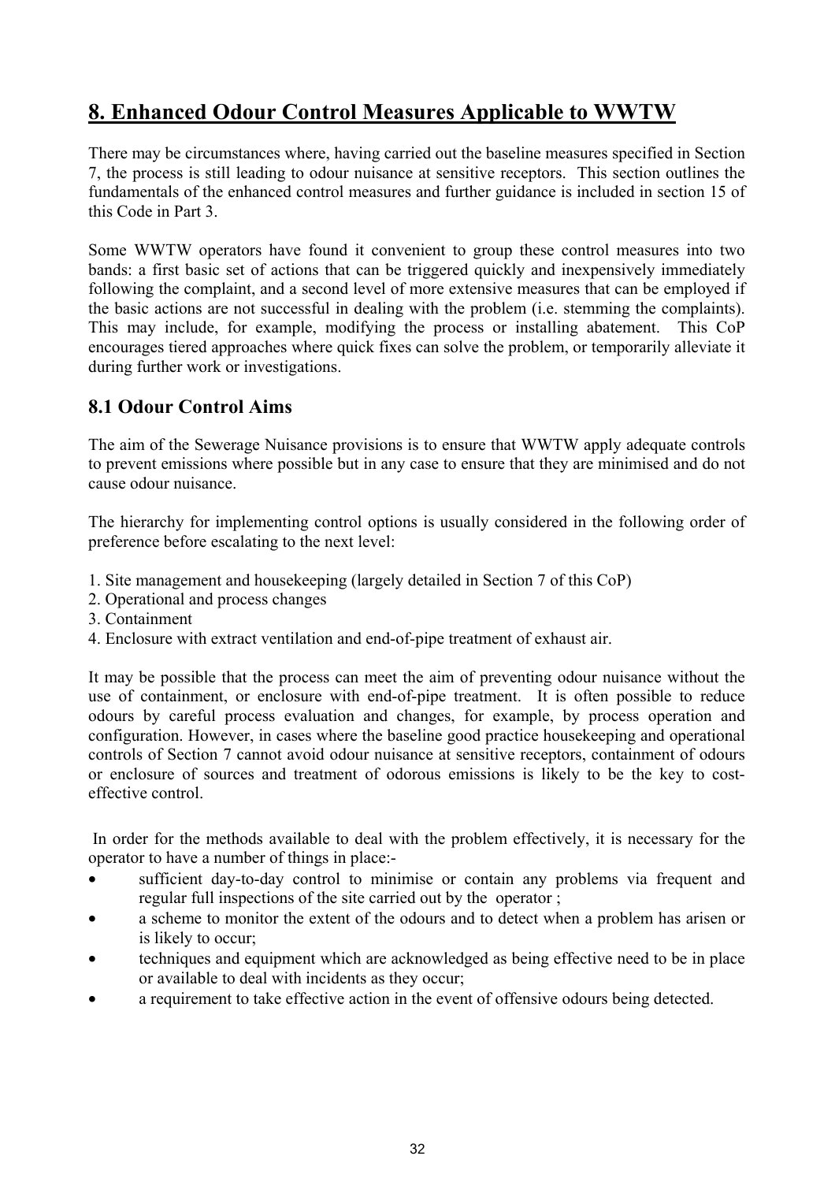# 8. Enhanced Odour Control Measures Applicable to WWTW

There may be circumstances where, having carried out the baseline measures specified in Section 7, the process is still leading to odour nuisance at sensitive receptors. This section outlines the fundamentals of the enhanced control measures and further guidance is included in section 15 of this Code in Part 3.

Some WWTW operators have found it convenient to group these control measures into two bands: a first basic set of actions that can be triggered quickly and inexpensively immediately following the complaint, and a second level of more extensive measures that can be employed if the basic actions are not successful in dealing with the problem (i.e. stemming the complaints). This may include, for example, modifying the process or installing abatement. This CoP encourages tiered approaches where quick fixes can solve the problem, or temporarily alleviate it during further work or investigations.

## 8.1 Odour Control Aims

The aim of the Sewerage Nuisance provisions is to ensure that WWTW apply adequate controls to prevent emissions where possible but in any case to ensure that they are minimised and do not cause odour nuisance.

The hierarchy for implementing control options is usually considered in the following order of preference before escalating to the next level:

1. Site management and housekeeping (largely detailed in Section 7 of this CoP)
2. Operational and process changes
3. Containment
4. Enclosure with extract ventilation and end-of-pipe treatment of exhaust air.

It may be possible that the process can meet the aim of preventing odour nuisance without the use of containment, or enclosure with end-of-pipe treatment. It is often possible to reduce odours by careful process evaluation and changes, for example, by process operation and configuration. However, in cases where the baseline good practice housekeeping and operational controls of Section 7 cannot avoid odour nuisance at sensitive receptors, containment of odours or enclosure of sources and treatment of odorous emissions is likely to be the key to cost-effective control.

In order for the methods available to deal with the problem effectively, it is necessary for the operator to have a number of things in place:-

- sufficient day-to-day control to minimise or contain any problems via frequent and regular full inspections of the site carried out by the operator ;
- a scheme to monitor the extent of the odours and to detect when a problem has arisen or is likely to occur;
- techniques and equipment which are acknowledged as being effective need to be in place or available to deal with incidents as they occur;
- a requirement to take effective action in the event of offensive odours being detected.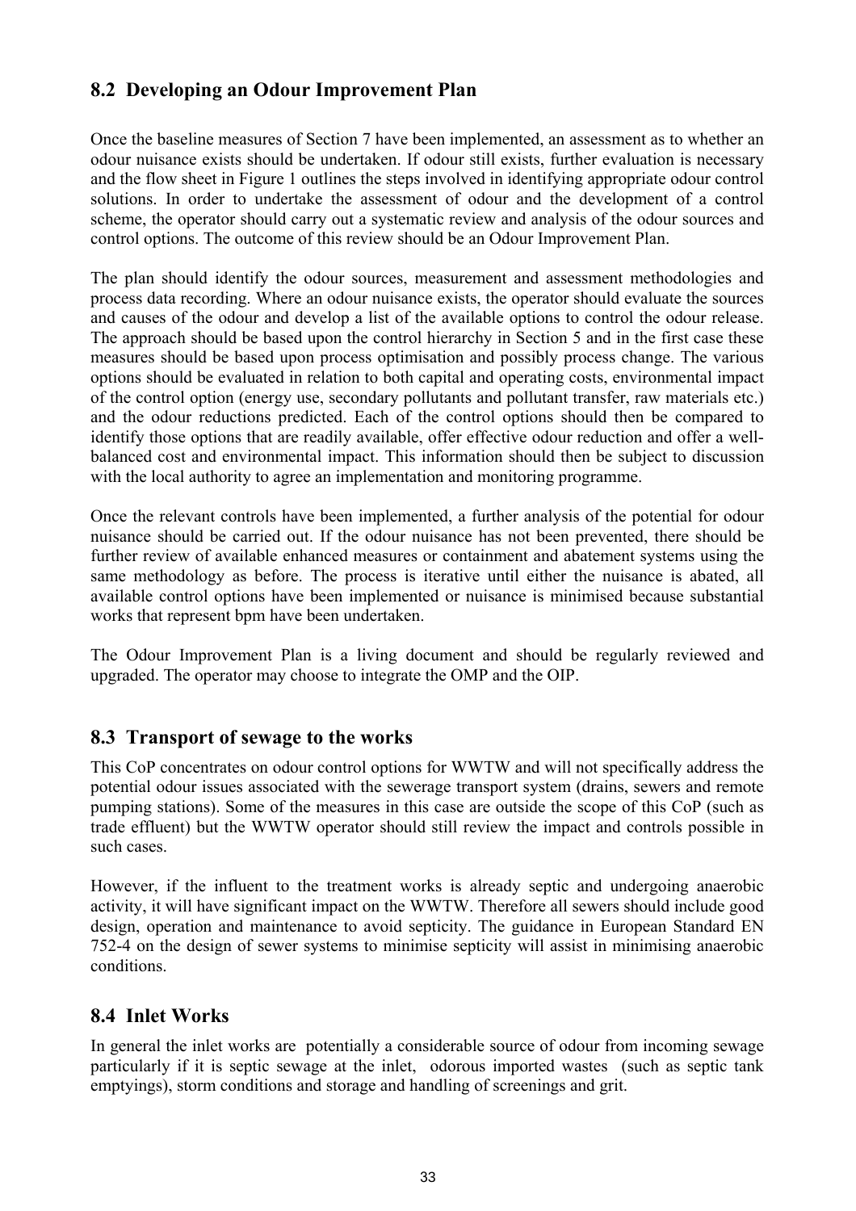## 8.2 Developing an Odour Improvement Plan

Once the baseline measures of Section 7 have been implemented, an assessment as to whether an odour nuisance exists should be undertaken. If odour still exists, further evaluation is necessary and the flow sheet in Figure 1 outlines the steps involved in identifying appropriate odour control solutions. In order to undertake the assessment of odour and the development of a control scheme, the operator should carry out a systematic review and analysis of the odour sources and control options. The outcome of this review should be an Odour Improvement Plan.

The plan should identify the odour sources, measurement and assessment methodologies and process data recording. Where an odour nuisance exists, the operator should evaluate the sources and causes of the odour and develop a list of the available options to control the odour release. The approach should be based upon the control hierarchy in Section 5 and in the first case these measures should be based upon process optimisation and possibly process change. The various options should be evaluated in relation to both capital and operating costs, environmental impact of the control option (energy use, secondary pollutants and pollutant transfer, raw materials etc.) and the odour reductions predicted. Each of the control options should then be compared to identify those options that are readily available, offer effective odour reduction and offer a well-balanced cost and environmental impact. This information should then be subject to discussion with the local authority to agree an implementation and monitoring programme.

Once the relevant controls have been implemented, a further analysis of the potential for odour nuisance should be carried out. If the odour nuisance has not been prevented, there should be further review of available enhanced measures or containment and abatement systems using the same methodology as before. The process is iterative until either the nuisance is abated, all available control options have been implemented or nuisance is minimised because substantial works that represent bpm have been undertaken.

The Odour Improvement Plan is a living document and should be regularly reviewed and upgraded. The operator may choose to integrate the OMP and the OIP.

## 8.3 Transport of sewage to the works

This CoP concentrates on odour control options for WWTW and will not specifically address the potential odour issues associated with the sewerage transport system (drains, sewers and remote pumping stations). Some of the measures in this case are outside the scope of this CoP (such as trade effluent) but the WWTW operator should still review the impact and controls possible in such cases.

However, if the influent to the treatment works is already septic and undergoing anaerobic activity, it will have significant impact on the WWTW. Therefore all sewers should include good design, operation and maintenance to avoid septicity. The guidance in European Standard EN 752-4 on the design of sewer systems to minimise septicity will assist in minimising anaerobic conditions.

## 8.4 Inlet Works

In general the inlet works are potentially a considerable source of odour from incoming sewage particularly if it is septic sewage at the inlet, odorous imported wastes (such as septic tank emptyings), storm conditions and storage and handling of screenings and grit.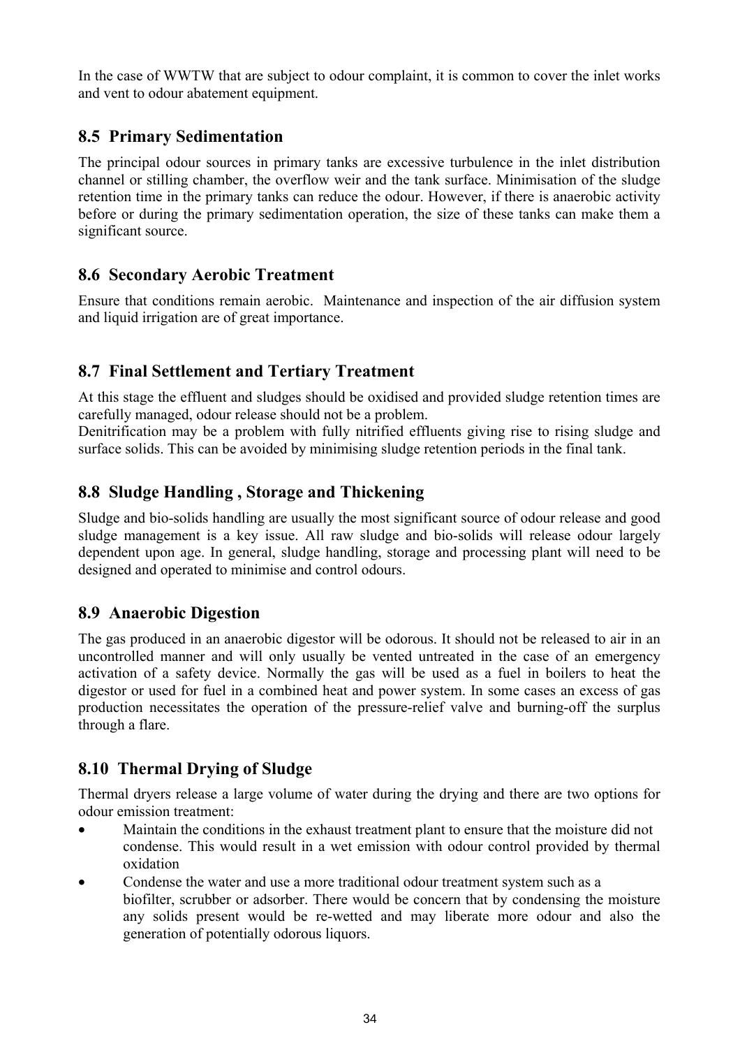In the case of WWTW that are subject to odour complaint, it is common to cover the inlet works and vent to odour abatement equipment.

## 8.5 Primary Sedimentation

The principal odour sources in primary tanks are excessive turbulence in the inlet distribution channel or stilling chamber, the overflow weir and the tank surface. Minimisation of the sludge retention time in the primary tanks can reduce the odour. However, if there is anaerobic activity before or during the primary sedimentation operation, the size of these tanks can make them a significant source.

## 8.6 Secondary Aerobic Treatment

Ensure that conditions remain aerobic. Maintenance and inspection of the air diffusion system and liquid irrigation are of great importance.

## 8.7 Final Settlement and Tertiary Treatment

At this stage the effluent and sludges should be oxidised and provided sludge retention times are carefully managed, odour release should not be a problem.

Denitrification may be a problem with fully nitrified effluents giving rise to rising sludge and surface solids. This can be avoided by minimising sludge retention periods in the final tank.

## 8.8 Sludge Handling , Storage and Thickening

Sludge and bio-solids handling are usually the most significant source of odour release and good sludge management is a key issue. All raw sludge and bio-solids will release odour largely dependent upon age. In general, sludge handling, storage and processing plant will need to be designed and operated to minimise and control odours.

## 8.9 Anaerobic Digestion

The gas produced in an anaerobic digestor will be odorous. It should not be released to air in an uncontrolled manner and will only usually be vented untreated in the case of an emergency activation of a safety device. Normally the gas will be used as a fuel in boilers to heat the digestor or used for fuel in a combined heat and power system. In some cases an excess of gas production necessitates the operation of the pressure-relief valve and burning-off the surplus through a flare.

## 8.10 Thermal Drying of Sludge

Thermal dryers release a large volume of water during the drying and there are two options for odour emission treatment:

- Maintain the conditions in the exhaust treatment plant to ensure that the moisture did not condense. This would result in a wet emission with odour control provided by thermal oxidation
- Condense the water and use a more traditional odour treatment system such as a biofilter, scrubber or adsorber. There would be concern that by condensing the moisture any solids present would be re-wetted and may liberate more odour and also the generation of potentially odorous liquors.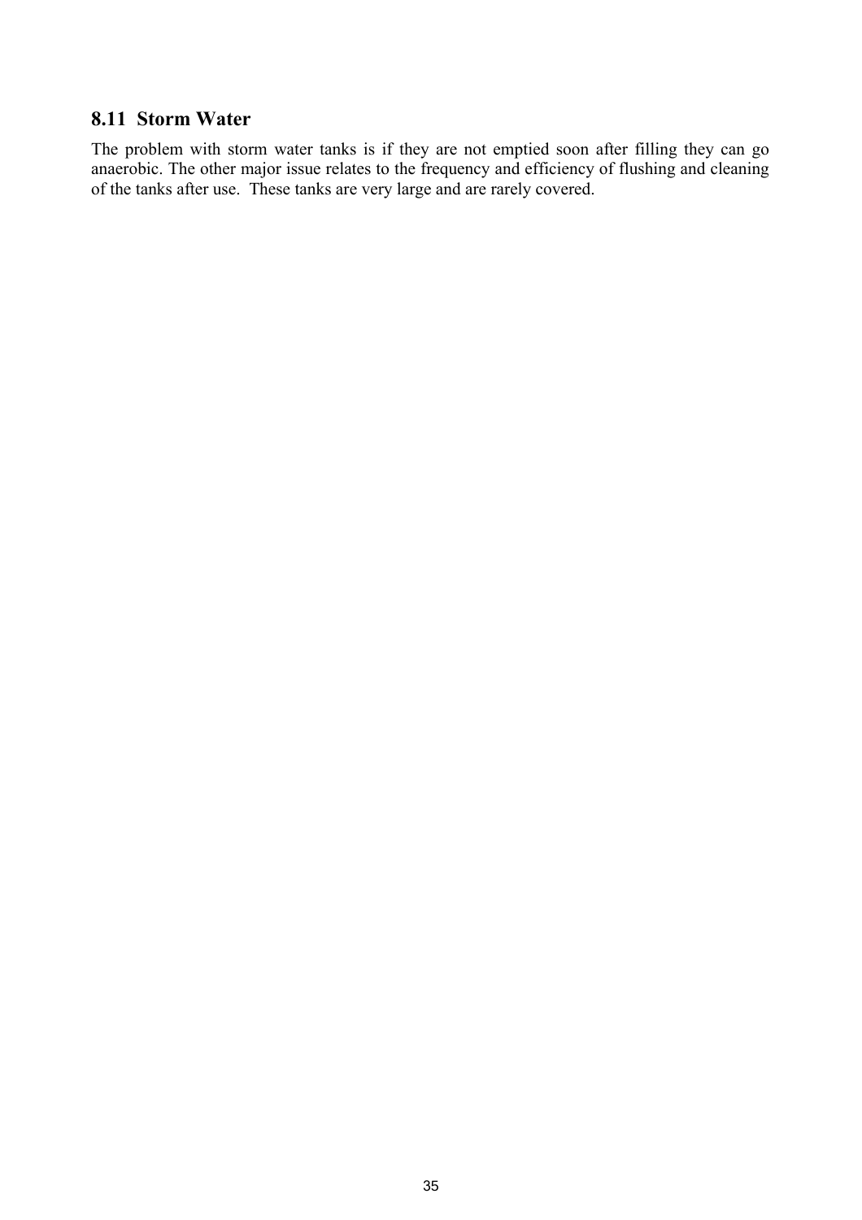## 8.11 Storm Water

The problem with storm water tanks is if they are not emptied soon after filling they can go anaerobic. The other major issue relates to the frequency and efficiency of flushing and cleaning of the tanks after use. These tanks are very large and are rarely covered.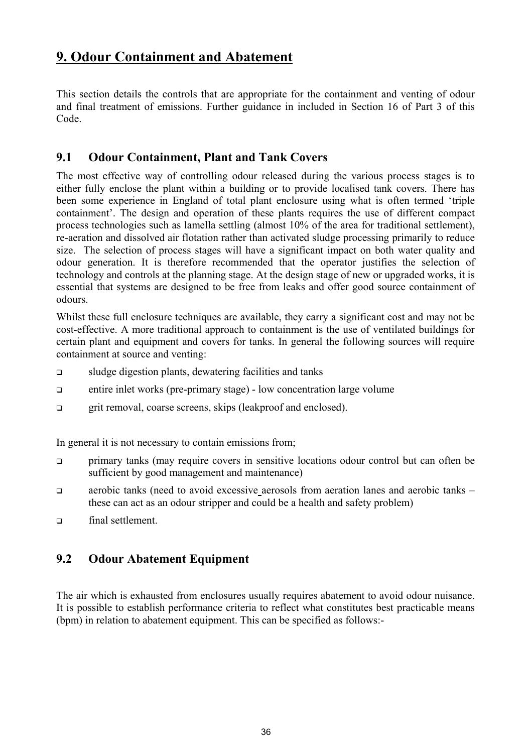# 9. Odour Containment and Abatement

This section details the controls that are appropriate for the containment and venting of odour and final treatment of emissions. Further guidance in included in Section 16 of Part 3 of this Code.

## 9.1 Odour Containment, Plant and Tank Covers

The most effective way of controlling odour released during the various process stages is to either fully enclose the plant within a building or to provide localised tank covers. There has been some experience in England of total plant enclosure using what is often termed 'triple containment'. The design and operation of these plants requires the use of different compact process technologies such as lamella settling (almost 10% of the area for traditional settlement), re-aeration and dissolved air flotation rather than activated sludge processing primarily to reduce size. The selection of process stages will have a significant impact on both water quality and odour generation. It is therefore recommended that the operator justifies the selection of technology and controls at the planning stage. At the design stage of new or upgraded works, it is essential that systems are designed to be free from leaks and offer good source containment of odours.

Whilst these full enclosure techniques are available, they carry a significant cost and may not be cost-effective. A more traditional approach to containment is the use of ventilated buildings for certain plant and equipment and covers for tanks. In general the following sources will require containment at source and venting:

- sludge digestion plants, dewatering facilities and tanks
- entire inlet works (pre-primary stage) - low concentration large volume
- grit removal, coarse screens, skips (leakproof and enclosed).

In general it is not necessary to contain emissions from;

- primary tanks (may require covers in sensitive locations odour control but can often be sufficient by good management and maintenance)
- aerobic tanks (need to avoid excessive aerosols from aeration lanes and aerobic tanks – these can act as an odour stripper and could be a health and safety problem)
- final settlement.

## 9.2 Odour Abatement Equipment

The air which is exhausted from enclosures usually requires abatement to avoid odour nuisance. It is possible to establish performance criteria to reflect what constitutes best practicable means (bpm) in relation to abatement equipment. This can be specified as follows:-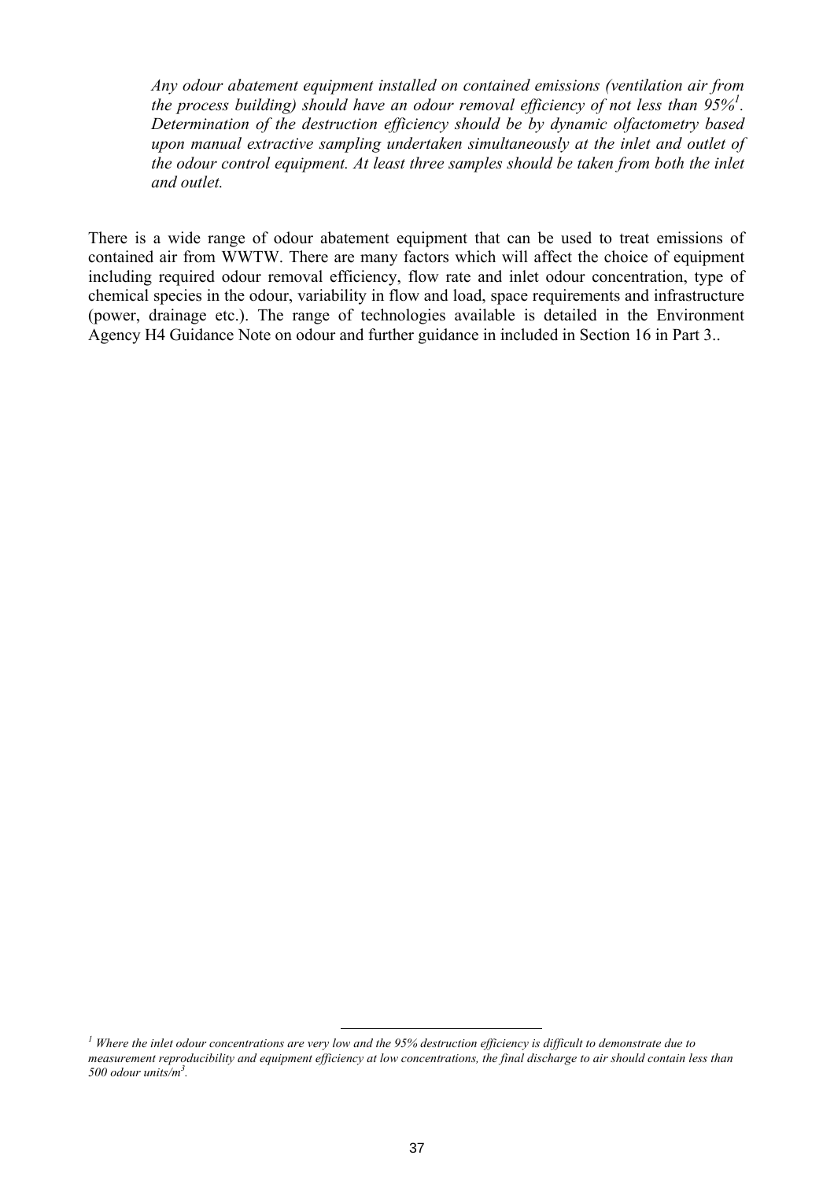*Any odour abatement equipment installed on contained emissions (ventilation air from the process building) should have an odour removal efficiency of not less than 95%*[1]*. Determination of the destruction efficiency should be by dynamic olfactometry based upon manual extractive sampling undertaken simultaneously at the inlet and outlet of the odour control equipment. At least three samples should be taken from both the inlet and outlet.*

There is a wide range of odour abatement equipment that can be used to treat emissions of contained air from WWTW. There are many factors which will affect the choice of equipment including required odour removal efficiency, flow rate and inlet odour concentration, type of chemical species in the odour, variability in flow and load, space requirements and infrastructure (power, drainage etc.). The range of technologies available is detailed in the Environment Agency H4 Guidance Note on odour and further guidance in included in Section 16 in Part 3..

---

[1] *Where the inlet odour concentrations are very low and the 95% destruction efficiency is difficult to demonstrate due to measurement reproducibility and equipment efficiency at low concentrations, the final discharge to air should contain less than 500 odour units/$m^3$.*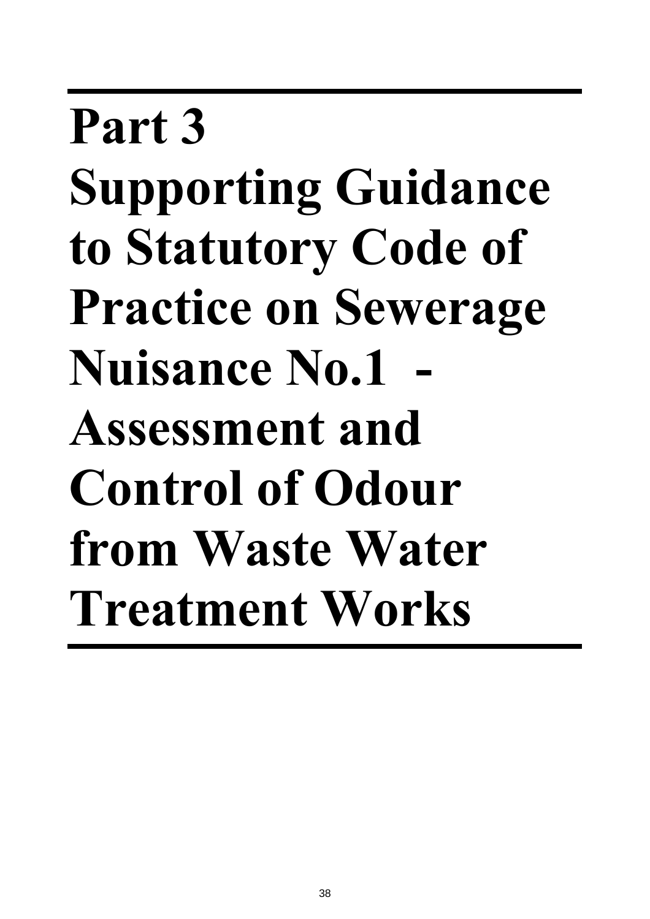# Part 3
# Supporting Guidance to Statutory Code of Practice on Sewerage Nuisance No.1 - Assessment and Control of Odour from Waste Water Treatment Works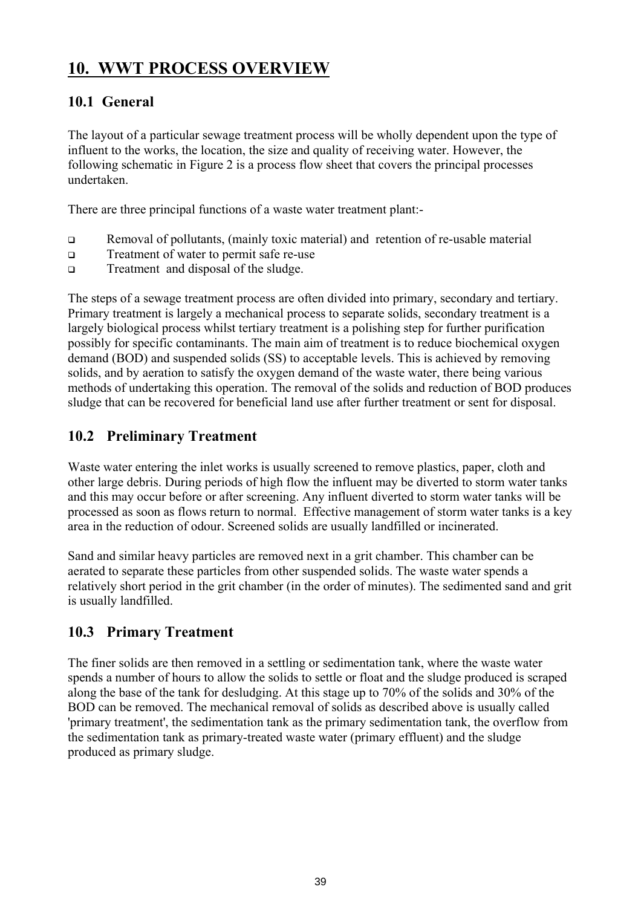# 10. WWT PROCESS OVERVIEW

## 10.1 General

The layout of a particular sewage treatment process will be wholly dependent upon the type of influent to the works, the location, the size and quality of receiving water. However, the following schematic in Figure 2 is a process flow sheet that covers the principal processes undertaken.

There are three principal functions of a waste water treatment plant:-

- Removal of pollutants, (mainly toxic material) and retention of re-usable material
- Treatment of water to permit safe re-use
- Treatment and disposal of the sludge.

The steps of a sewage treatment process are often divided into primary, secondary and tertiary. Primary treatment is largely a mechanical process to separate solids, secondary treatment is a largely biological process whilst tertiary treatment is a polishing step for further purification possibly for specific contaminants. The main aim of treatment is to reduce biochemical oxygen demand (BOD) and suspended solids (SS) to acceptable levels. This is achieved by removing solids, and by aeration to satisfy the oxygen demand of the waste water, there being various methods of undertaking this operation. The removal of the solids and reduction of BOD produces sludge that can be recovered for beneficial land use after further treatment or sent for disposal.

## 10.2 Preliminary Treatment

Waste water entering the inlet works is usually screened to remove plastics, paper, cloth and other large debris. During periods of high flow the influent may be diverted to storm water tanks and this may occur before or after screening. Any influent diverted to storm water tanks will be processed as soon as flows return to normal. Effective management of storm water tanks is a key area in the reduction of odour. Screened solids are usually landfilled or incinerated.

Sand and similar heavy particles are removed next in a grit chamber. This chamber can be aerated to separate these particles from other suspended solids. The waste water spends a relatively short period in the grit chamber (in the order of minutes). The sedimented sand and grit is usually landfilled.

## 10.3 Primary Treatment

The finer solids are then removed in a settling or sedimentation tank, where the waste water spends a number of hours to allow the solids to settle or float and the sludge produced is scraped along the base of the tank for desludging. At this stage up to 70% of the solids and 30% of the BOD can be removed. The mechanical removal of solids as described above is usually called 'primary treatment', the sedimentation tank as the primary sedimentation tank, the overflow from the sedimentation tank as primary-treated waste water (primary effluent) and the sludge produced as primary sludge.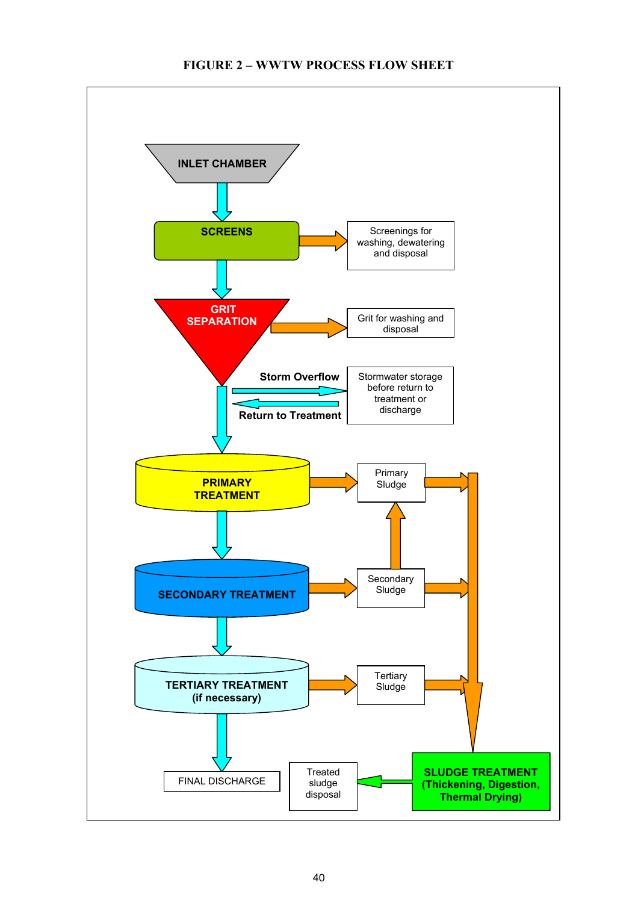**FIGURE 2 – WWTW PROCESS FLOW SHEET**

INLET CHAMBER

SCREENS

Screenings for washing, dewatering and disposal

GRIT SEPARATION

Grit for washing and disposal

Storm Overflow

Return to Treatment

Stormwater storage before return to treatment or discharge

PRIMARY TREATMENT

Primary Sludge

SECONDARY TREATMENT

Secondary Sludge

TERTIARY TREATMENT (if necessary)

Tertiary Sludge

FINAL DISCHARGE

Treated sludge disposal

SLUDGE TREATMENT (Thickening, Digestion, Thermal Drying)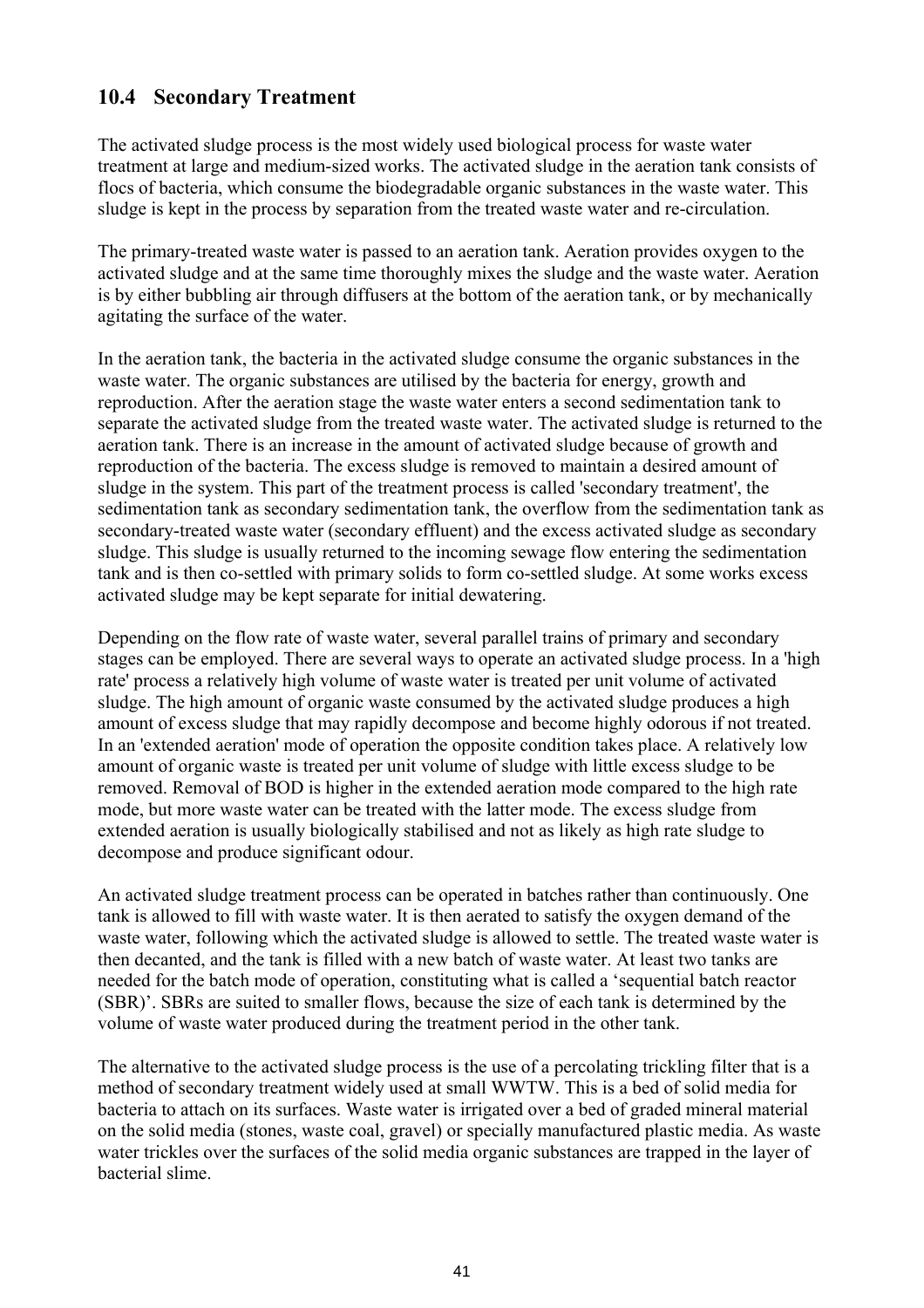## 10.4 Secondary Treatment

The activated sludge process is the most widely used biological process for waste water treatment at large and medium-sized works. The activated sludge in the aeration tank consists of flocs of bacteria, which consume the biodegradable organic substances in the waste water. This sludge is kept in the process by separation from the treated waste water and re-circulation.

The primary-treated waste water is passed to an aeration tank. Aeration provides oxygen to the activated sludge and at the same time thoroughly mixes the sludge and the waste water. Aeration is by either bubbling air through diffusers at the bottom of the aeration tank, or by mechanically agitating the surface of the water.

In the aeration tank, the bacteria in the activated sludge consume the organic substances in the waste water. The organic substances are utilised by the bacteria for energy, growth and reproduction. After the aeration stage the waste water enters a second sedimentation tank to separate the activated sludge from the treated waste water. The activated sludge is returned to the aeration tank. There is an increase in the amount of activated sludge because of growth and reproduction of the bacteria. The excess sludge is removed to maintain a desired amount of sludge in the system. This part of the treatment process is called 'secondary treatment', the sedimentation tank as secondary sedimentation tank, the overflow from the sedimentation tank as secondary-treated waste water (secondary effluent) and the excess activated sludge as secondary sludge. This sludge is usually returned to the incoming sewage flow entering the sedimentation tank and is then co-settled with primary solids to form co-settled sludge. At some works excess activated sludge may be kept separate for initial dewatering.

Depending on the flow rate of waste water, several parallel trains of primary and secondary stages can be employed. There are several ways to operate an activated sludge process. In a 'high rate' process a relatively high volume of waste water is treated per unit volume of activated sludge. The high amount of organic waste consumed by the activated sludge produces a high amount of excess sludge that may rapidly decompose and become highly odorous if not treated. In an 'extended aeration' mode of operation the opposite condition takes place. A relatively low amount of organic waste is treated per unit volume of sludge with little excess sludge to be removed. Removal of BOD is higher in the extended aeration mode compared to the high rate mode, but more waste water can be treated with the latter mode. The excess sludge from extended aeration is usually biologically stabilised and not as likely as high rate sludge to decompose and produce significant odour.

An activated sludge treatment process can be operated in batches rather than continuously. One tank is allowed to fill with waste water. It is then aerated to satisfy the oxygen demand of the waste water, following which the activated sludge is allowed to settle. The treated waste water is then decanted, and the tank is filled with a new batch of waste water. At least two tanks are needed for the batch mode of operation, constituting what is called a 'sequential batch reactor (SBR)'. SBRs are suited to smaller flows, because the size of each tank is determined by the volume of waste water produced during the treatment period in the other tank.

The alternative to the activated sludge process is the use of a percolating trickling filter that is a method of secondary treatment widely used at small WWTW. This is a bed of solid media for bacteria to attach on its surfaces. Waste water is irrigated over a bed of graded mineral material on the solid media (stones, waste coal, gravel) or specially manufactured plastic media. As waste water trickles over the surfaces of the solid media organic substances are trapped in the layer of bacterial slime.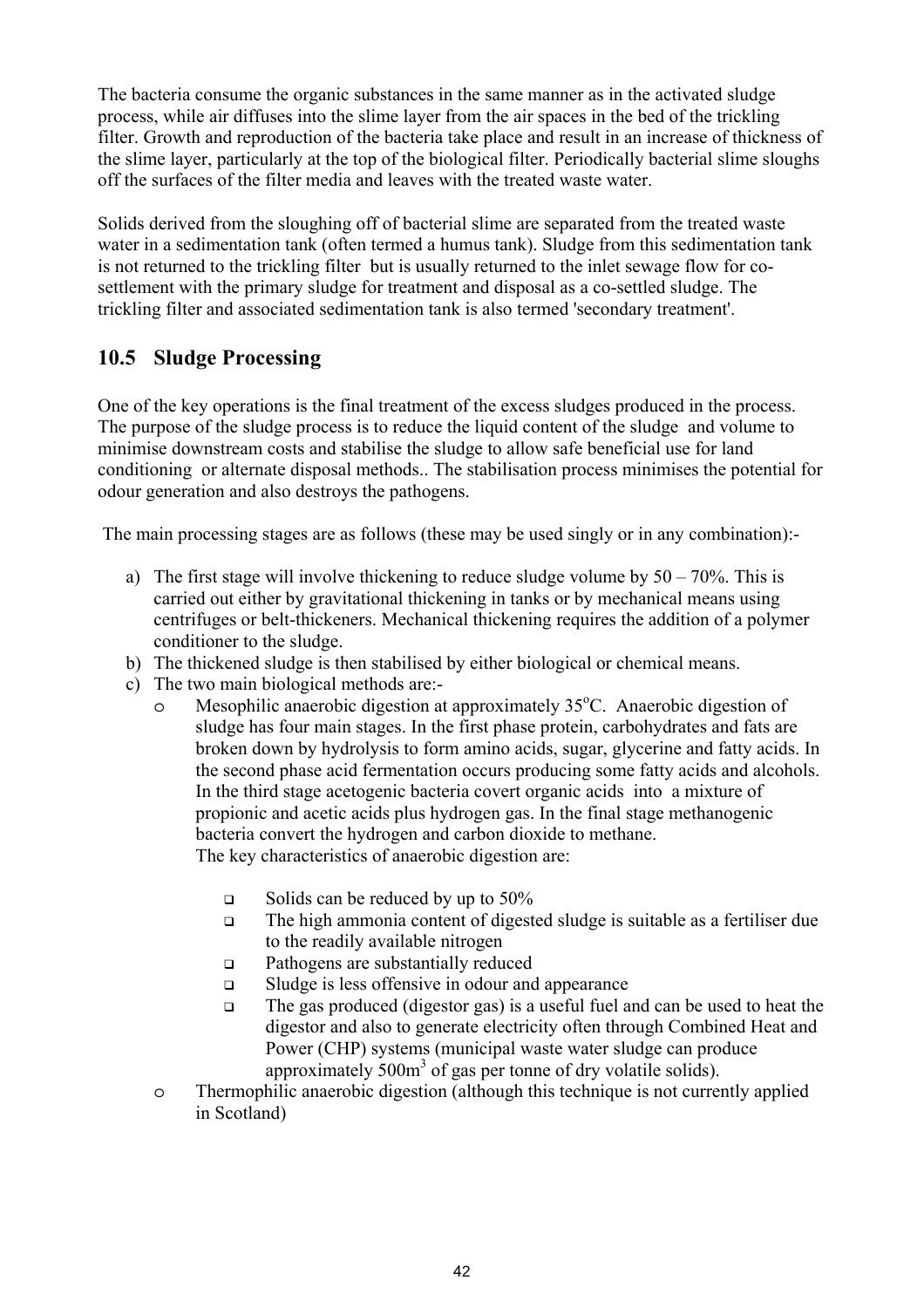The bacteria consume the organic substances in the same manner as in the activated sludge process, while air diffuses into the slime layer from the air spaces in the bed of the trickling filter. Growth and reproduction of the bacteria take place and result in an increase of thickness of the slime layer, particularly at the top of the biological filter. Periodically bacterial slime sloughs off the surfaces of the filter media and leaves with the treated waste water.

Solids derived from the sloughing off of bacterial slime are separated from the treated waste water in a sedimentation tank (often termed a humus tank). Sludge from this sedimentation tank is not returned to the trickling filter but is usually returned to the inlet sewage flow for co-settlement with the primary sludge for treatment and disposal as a co-settled sludge. The trickling filter and associated sedimentation tank is also termed 'secondary treatment'.

## 10.5 Sludge Processing

One of the key operations is the final treatment of the excess sludges produced in the process. The purpose of the sludge process is to reduce the liquid content of the sludge and volume to minimise downstream costs and stabilise the sludge to allow safe beneficial use for land conditioning or alternate disposal methods.. The stabilisation process minimises the potential for odour generation and also destroys the pathogens.

The main processing stages are as follows (these may be used singly or in any combination):-

a) The first stage will involve thickening to reduce sludge volume by 50 – 70%. This is carried out either by gravitational thickening in tanks or by mechanical means using centrifuges or belt-thickeners. Mechanical thickening requires the addition of a polymer conditioner to the sludge.
b) The thickened sludge is then stabilised by either biological or chemical means.
c) The two main biological methods are:-
   - Mesophilic anaerobic digestion at approximately 35°C. Anaerobic digestion of sludge has four main stages. In the first phase protein, carbohydrates and fats are broken down by hydrolysis to form amino acids, sugar, glycerine and fatty acids. In the second phase acid fermentation occurs producing some fatty acids and alcohols. In the third stage acetogenic bacteria covert organic acids into a mixture of propionic and acetic acids plus hydrogen gas. In the final stage methanogenic bacteria convert the hydrogen and carbon dioxide to methane.
     The key characteristics of anaerobic digestion are:
     - Solids can be reduced by up to 50%
     - The high ammonia content of digested sludge is suitable as a fertiliser due to the readily available nitrogen
     - Pathogens are substantially reduced
     - Sludge is less offensive in odour and appearance
     - The gas produced (digestor gas) is a useful fuel and can be used to heat the digestor and also to generate electricity often through Combined Heat and Power (CHP) systems (municipal waste water sludge can produce approximately 500m$^3$ of gas per tonne of dry volatile solids).
   - Thermophilic anaerobic digestion (although this technique is not currently applied in Scotland)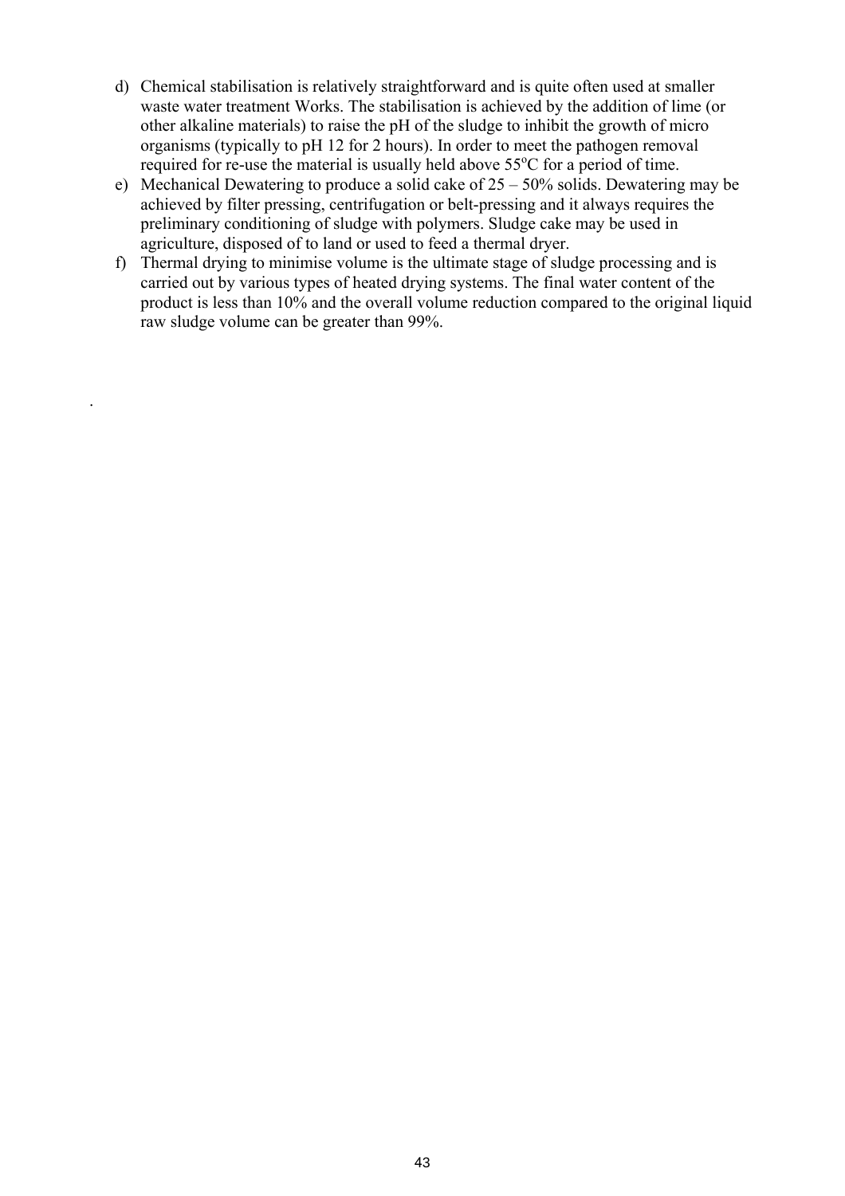d) Chemical stabilisation is relatively straightforward and is quite often used at smaller waste water treatment Works. The stabilisation is achieved by the addition of lime (or other alkaline materials) to raise the pH of the sludge to inhibit the growth of micro organisms (typically to pH 12 for 2 hours). In order to meet the pathogen removal required for re-use the material is usually held above 55$^{o}$C for a period of time.

e) Mechanical Dewatering to produce a solid cake of 25 – 50% solids. Dewatering may be achieved by filter pressing, centrifugation or belt-pressing and it always requires the preliminary conditioning of sludge with polymers. Sludge cake may be used in agriculture, disposed of to land or used to feed a thermal dryer.

f) Thermal drying to minimise volume is the ultimate stage of sludge processing and is carried out by various types of heated drying systems. The final water content of the product is less than 10% and the overall volume reduction compared to the original liquid raw sludge volume can be greater than 99%.

.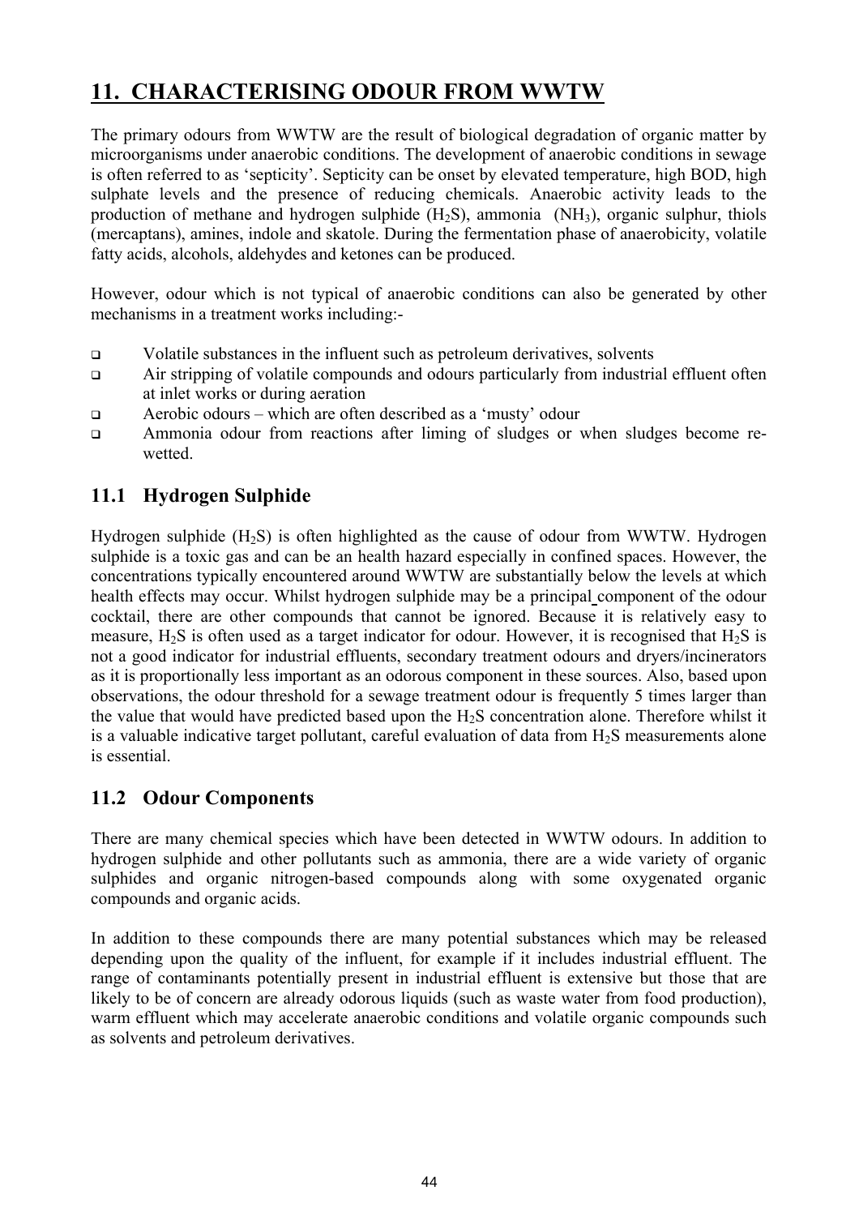# 11. CHARACTERISING ODOUR FROM WWTW

The primary odours from WWTW are the result of biological degradation of organic matter by microorganisms under anaerobic conditions. The development of anaerobic conditions in sewage is often referred to as 'septicity'. Septicity can be onset by elevated temperature, high BOD, high sulphate levels and the presence of reducing chemicals. Anaerobic activity leads to the production of methane and hydrogen sulphide ($H_2S$), ammonia ($NH_3$), organic sulphur, thiols (mercaptans), amines, indole and skatole. During the fermentation phase of anaerobicity, volatile fatty acids, alcohols, aldehydes and ketones can be produced.

However, odour which is not typical of anaerobic conditions can also be generated by other mechanisms in a treatment works including:-

- Volatile substances in the influent such as petroleum derivatives, solvents
- Air stripping of volatile compounds and odours particularly from industrial effluent often at inlet works or during aeration
- Aerobic odours – which are often described as a 'musty' odour
- Ammonia odour from reactions after liming of sludges or when sludges become re-wetted.

## 11.1 Hydrogen Sulphide

Hydrogen sulphide ($H_2S$) is often highlighted as the cause of odour from WWTW. Hydrogen sulphide is a toxic gas and can be an health hazard especially in confined spaces. However, the concentrations typically encountered around WWTW are substantially below the levels at which health effects may occur. Whilst hydrogen sulphide may be a principal component of the odour cocktail, there are other compounds that cannot be ignored. Because it is relatively easy to measure, $H_2S$ is often used as a target indicator for odour. However, it is recognised that $H_2S$ is not a good indicator for industrial effluents, secondary treatment odours and dryers/incinerators as it is proportionally less important as an odorous component in these sources. Also, based upon observations, the odour threshold for a sewage treatment odour is frequently 5 times larger than the value that would have predicted based upon the $H_2S$ concentration alone. Therefore whilst it is a valuable indicative target pollutant, careful evaluation of data from $H_2S$ measurements alone is essential.

## 11.2 Odour Components

There are many chemical species which have been detected in WWTW odours. In addition to hydrogen sulphide and other pollutants such as ammonia, there are a wide variety of organic sulphides and organic nitrogen-based compounds along with some oxygenated organic compounds and organic acids.

In addition to these compounds there are many potential substances which may be released depending upon the quality of the influent, for example if it includes industrial effluent. The range of contaminants potentially present in industrial effluent is extensive but those that are likely to be of concern are already odorous liquids (such as waste water from food production), warm effluent which may accelerate anaerobic conditions and volatile organic compounds such as solvents and petroleum derivatives.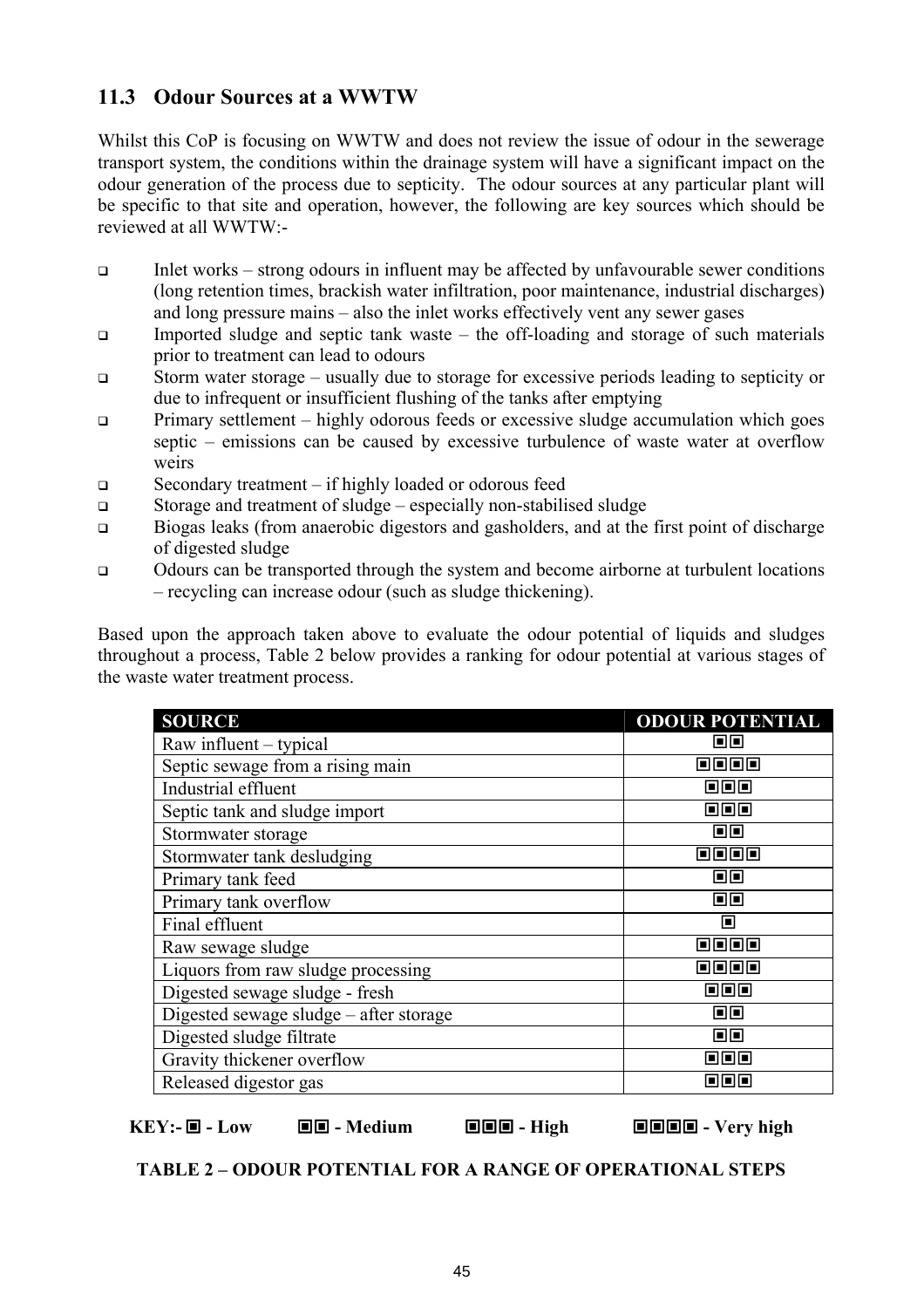## 11.3 Odour Sources at a WWTW

Whilst this CoP is focusing on WWTW and does not review the issue of odour in the sewerage transport system, the conditions within the drainage system will have a significant impact on the odour generation of the process due to septicity. The odour sources at any particular plant will be specific to that site and operation, however, the following are key sources which should be reviewed at all WWTW:-

- Inlet works – strong odours in influent may be affected by unfavourable sewer conditions (long retention times, brackish water infiltration, poor maintenance, industrial discharges) and long pressure mains – also the inlet works effectively vent any sewer gases
- Imported sludge and septic tank waste – the off-loading and storage of such materials prior to treatment can lead to odours
- Storm water storage – usually due to storage for excessive periods leading to septicity or due to infrequent or insufficient flushing of the tanks after emptying
- Primary settlement – highly odorous feeds or excessive sludge accumulation which goes septic – emissions can be caused by excessive turbulence of waste water at overflow weirs
- Secondary treatment – if highly loaded or odorous feed
- Storage and treatment of sludge – especially non-stabilised sludge
- Biogas leaks (from anaerobic digestors and gasholders, and at the first point of discharge of digested sludge
- Odours can be transported through the system and become airborne at turbulent locations – recycling can increase odour (such as sludge thickening).

Based upon the approach taken above to evaluate the odour potential of liquids and sludges throughout a process, Table 2 below provides a ranking for odour potential at various stages of the waste water treatment process.

| SOURCE | ODOUR POTENTIAL |
|---|---|
| Raw influent – typical | ▣▣ |
| Septic sewage from a rising main | ▣▣▣▣ |
| Industrial effluent | ▣▣▣ |
| Septic tank and sludge import | ▣▣▣ |
| Stormwater storage | ▣▣ |
| Stormwater tank desludging | ▣▣▣▣ |
| Primary tank feed | ▣▣ |
| Primary tank overflow | ▣▣ |
| Final effluent | ▣ |
| Raw sewage sludge | ▣▣▣▣ |
| Liquors from raw sludge processing | ▣▣▣▣ |
| Digested sewage sludge - fresh | ▣▣▣ |
| Digested sewage sludge – after storage | ▣▣ |
| Digested sludge filtrate | ▣▣ |
| Gravity thickener overflow | ▣▣▣ |
| Released digestor gas | ▣▣▣ |

**KEY:- ▣ - Low ▣▣ - Medium ▣▣▣ - High ▣▣▣▣ - Very high**

**TABLE 2 – ODOUR POTENTIAL FOR A RANGE OF OPERATIONAL STEPS**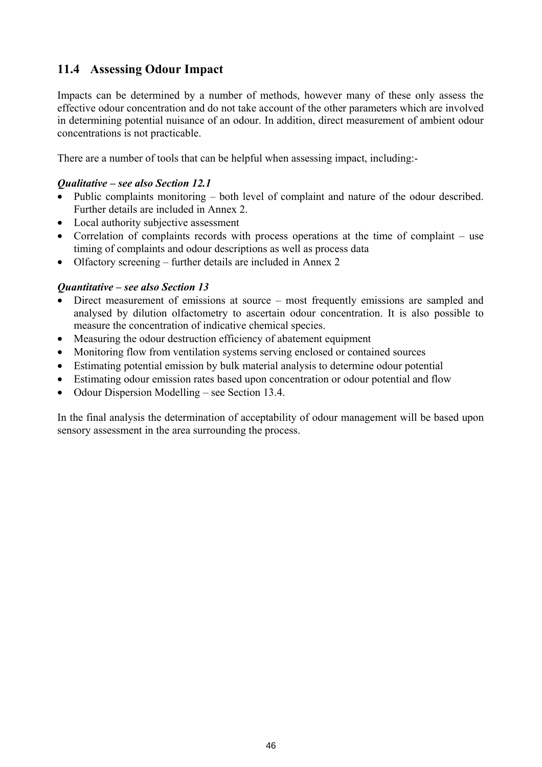## 11.4 Assessing Odour Impact

Impacts can be determined by a number of methods, however many of these only assess the effective odour concentration and do not take account of the other parameters which are involved in determining potential nuisance of an odour. In addition, direct measurement of ambient odour concentrations is not practicable.

There are a number of tools that can be helpful when assessing impact, including:-

***Qualitative – see also Section 12.1***

- Public complaints monitoring – both level of complaint and nature of the odour described. Further details are included in Annex 2.
- Local authority subjective assessment
- Correlation of complaints records with process operations at the time of complaint – use timing of complaints and odour descriptions as well as process data
- Olfactory screening – further details are included in Annex 2

***Quantitative – see also Section 13***

- Direct measurement of emissions at source – most frequently emissions are sampled and analysed by dilution olfactometry to ascertain odour concentration. It is also possible to measure the concentration of indicative chemical species.
- Measuring the odour destruction efficiency of abatement equipment
- Monitoring flow from ventilation systems serving enclosed or contained sources
- Estimating potential emission by bulk material analysis to determine odour potential
- Estimating odour emission rates based upon concentration or odour potential and flow
- Odour Dispersion Modelling – see Section 13.4.

In the final analysis the determination of acceptability of odour management will be based upon sensory assessment in the area surrounding the process.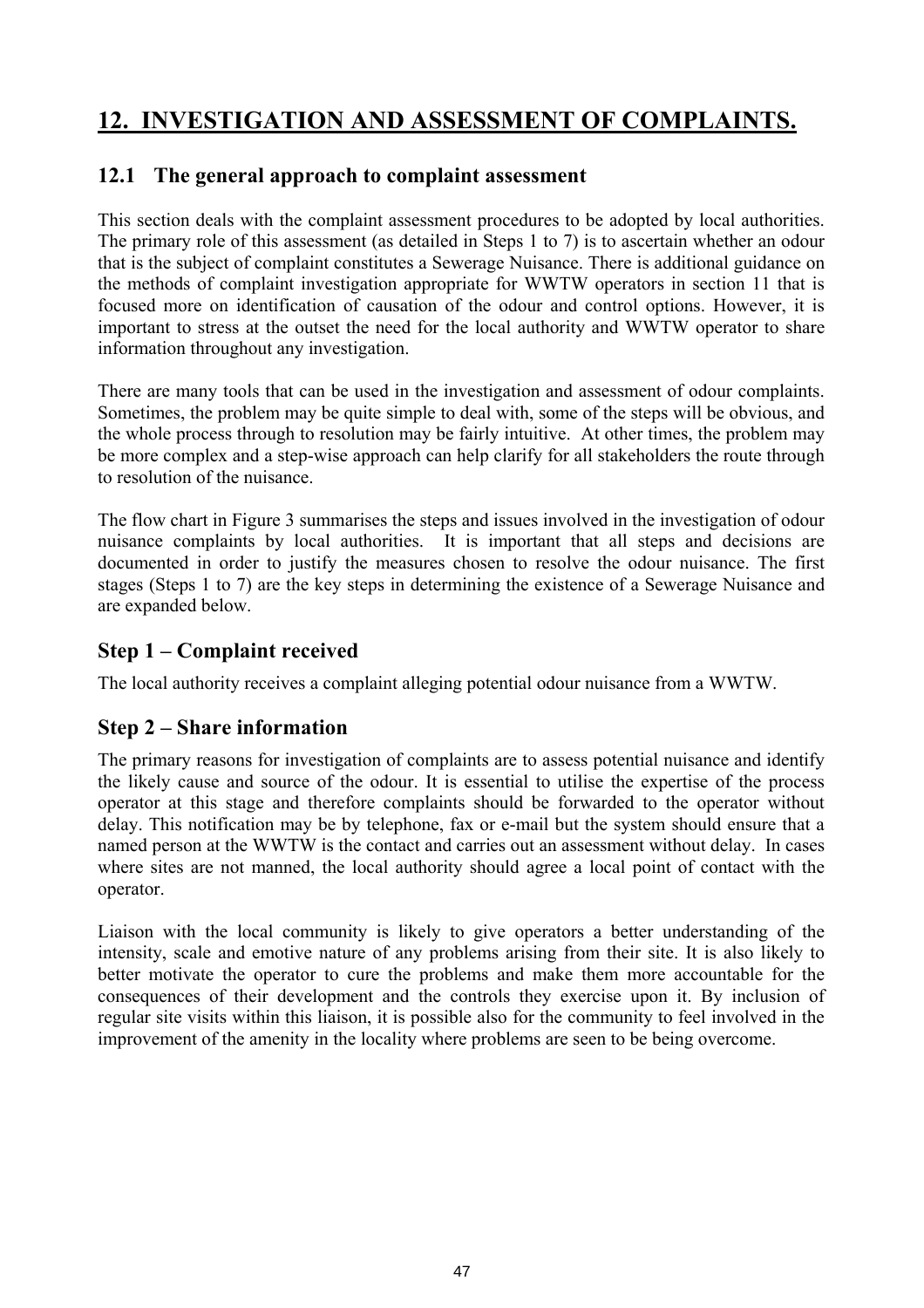# 12. INVESTIGATION AND ASSESSMENT OF COMPLAINTS.

## 12.1 The general approach to complaint assessment

This section deals with the complaint assessment procedures to be adopted by local authorities. The primary role of this assessment (as detailed in Steps 1 to 7) is to ascertain whether an odour that is the subject of complaint constitutes a Sewerage Nuisance. There is additional guidance on the methods of complaint investigation appropriate for WWTW operators in section 11 that is focused more on identification of causation of the odour and control options. However, it is important to stress at the outset the need for the local authority and WWTW operator to share information throughout any investigation.

There are many tools that can be used in the investigation and assessment of odour complaints. Sometimes, the problem may be quite simple to deal with, some of the steps will be obvious, and the whole process through to resolution may be fairly intuitive. At other times, the problem may be more complex and a step-wise approach can help clarify for all stakeholders the route through to resolution of the nuisance.

The flow chart in Figure 3 summarises the steps and issues involved in the investigation of odour nuisance complaints by local authorities. It is important that all steps and decisions are documented in order to justify the measures chosen to resolve the odour nuisance. The first stages (Steps 1 to 7) are the key steps in determining the existence of a Sewerage Nuisance and are expanded below.

### Step 1 – Complaint received

The local authority receives a complaint alleging potential odour nuisance from a WWTW.

### Step 2 – Share information

The primary reasons for investigation of complaints are to assess potential nuisance and identify the likely cause and source of the odour. It is essential to utilise the expertise of the process operator at this stage and therefore complaints should be forwarded to the operator without delay. This notification may be by telephone, fax or e-mail but the system should ensure that a named person at the WWTW is the contact and carries out an assessment without delay. In cases where sites are not manned, the local authority should agree a local point of contact with the operator.

Liaison with the local community is likely to give operators a better understanding of the intensity, scale and emotive nature of any problems arising from their site. It is also likely to better motivate the operator to cure the problems and make them more accountable for the consequences of their development and the controls they exercise upon it. By inclusion of regular site visits within this liaison, it is possible also for the community to feel involved in the improvement of the amenity in the locality where problems are seen to be being overcome.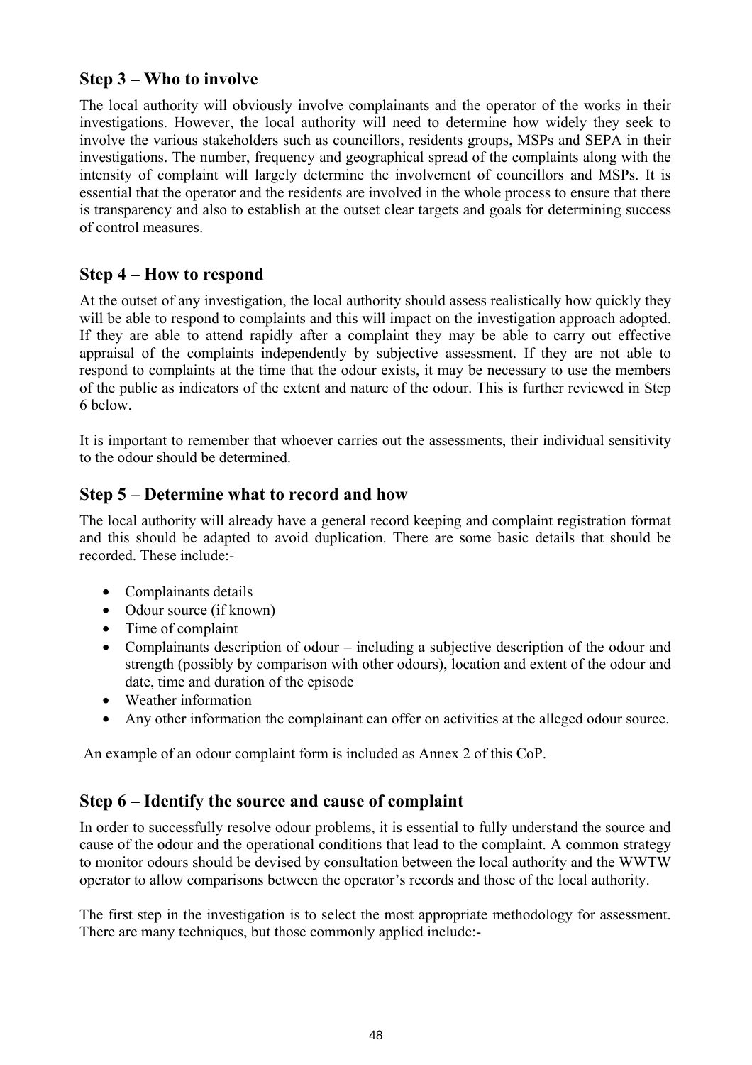## Step 3 – Who to involve

The local authority will obviously involve complainants and the operator of the works in their investigations. However, the local authority will need to determine how widely they seek to involve the various stakeholders such as councillors, residents groups, MSPs and SEPA in their investigations. The number, frequency and geographical spread of the complaints along with the intensity of complaint will largely determine the involvement of councillors and MSPs. It is essential that the operator and the residents are involved in the whole process to ensure that there is transparency and also to establish at the outset clear targets and goals for determining success of control measures.

## Step 4 – How to respond

At the outset of any investigation, the local authority should assess realistically how quickly they will be able to respond to complaints and this will impact on the investigation approach adopted. If they are able to attend rapidly after a complaint they may be able to carry out effective appraisal of the complaints independently by subjective assessment. If they are not able to respond to complaints at the time that the odour exists, it may be necessary to use the members of the public as indicators of the extent and nature of the odour. This is further reviewed in Step 6 below.

It is important to remember that whoever carries out the assessments, their individual sensitivity to the odour should be determined.

## Step 5 – Determine what to record and how

The local authority will already have a general record keeping and complaint registration format and this should be adapted to avoid duplication. There are some basic details that should be recorded. These include:-

- Complainants details
- Odour source (if known)
- Time of complaint
- Complainants description of odour – including a subjective description of the odour and strength (possibly by comparison with other odours), location and extent of the odour and date, time and duration of the episode
- Weather information
- Any other information the complainant can offer on activities at the alleged odour source.

An example of an odour complaint form is included as Annex 2 of this CoP.

## Step 6 – Identify the source and cause of complaint

In order to successfully resolve odour problems, it is essential to fully understand the source and cause of the odour and the operational conditions that lead to the complaint. A common strategy to monitor odours should be devised by consultation between the local authority and the WWTW operator to allow comparisons between the operator's records and those of the local authority.

The first step in the investigation is to select the most appropriate methodology for assessment. There are many techniques, but those commonly applied include:-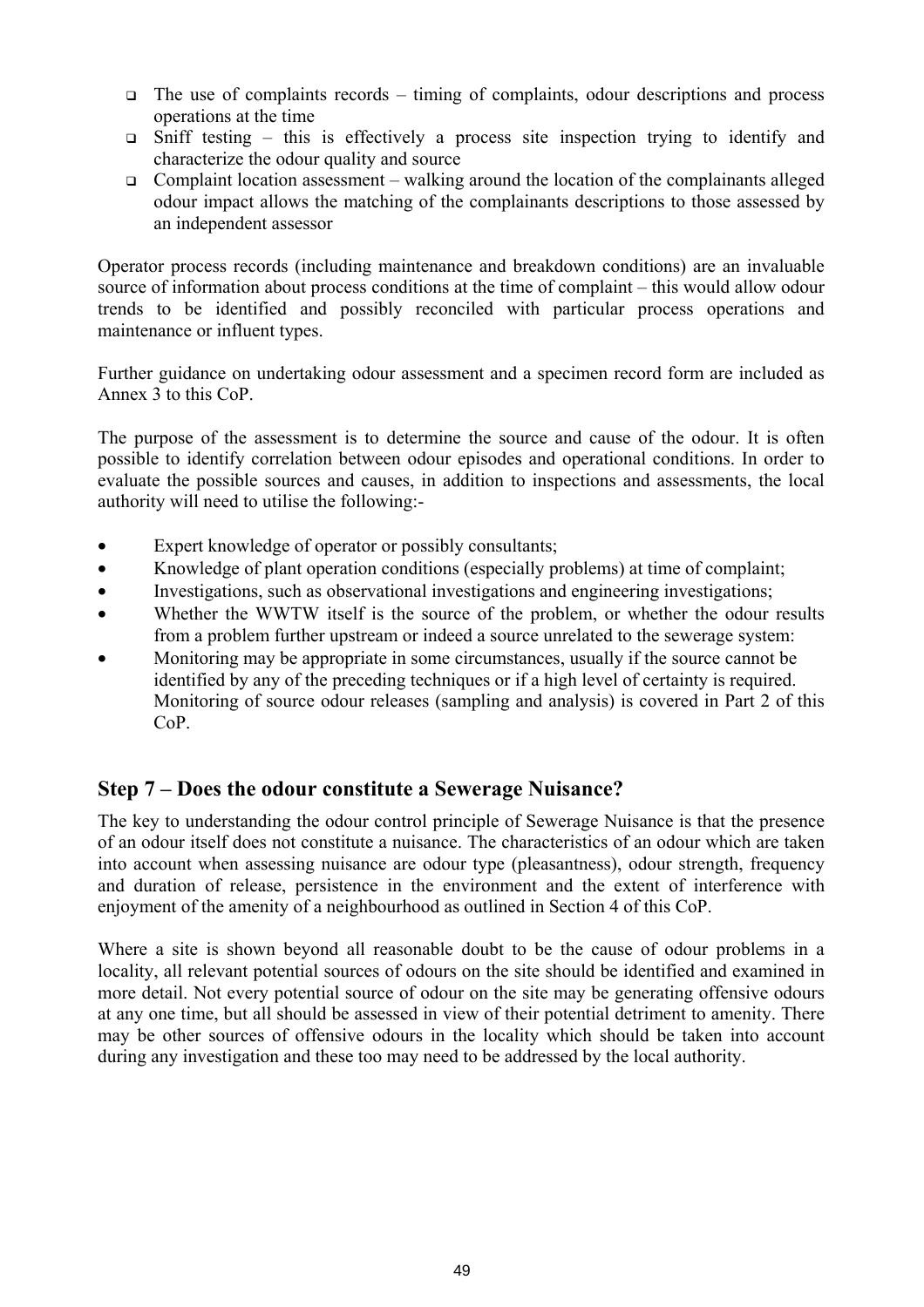- The use of complaints records – timing of complaints, odour descriptions and process operations at the time
- Sniff testing – this is effectively a process site inspection trying to identify and characterize the odour quality and source
- Complaint location assessment – walking around the location of the complainants alleged odour impact allows the matching of the complainants descriptions to those assessed by an independent assessor

Operator process records (including maintenance and breakdown conditions) are an invaluable source of information about process conditions at the time of complaint – this would allow odour trends to be identified and possibly reconciled with particular process operations and maintenance or influent types.

Further guidance on undertaking odour assessment and a specimen record form are included as Annex 3 to this CoP.

The purpose of the assessment is to determine the source and cause of the odour. It is often possible to identify correlation between odour episodes and operational conditions. In order to evaluate the possible sources and causes, in addition to inspections and assessments, the local authority will need to utilise the following:-

- Expert knowledge of operator or possibly consultants;
- Knowledge of plant operation conditions (especially problems) at time of complaint;
- Investigations, such as observational investigations and engineering investigations;
- Whether the WWTW itself is the source of the problem, or whether the odour results from a problem further upstream or indeed a source unrelated to the sewerage system:
- Monitoring may be appropriate in some circumstances, usually if the source cannot be identified by any of the preceding techniques or if a high level of certainty is required. Monitoring of source odour releases (sampling and analysis) is covered in Part 2 of this CoP.

## Step 7 – Does the odour constitute a Sewerage Nuisance?

The key to understanding the odour control principle of Sewerage Nuisance is that the presence of an odour itself does not constitute a nuisance. The characteristics of an odour which are taken into account when assessing nuisance are odour type (pleasantness), odour strength, frequency and duration of release, persistence in the environment and the extent of interference with enjoyment of the amenity of a neighbourhood as outlined in Section 4 of this CoP.

Where a site is shown beyond all reasonable doubt to be the cause of odour problems in a locality, all relevant potential sources of odours on the site should be identified and examined in more detail. Not every potential source of odour on the site may be generating offensive odours at any one time, but all should be assessed in view of their potential detriment to amenity. There may be other sources of offensive odours in the locality which should be taken into account during any investigation and these too may need to be addressed by the local authority.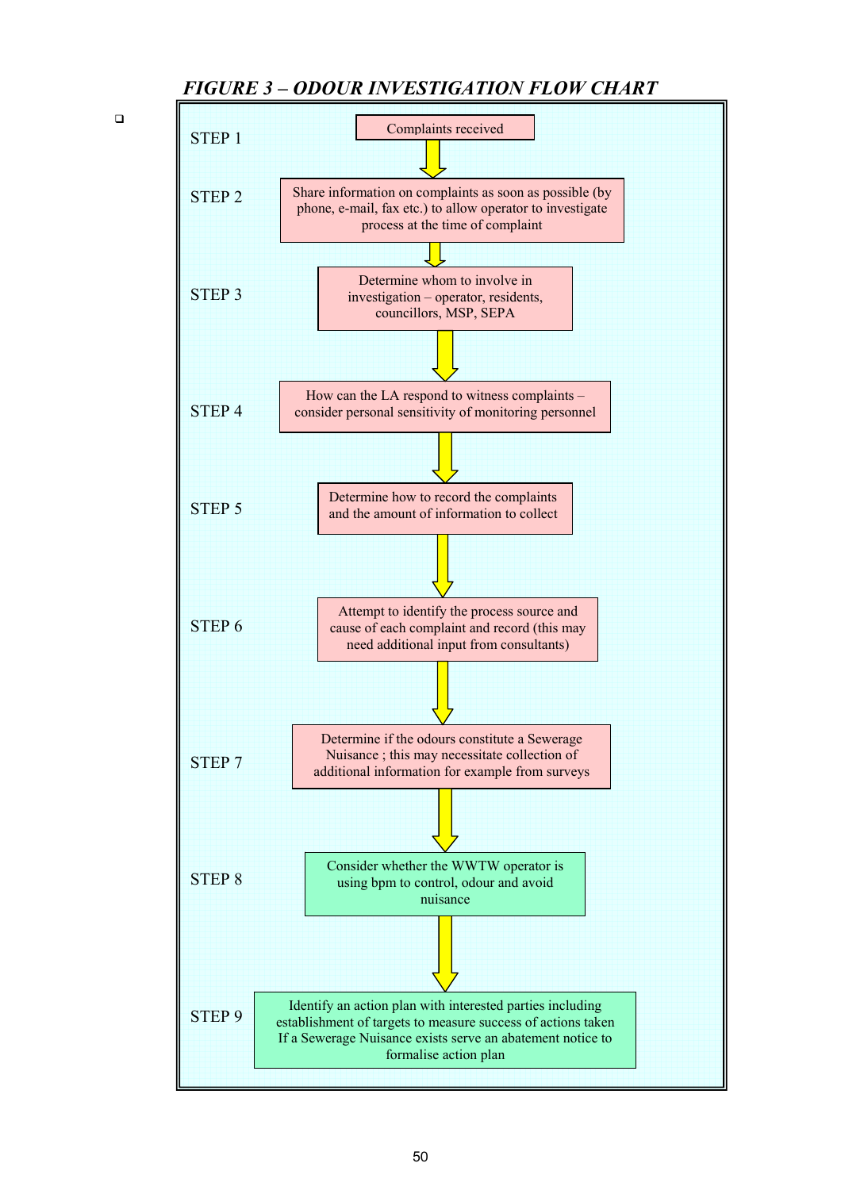## *FIGURE 3 – ODOUR INVESTIGATION FLOW CHART*

STEP 1 — Complaints received

↓

STEP 2 — Share information on complaints as soon as possible (by phone, e-mail, fax etc.) to allow operator to investigate process at the time of complaint

↓

STEP 3 — Determine whom to involve in investigation – operator, residents, councillors, MSP, SEPA

↓

STEP 4 — How can the LA respond to witness complaints – consider personal sensitivity of monitoring personnel

↓

STEP 5 — Determine how to record the complaints and the amount of information to collect

↓

STEP 6 — Attempt to identify the process source and cause of each complaint and record (this may need additional input from consultants)

↓

STEP 7 — Determine if the odours constitute a Sewerage Nuisance ; this may necessitate collection of additional information for example from surveys

↓

STEP 8 — Consider whether the WWTW operator is using bpm to control, odour and avoid nuisance

↓

STEP 9 — Identify an action plan with interested parties including establishment of targets to measure success of actions taken If a Sewerage Nuisance exists serve an abatement notice to formalise action plan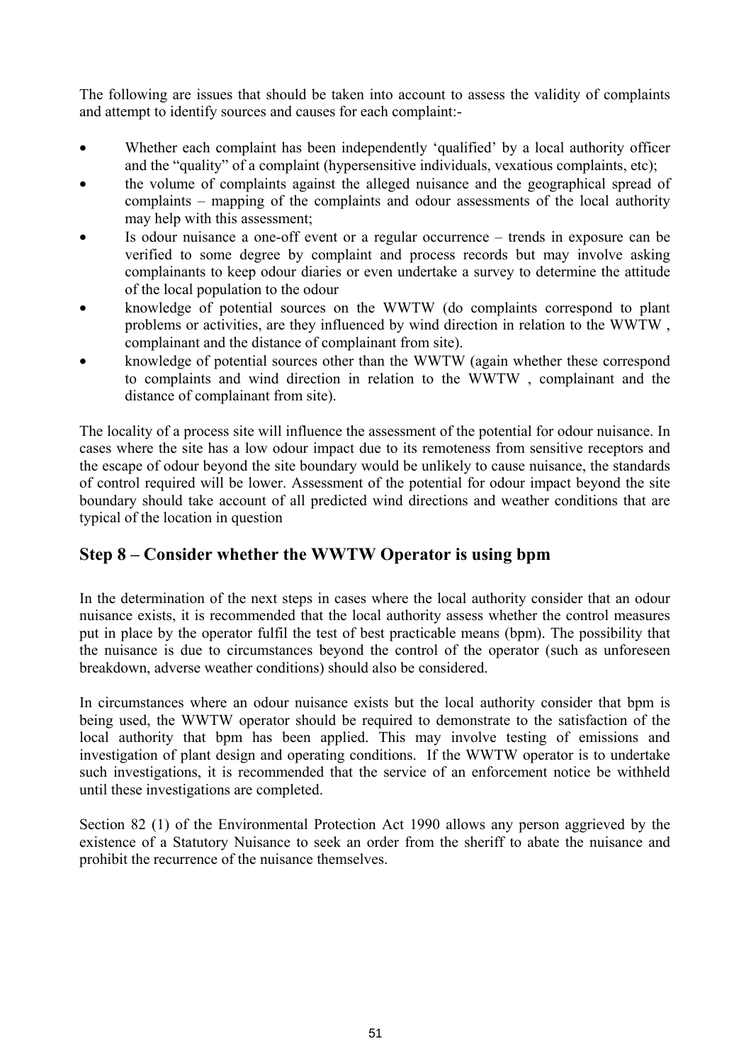The following are issues that should be taken into account to assess the validity of complaints and attempt to identify sources and causes for each complaint:-

- Whether each complaint has been independently 'qualified' by a local authority officer and the "quality" of a complaint (hypersensitive individuals, vexatious complaints, etc);
- the volume of complaints against the alleged nuisance and the geographical spread of complaints – mapping of the complaints and odour assessments of the local authority may help with this assessment;
- Is odour nuisance a one-off event or a regular occurrence – trends in exposure can be verified to some degree by complaint and process records but may involve asking complainants to keep odour diaries or even undertake a survey to determine the attitude of the local population to the odour
- knowledge of potential sources on the WWTW (do complaints correspond to plant problems or activities, are they influenced by wind direction in relation to the WWTW , complainant and the distance of complainant from site).
- knowledge of potential sources other than the WWTW (again whether these correspond to complaints and wind direction in relation to the WWTW , complainant and the distance of complainant from site).

The locality of a process site will influence the assessment of the potential for odour nuisance. In cases where the site has a low odour impact due to its remoteness from sensitive receptors and the escape of odour beyond the site boundary would be unlikely to cause nuisance, the standards of control required will be lower. Assessment of the potential for odour impact beyond the site boundary should take account of all predicted wind directions and weather conditions that are typical of the location in question

## Step 8 – Consider whether the WWTW Operator is using bpm

In the determination of the next steps in cases where the local authority consider that an odour nuisance exists, it is recommended that the local authority assess whether the control measures put in place by the operator fulfil the test of best practicable means (bpm). The possibility that the nuisance is due to circumstances beyond the control of the operator (such as unforeseen breakdown, adverse weather conditions) should also be considered.

In circumstances where an odour nuisance exists but the local authority consider that bpm is being used, the WWTW operator should be required to demonstrate to the satisfaction of the local authority that bpm has been applied. This may involve testing of emissions and investigation of plant design and operating conditions. If the WWTW operator is to undertake such investigations, it is recommended that the service of an enforcement notice be withheld until these investigations are completed.

Section 82 (1) of the Environmental Protection Act 1990 allows any person aggrieved by the existence of a Statutory Nuisance to seek an order from the sheriff to abate the nuisance and prohibit the recurrence of the nuisance themselves.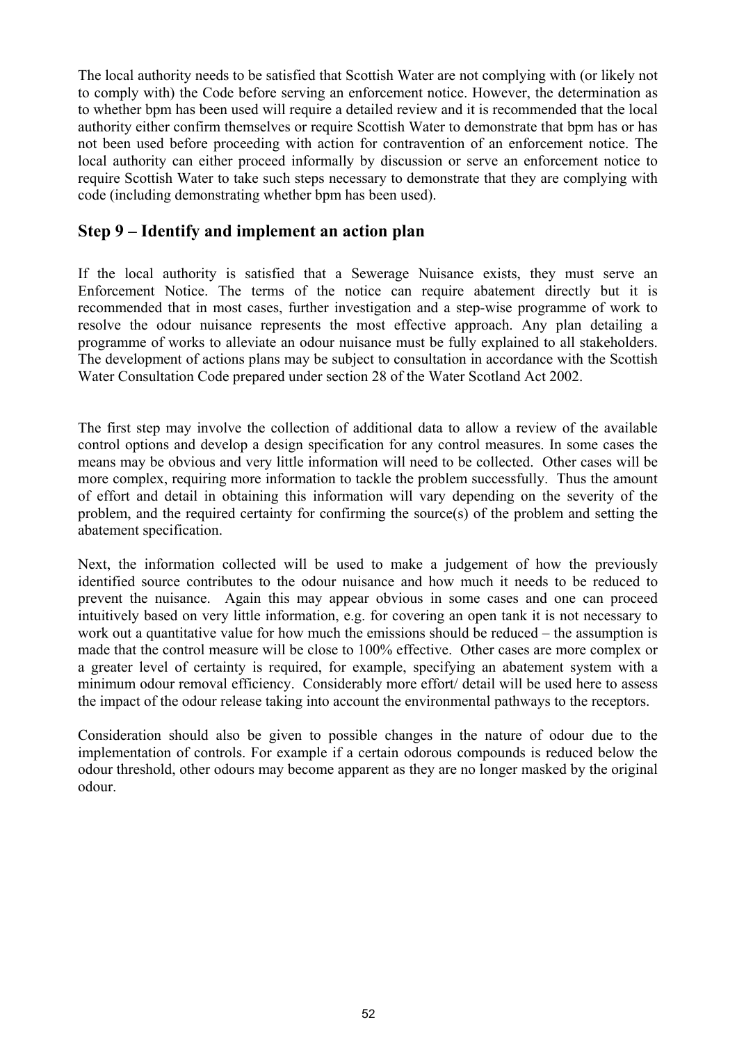The local authority needs to be satisfied that Scottish Water are not complying with (or likely not to comply with) the Code before serving an enforcement notice. However, the determination as to whether bpm has been used will require a detailed review and it is recommended that the local authority either confirm themselves or require Scottish Water to demonstrate that bpm has or has not been used before proceeding with action for contravention of an enforcement notice. The local authority can either proceed informally by discussion or serve an enforcement notice to require Scottish Water to take such steps necessary to demonstrate that they are complying with code (including demonstrating whether bpm has been used).

## Step 9 – Identify and implement an action plan

If the local authority is satisfied that a Sewerage Nuisance exists, they must serve an Enforcement Notice. The terms of the notice can require abatement directly but it is recommended that in most cases, further investigation and a step-wise programme of work to resolve the odour nuisance represents the most effective approach. Any plan detailing a programme of works to alleviate an odour nuisance must be fully explained to all stakeholders. The development of actions plans may be subject to consultation in accordance with the Scottish Water Consultation Code prepared under section 28 of the Water Scotland Act 2002.

The first step may involve the collection of additional data to allow a review of the available control options and develop a design specification for any control measures. In some cases the means may be obvious and very little information will need to be collected. Other cases will be more complex, requiring more information to tackle the problem successfully. Thus the amount of effort and detail in obtaining this information will vary depending on the severity of the problem, and the required certainty for confirming the source(s) of the problem and setting the abatement specification.

Next, the information collected will be used to make a judgement of how the previously identified source contributes to the odour nuisance and how much it needs to be reduced to prevent the nuisance. Again this may appear obvious in some cases and one can proceed intuitively based on very little information, e.g. for covering an open tank it is not necessary to work out a quantitative value for how much the emissions should be reduced – the assumption is made that the control measure will be close to 100% effective. Other cases are more complex or a greater level of certainty is required, for example, specifying an abatement system with a minimum odour removal efficiency. Considerably more effort/ detail will be used here to assess the impact of the odour release taking into account the environmental pathways to the receptors.

Consideration should also be given to possible changes in the nature of odour due to the implementation of controls. For example if a certain odorous compounds is reduced below the odour threshold, other odours may become apparent as they are no longer masked by the original odour.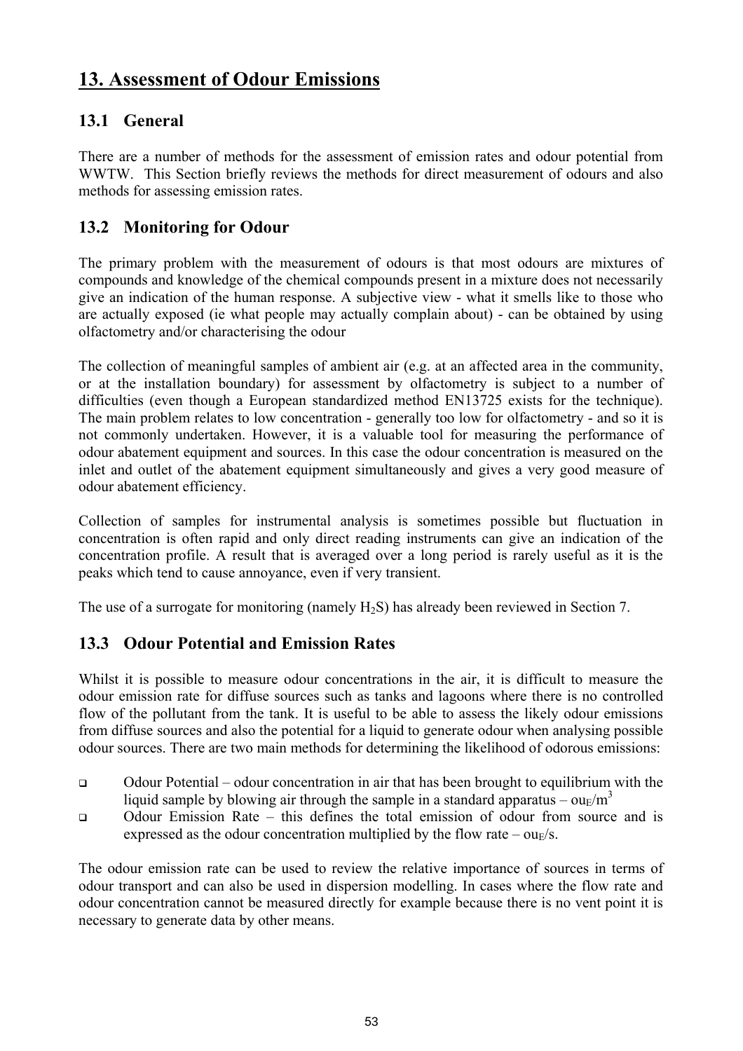# 13. Assessment of Odour Emissions

## 13.1 General

There are a number of methods for the assessment of emission rates and odour potential from WWTW. This Section briefly reviews the methods for direct measurement of odours and also methods for assessing emission rates.

## 13.2 Monitoring for Odour

The primary problem with the measurement of odours is that most odours are mixtures of compounds and knowledge of the chemical compounds present in a mixture does not necessarily give an indication of the human response. A subjective view - what it smells like to those who are actually exposed (ie what people may actually complain about) - can be obtained by using olfactometry and/or characterising the odour

The collection of meaningful samples of ambient air (e.g. at an affected area in the community, or at the installation boundary) for assessment by olfactometry is subject to a number of difficulties (even though a European standardized method EN13725 exists for the technique). The main problem relates to low concentration - generally too low for olfactometry - and so it is not commonly undertaken. However, it is a valuable tool for measuring the performance of odour abatement equipment and sources. In this case the odour concentration is measured on the inlet and outlet of the abatement equipment simultaneously and gives a very good measure of odour abatement efficiency.

Collection of samples for instrumental analysis is sometimes possible but fluctuation in concentration is often rapid and only direct reading instruments can give an indication of the concentration profile. A result that is averaged over a long period is rarely useful as it is the peaks which tend to cause annoyance, even if very transient.

The use of a surrogate for monitoring (namely $H_2S$) has already been reviewed in Section 7.

## 13.3 Odour Potential and Emission Rates

Whilst it is possible to measure odour concentrations in the air, it is difficult to measure the odour emission rate for diffuse sources such as tanks and lagoons where there is no controlled flow of the pollutant from the tank. It is useful to be able to assess the likely odour emissions from diffuse sources and also the potential for a liquid to generate odour when analysing possible odour sources. There are two main methods for determining the likelihood of odorous emissions:

- Odour Potential – odour concentration in air that has been brought to equilibrium with the liquid sample by blowing air through the sample in a standard apparatus – $ou_E/m^3$
- Odour Emission Rate – this defines the total emission of odour from source and is expressed as the odour concentration multiplied by the flow rate – $ou_E/s$.

The odour emission rate can be used to review the relative importance of sources in terms of odour transport and can also be used in dispersion modelling. In cases where the flow rate and odour concentration cannot be measured directly for example because there is no vent point it is necessary to generate data by other means.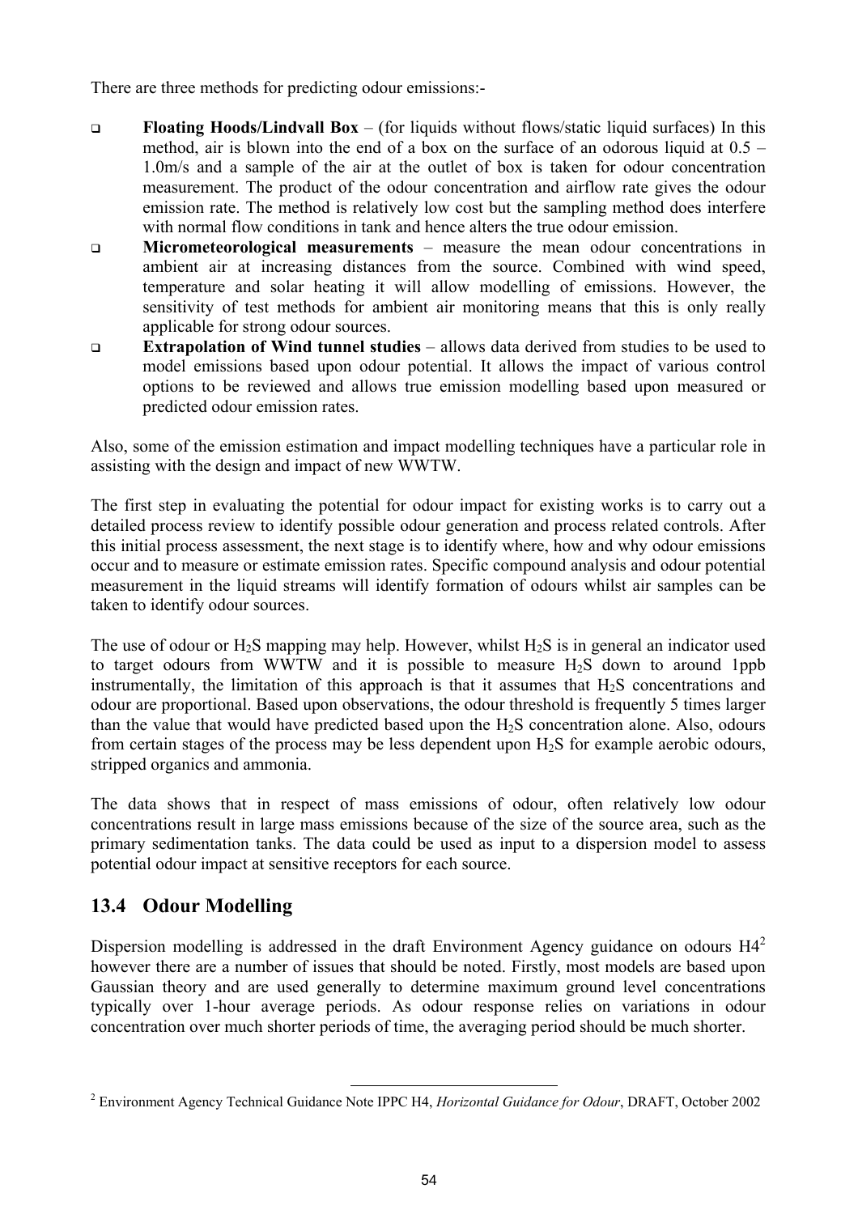There are three methods for predicting odour emissions:-

- **Floating Hoods/Lindvall Box** – (for liquids without flows/static liquid surfaces) In this method, air is blown into the end of a box on the surface of an odorous liquid at 0.5 – 1.0m/s and a sample of the air at the outlet of box is taken for odour concentration measurement. The product of the odour concentration and airflow rate gives the odour emission rate. The method is relatively low cost but the sampling method does interfere with normal flow conditions in tank and hence alters the true odour emission.
- **Micrometeorological measurements** – measure the mean odour concentrations in ambient air at increasing distances from the source. Combined with wind speed, temperature and solar heating it will allow modelling of emissions. However, the sensitivity of test methods for ambient air monitoring means that this is only really applicable for strong odour sources.
- **Extrapolation of Wind tunnel studies** – allows data derived from studies to be used to model emissions based upon odour potential. It allows the impact of various control options to be reviewed and allows true emission modelling based upon measured or predicted odour emission rates.

Also, some of the emission estimation and impact modelling techniques have a particular role in assisting with the design and impact of new WWTW.

The first step in evaluating the potential for odour impact for existing works is to carry out a detailed process review to identify possible odour generation and process related controls. After this initial process assessment, the next stage is to identify where, how and why odour emissions occur and to measure or estimate emission rates. Specific compound analysis and odour potential measurement in the liquid streams will identify formation of odours whilst air samples can be taken to identify odour sources.

The use of odour or $H_2S$ mapping may help. However, whilst $H_2S$ is in general an indicator used to target odours from WWTW and it is possible to measure $H_2S$ down to around 1ppb instrumentally, the limitation of this approach is that it assumes that $H_2S$ concentrations and odour are proportional. Based upon observations, the odour threshold is frequently 5 times larger than the value that would have predicted based upon the $H_2S$ concentration alone. Also, odours from certain stages of the process may be less dependent upon $H_2S$ for example aerobic odours, stripped organics and ammonia.

The data shows that in respect of mass emissions of odour, often relatively low odour concentrations result in large mass emissions because of the size of the source area, such as the primary sedimentation tanks. The data could be used as input to a dispersion model to assess potential odour impact at sensitive receptors for each source.

## 13.4 Odour Modelling

Dispersion modelling is addressed in the draft Environment Agency guidance on odours H4[2] however there are a number of issues that should be noted. Firstly, most models are based upon Gaussian theory and are used generally to determine maximum ground level concentrations typically over 1-hour average periods. As odour response relies on variations in odour concentration over much shorter periods of time, the averaging period should be much shorter.

[2] Environment Agency Technical Guidance Note IPPC H4, *Horizontal Guidance for Odour*, DRAFT, October 2002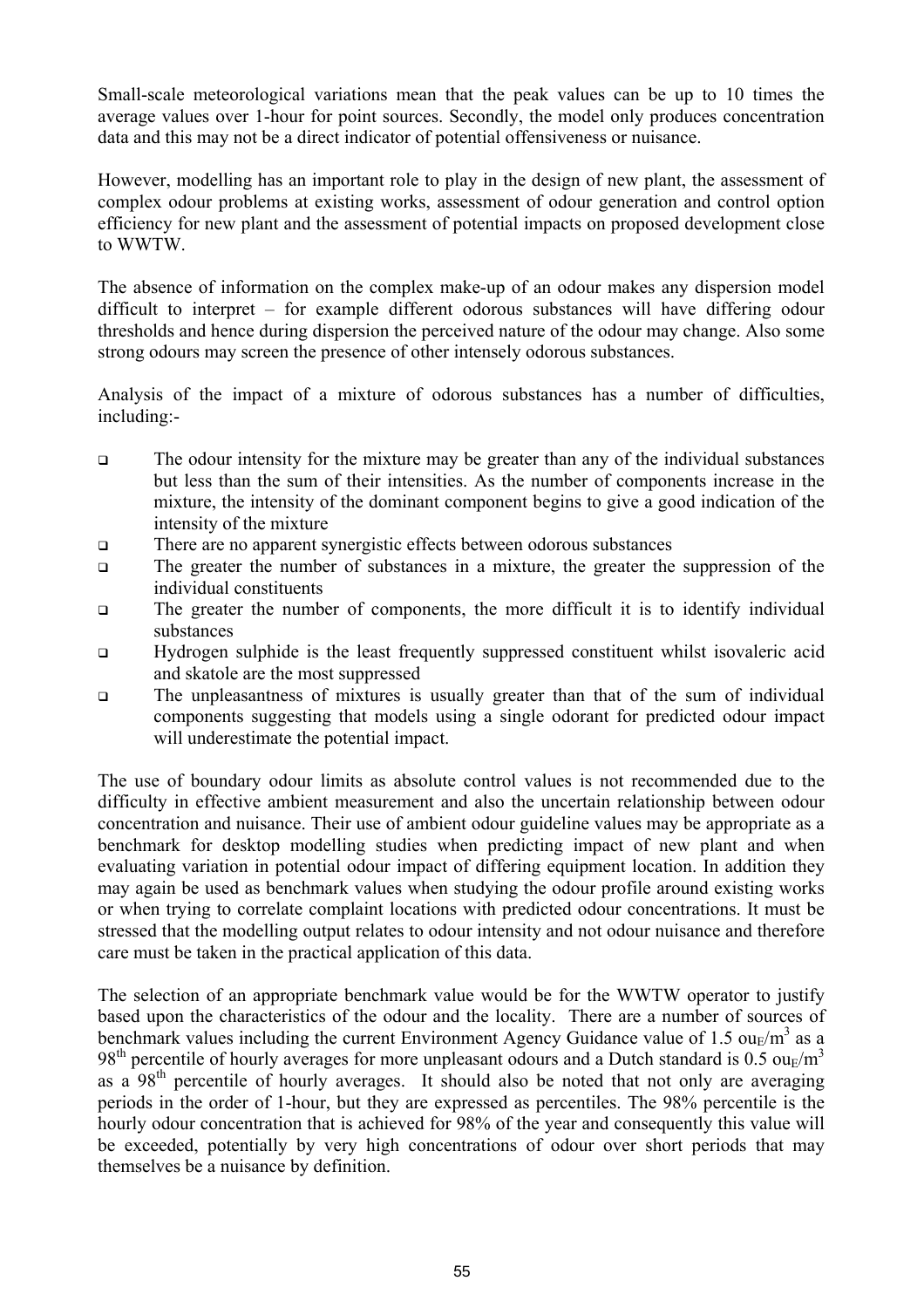Small-scale meteorological variations mean that the peak values can be up to 10 times the average values over 1-hour for point sources. Secondly, the model only produces concentration data and this may not be a direct indicator of potential offensiveness or nuisance.

However, modelling has an important role to play in the design of new plant, the assessment of complex odour problems at existing works, assessment of odour generation and control option efficiency for new plant and the assessment of potential impacts on proposed development close to WWTW.

The absence of information on the complex make-up of an odour makes any dispersion model difficult to interpret – for example different odorous substances will have differing odour thresholds and hence during dispersion the perceived nature of the odour may change. Also some strong odours may screen the presence of other intensely odorous substances.

Analysis of the impact of a mixture of odorous substances has a number of difficulties, including:-

- The odour intensity for the mixture may be greater than any of the individual substances but less than the sum of their intensities. As the number of components increase in the mixture, the intensity of the dominant component begins to give a good indication of the intensity of the mixture
- There are no apparent synergistic effects between odorous substances
- The greater the number of substances in a mixture, the greater the suppression of the individual constituents
- The greater the number of components, the more difficult it is to identify individual substances
- Hydrogen sulphide is the least frequently suppressed constituent whilst isovaleric acid and skatole are the most suppressed
- The unpleasantness of mixtures is usually greater than that of the sum of individual components suggesting that models using a single odorant for predicted odour impact will underestimate the potential impact.

The use of boundary odour limits as absolute control values is not recommended due to the difficulty in effective ambient measurement and also the uncertain relationship between odour concentration and nuisance. Their use of ambient odour guideline values may be appropriate as a benchmark for desktop modelling studies when predicting impact of new plant and when evaluating variation in potential odour impact of differing equipment location. In addition they may again be used as benchmark values when studying the odour profile around existing works or when trying to correlate complaint locations with predicted odour concentrations. It must be stressed that the modelling output relates to odour intensity and not odour nuisance and therefore care must be taken in the practical application of this data.

The selection of an appropriate benchmark value would be for the WWTW operator to justify based upon the characteristics of the odour and the locality. There are a number of sources of benchmark values including the current Environment Agency Guidance value of 1.5 $ou_E/m^3$ as a 98$^{th}$ percentile of hourly averages for more unpleasant odours and a Dutch standard is 0.5 $ou_E/m^3$ as a 98$^{th}$ percentile of hourly averages. It should also be noted that not only are averaging periods in the order of 1-hour, but they are expressed as percentiles. The 98% percentile is the hourly odour concentration that is achieved for 98% of the year and consequently this value will be exceeded, potentially by very high concentrations of odour over short periods that may themselves be a nuisance by definition.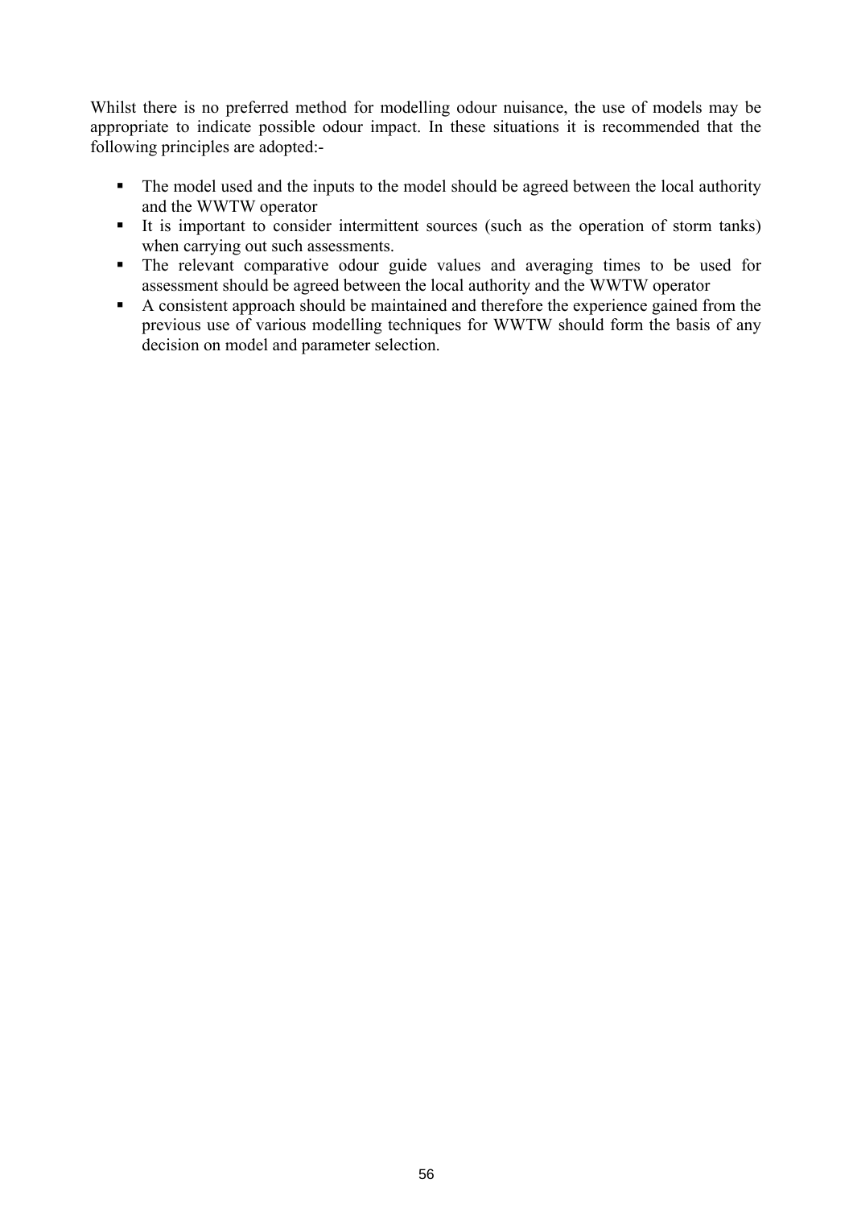Whilst there is no preferred method for modelling odour nuisance, the use of models may be appropriate to indicate possible odour impact. In these situations it is recommended that the following principles are adopted:-

- The model used and the inputs to the model should be agreed between the local authority and the WWTW operator
- It is important to consider intermittent sources (such as the operation of storm tanks) when carrying out such assessments.
- The relevant comparative odour guide values and averaging times to be used for assessment should be agreed between the local authority and the WWTW operator
- A consistent approach should be maintained and therefore the experience gained from the previous use of various modelling techniques for WWTW should form the basis of any decision on model and parameter selection.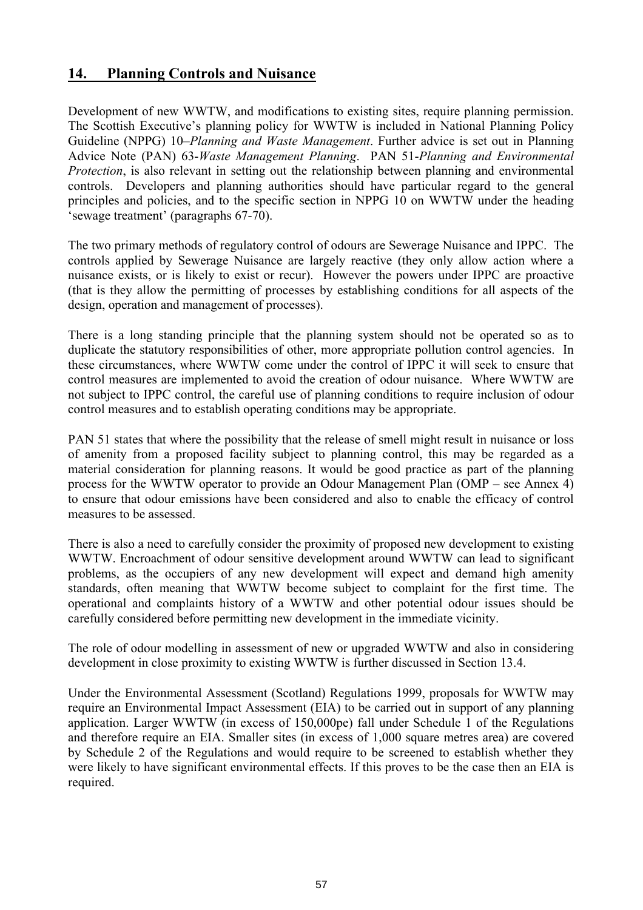## 14. Planning Controls and Nuisance

Development of new WWTW, and modifications to existing sites, require planning permission. The Scottish Executive's planning policy for WWTW is included in National Planning Policy Guideline (NPPG) 10–*Planning and Waste Management*. Further advice is set out in Planning Advice Note (PAN) 63-*Waste Management Planning*. PAN 51-*Planning and Environmental Protection*, is also relevant in setting out the relationship between planning and environmental controls. Developers and planning authorities should have particular regard to the general principles and policies, and to the specific section in NPPG 10 on WWTW under the heading 'sewage treatment' (paragraphs 67-70).

The two primary methods of regulatory control of odours are Sewerage Nuisance and IPPC. The controls applied by Sewerage Nuisance are largely reactive (they only allow action where a nuisance exists, or is likely to exist or recur). However the powers under IPPC are proactive (that is they allow the permitting of processes by establishing conditions for all aspects of the design, operation and management of processes).

There is a long standing principle that the planning system should not be operated so as to duplicate the statutory responsibilities of other, more appropriate pollution control agencies. In these circumstances, where WWTW come under the control of IPPC it will seek to ensure that control measures are implemented to avoid the creation of odour nuisance. Where WWTW are not subject to IPPC control, the careful use of planning conditions to require inclusion of odour control measures and to establish operating conditions may be appropriate.

PAN 51 states that where the possibility that the release of smell might result in nuisance or loss of amenity from a proposed facility subject to planning control, this may be regarded as a material consideration for planning reasons. It would be good practice as part of the planning process for the WWTW operator to provide an Odour Management Plan (OMP – see Annex 4) to ensure that odour emissions have been considered and also to enable the efficacy of control measures to be assessed.

There is also a need to carefully consider the proximity of proposed new development to existing WWTW. Encroachment of odour sensitive development around WWTW can lead to significant problems, as the occupiers of any new development will expect and demand high amenity standards, often meaning that WWTW become subject to complaint for the first time. The operational and complaints history of a WWTW and other potential odour issues should be carefully considered before permitting new development in the immediate vicinity.

The role of odour modelling in assessment of new or upgraded WWTW and also in considering development in close proximity to existing WWTW is further discussed in Section 13.4.

Under the Environmental Assessment (Scotland) Regulations 1999, proposals for WWTW may require an Environmental Impact Assessment (EIA) to be carried out in support of any planning application. Larger WWTW (in excess of 150,000pe) fall under Schedule 1 of the Regulations and therefore require an EIA. Smaller sites (in excess of 1,000 square metres area) are covered by Schedule 2 of the Regulations and would require to be screened to establish whether they were likely to have significant environmental effects. If this proves to be the case then an EIA is required.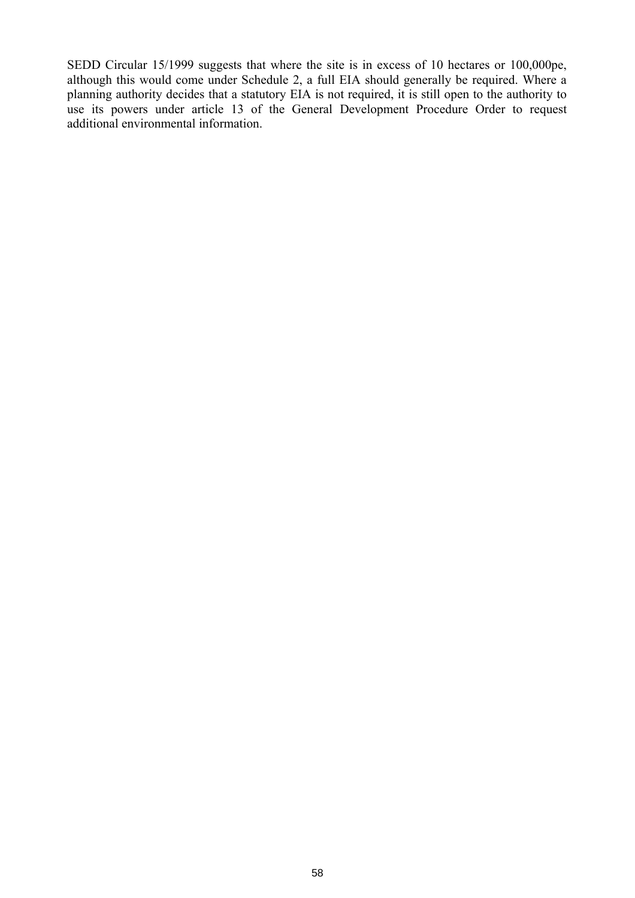SEDD Circular 15/1999 suggests that where the site is in excess of 10 hectares or 100,000pe, although this would come under Schedule 2, a full EIA should generally be required. Where a planning authority decides that a statutory EIA is not required, it is still open to the authority to use its powers under article 13 of the General Development Procedure Order to request additional environmental information.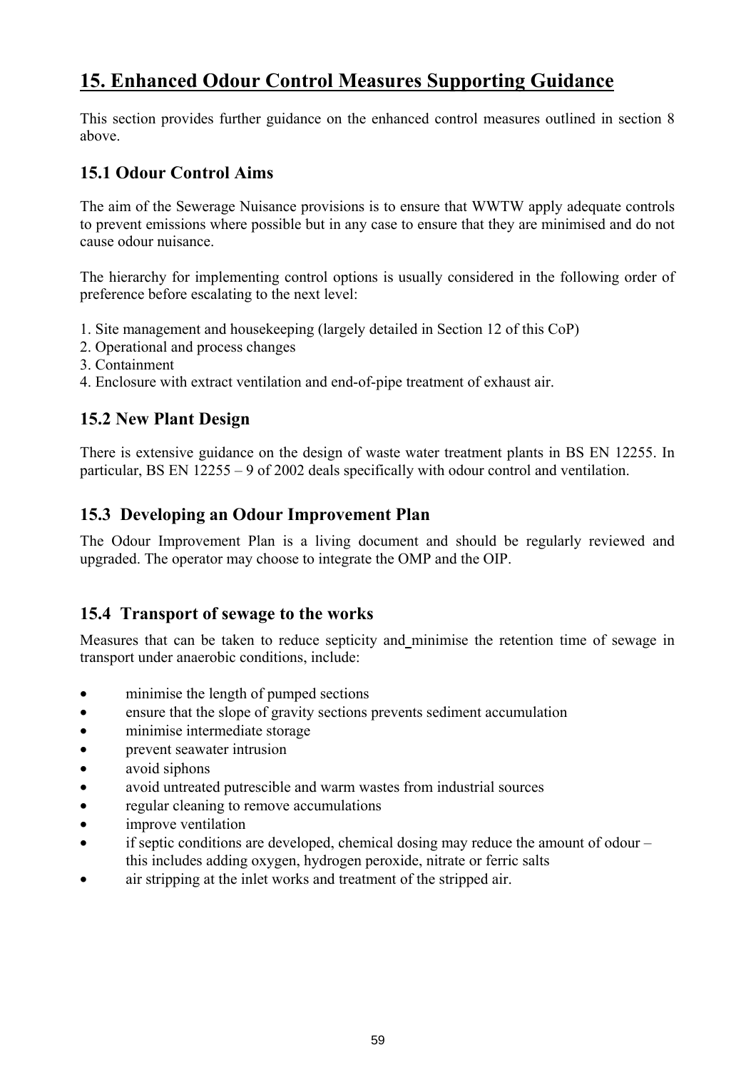# 15. Enhanced Odour Control Measures Supporting Guidance

This section provides further guidance on the enhanced control measures outlined in section 8 above.

## 15.1 Odour Control Aims

The aim of the Sewerage Nuisance provisions is to ensure that WWTW apply adequate controls to prevent emissions where possible but in any case to ensure that they are minimised and do not cause odour nuisance.

The hierarchy for implementing control options is usually considered in the following order of preference before escalating to the next level:

1. Site management and housekeeping (largely detailed in Section 12 of this CoP)
2. Operational and process changes
3. Containment
4. Enclosure with extract ventilation and end-of-pipe treatment of exhaust air.

## 15.2 New Plant Design

There is extensive guidance on the design of waste water treatment plants in BS EN 12255. In particular, BS EN 12255 – 9 of 2002 deals specifically with odour control and ventilation.

## 15.3 Developing an Odour Improvement Plan

The Odour Improvement Plan is a living document and should be regularly reviewed and upgraded. The operator may choose to integrate the OMP and the OIP.

## 15.4 Transport of sewage to the works

Measures that can be taken to reduce septicity and minimise the retention time of sewage in transport under anaerobic conditions, include:

- minimise the length of pumped sections
- ensure that the slope of gravity sections prevents sediment accumulation
- minimise intermediate storage
- prevent seawater intrusion
- avoid siphons
- avoid untreated putrescible and warm wastes from industrial sources
- regular cleaning to remove accumulations
- improve ventilation
- if septic conditions are developed, chemical dosing may reduce the amount of odour – this includes adding oxygen, hydrogen peroxide, nitrate or ferric salts
- air stripping at the inlet works and treatment of the stripped air.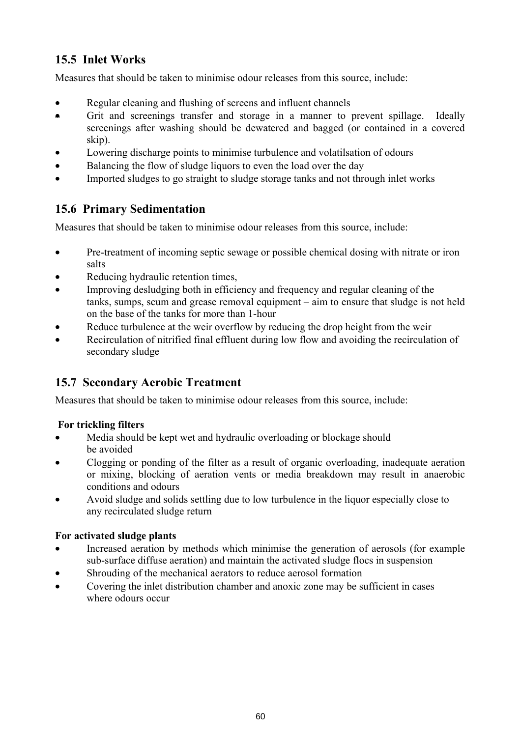## 15.5 Inlet Works

Measures that should be taken to minimise odour releases from this source, include:

- Regular cleaning and flushing of screens and influent channels
- Grit and screenings transfer and storage in a manner to prevent spillage. Ideally screenings after washing should be dewatered and bagged (or contained in a covered skip).
- Lowering discharge points to minimise turbulence and volatilsation of odours
- Balancing the flow of sludge liquors to even the load over the day
- Imported sludges to go straight to sludge storage tanks and not through inlet works

## 15.6 Primary Sedimentation

Measures that should be taken to minimise odour releases from this source, include:

- Pre-treatment of incoming septic sewage or possible chemical dosing with nitrate or iron salts
- Reducing hydraulic retention times,
- Improving desludging both in efficiency and frequency and regular cleaning of the tanks, sumps, scum and grease removal equipment – aim to ensure that sludge is not held on the base of the tanks for more than 1-hour
- Reduce turbulence at the weir overflow by reducing the drop height from the weir
- Recirculation of nitrified final effluent during low flow and avoiding the recirculation of secondary sludge

## 15.7 Secondary Aerobic Treatment

Measures that should be taken to minimise odour releases from this source, include:

**For trickling filters**

- Media should be kept wet and hydraulic overloading or blockage should be avoided
- Clogging or ponding of the filter as a result of organic overloading, inadequate aeration or mixing, blocking of aeration vents or media breakdown may result in anaerobic conditions and odours
- Avoid sludge and solids settling due to low turbulence in the liquor especially close to any recirculated sludge return

**For activated sludge plants**

- Increased aeration by methods which minimise the generation of aerosols (for example sub-surface diffuse aeration) and maintain the activated sludge flocs in suspension
- Shrouding of the mechanical aerators to reduce aerosol formation
- Covering the inlet distribution chamber and anoxic zone may be sufficient in cases where odours occur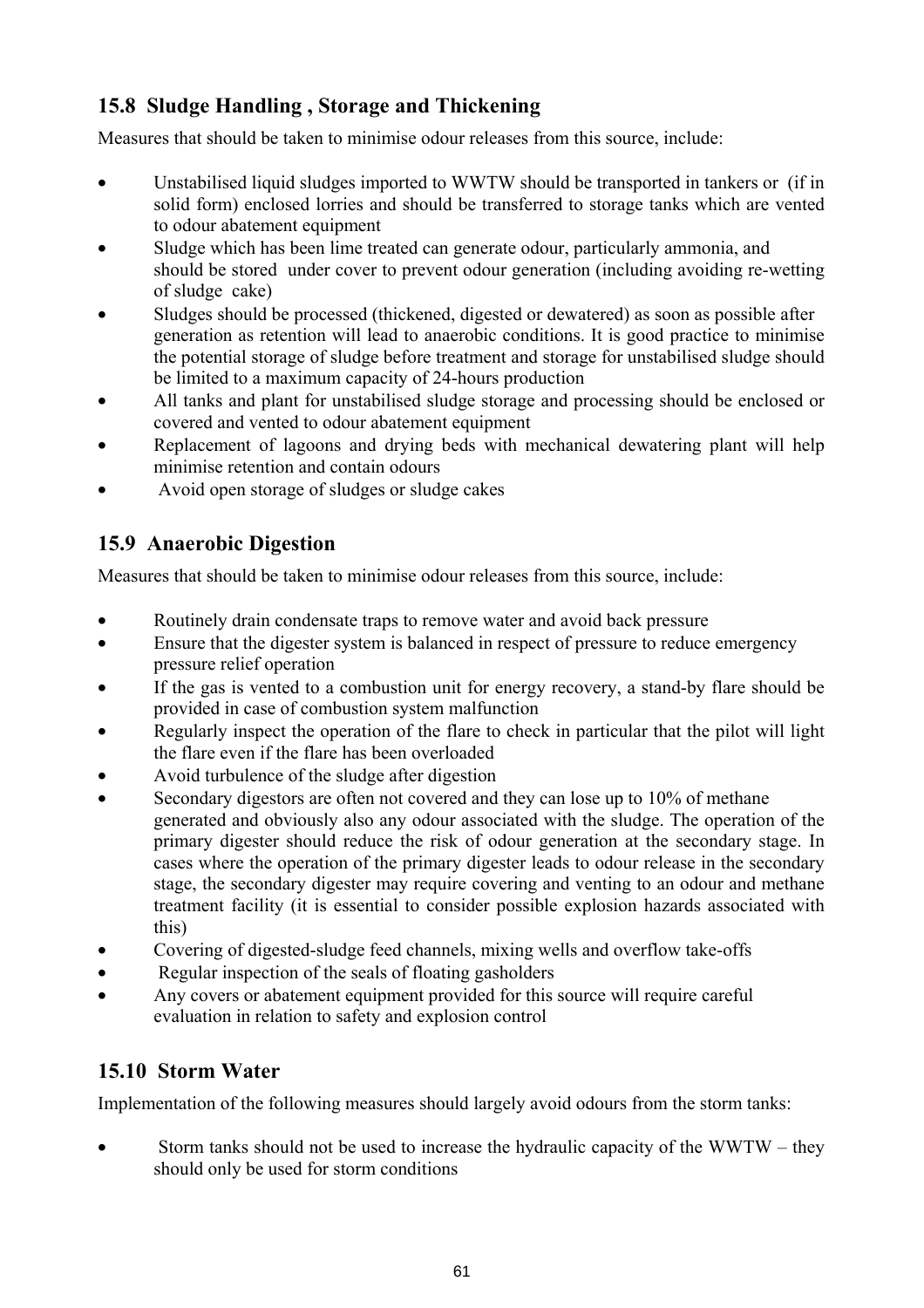## 15.8 Sludge Handling , Storage and Thickening

Measures that should be taken to minimise odour releases from this source, include:

- Unstabilised liquid sludges imported to WWTW should be transported in tankers or (if in solid form) enclosed lorries and should be transferred to storage tanks which are vented to odour abatement equipment
- Sludge which has been lime treated can generate odour, particularly ammonia, and should be stored under cover to prevent odour generation (including avoiding re-wetting of sludge cake)
- Sludges should be processed (thickened, digested or dewatered) as soon as possible after generation as retention will lead to anaerobic conditions. It is good practice to minimise the potential storage of sludge before treatment and storage for unstabilised sludge should be limited to a maximum capacity of 24-hours production
- All tanks and plant for unstabilised sludge storage and processing should be enclosed or covered and vented to odour abatement equipment
- Replacement of lagoons and drying beds with mechanical dewatering plant will help minimise retention and contain odours
- Avoid open storage of sludges or sludge cakes

## 15.9 Anaerobic Digestion

Measures that should be taken to minimise odour releases from this source, include:

- Routinely drain condensate traps to remove water and avoid back pressure
- Ensure that the digester system is balanced in respect of pressure to reduce emergency pressure relief operation
- If the gas is vented to a combustion unit for energy recovery, a stand-by flare should be provided in case of combustion system malfunction
- Regularly inspect the operation of the flare to check in particular that the pilot will light the flare even if the flare has been overloaded
- Avoid turbulence of the sludge after digestion
- Secondary digestors are often not covered and they can lose up to 10% of methane generated and obviously also any odour associated with the sludge. The operation of the primary digester should reduce the risk of odour generation at the secondary stage. In cases where the operation of the primary digester leads to odour release in the secondary stage, the secondary digester may require covering and venting to an odour and methane treatment facility (it is essential to consider possible explosion hazards associated with this)
- Covering of digested-sludge feed channels, mixing wells and overflow take-offs
- Regular inspection of the seals of floating gasholders
- Any covers or abatement equipment provided for this source will require careful evaluation in relation to safety and explosion control

## 15.10 Storm Water

Implementation of the following measures should largely avoid odours from the storm tanks:

- Storm tanks should not be used to increase the hydraulic capacity of the WWTW – they should only be used for storm conditions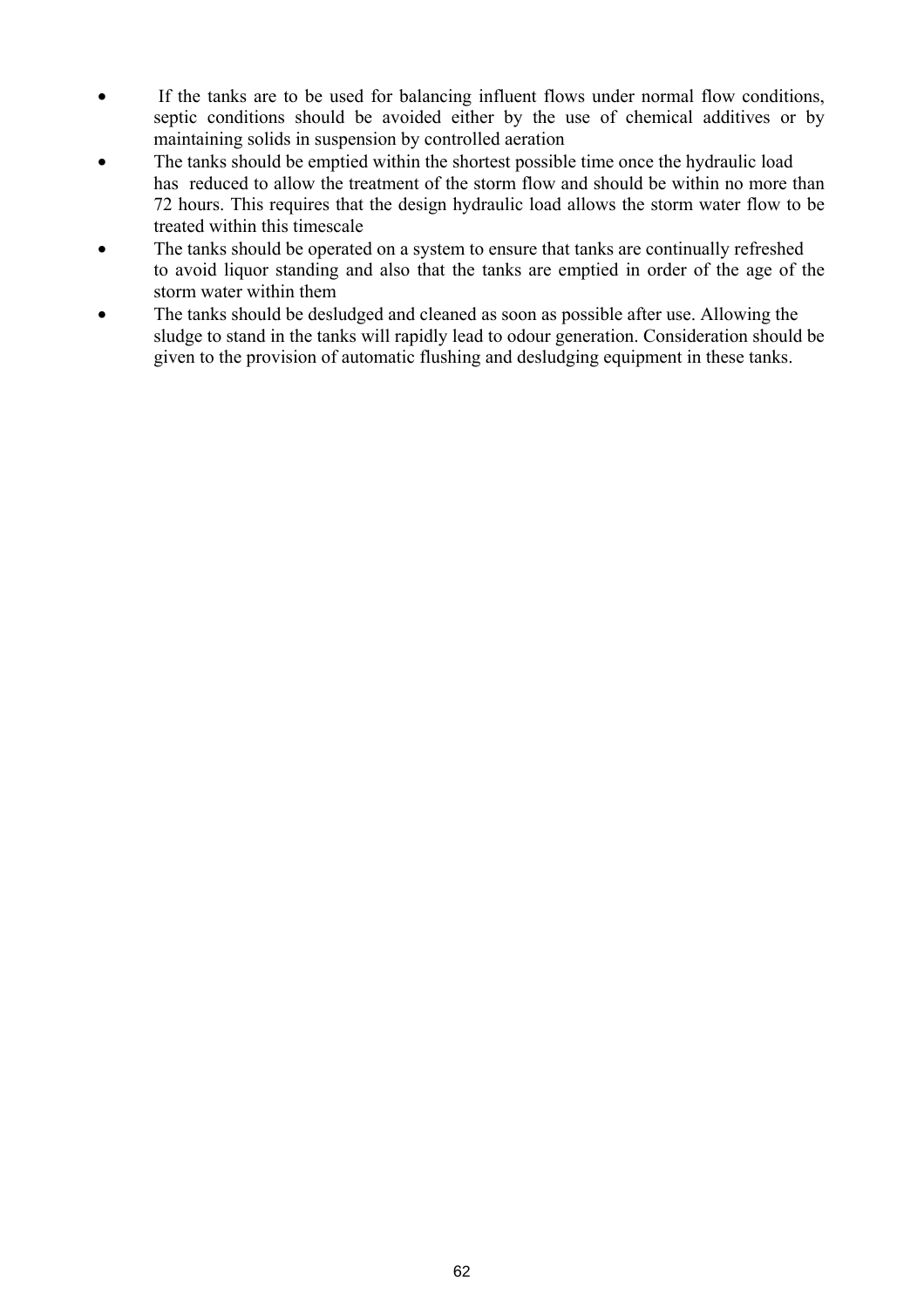- If the tanks are to be used for balancing influent flows under normal flow conditions, septic conditions should be avoided either by the use of chemical additives or by maintaining solids in suspension by controlled aeration
- The tanks should be emptied within the shortest possible time once the hydraulic load has reduced to allow the treatment of the storm flow and should be within no more than 72 hours. This requires that the design hydraulic load allows the storm water flow to be treated within this timescale
- The tanks should be operated on a system to ensure that tanks are continually refreshed to avoid liquor standing and also that the tanks are emptied in order of the age of the storm water within them
- The tanks should be desludged and cleaned as soon as possible after use. Allowing the sludge to stand in the tanks will rapidly lead to odour generation. Consideration should be given to the provision of automatic flushing and desludging equipment in these tanks.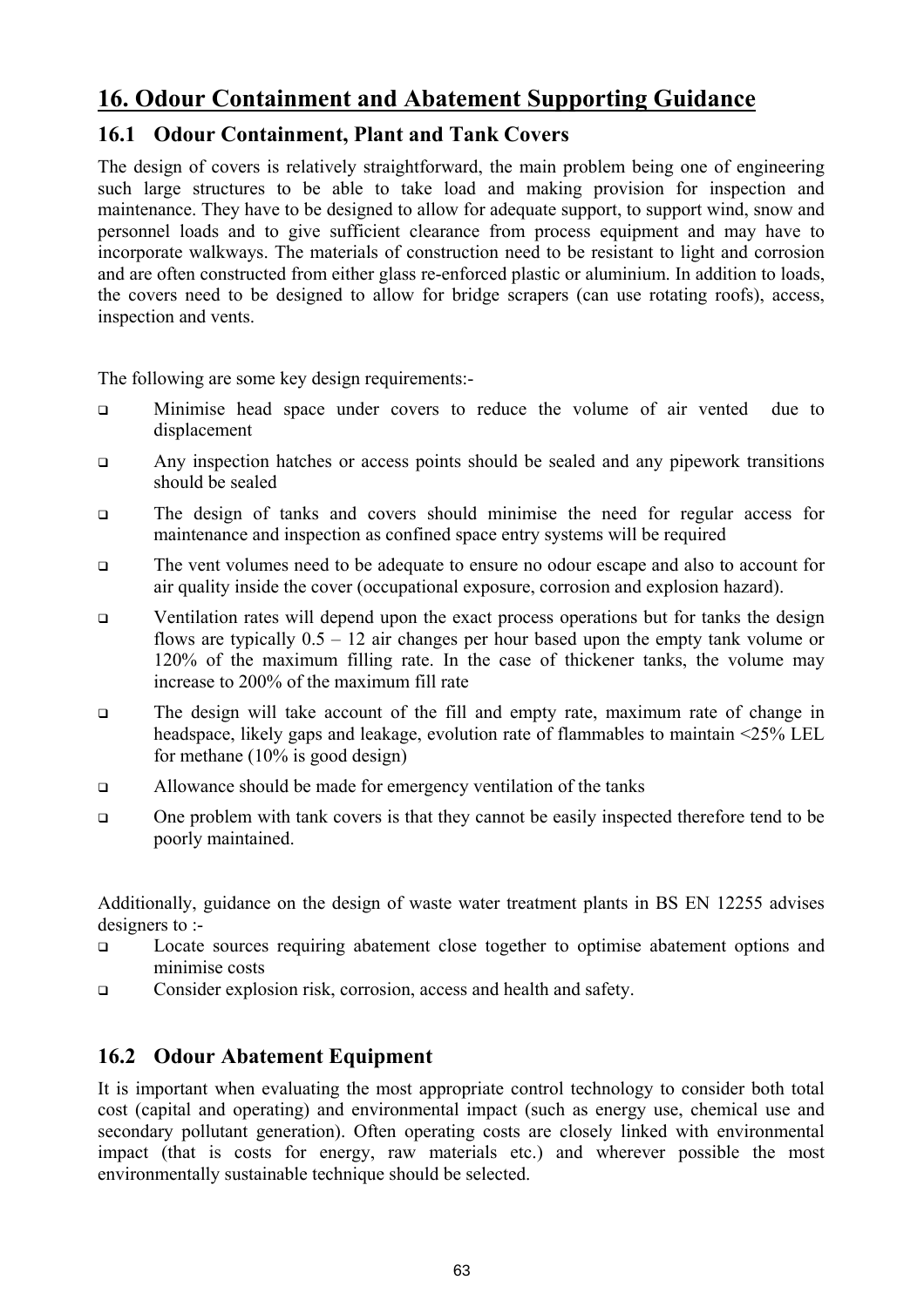# 16. Odour Containment and Abatement Supporting Guidance

## 16.1 Odour Containment, Plant and Tank Covers

The design of covers is relatively straightforward, the main problem being one of engineering such large structures to be able to take load and making provision for inspection and maintenance. They have to be designed to allow for adequate support, to support wind, snow and personnel loads and to give sufficient clearance from process equipment and may have to incorporate walkways. The materials of construction need to be resistant to light and corrosion and are often constructed from either glass re-enforced plastic or aluminium. In addition to loads, the covers need to be designed to allow for bridge scrapers (can use rotating roofs), access, inspection and vents.

The following are some key design requirements:-

- Minimise head space under covers to reduce the volume of air vented due to displacement
- Any inspection hatches or access points should be sealed and any pipework transitions should be sealed
- The design of tanks and covers should minimise the need for regular access for maintenance and inspection as confined space entry systems will be required
- The vent volumes need to be adequate to ensure no odour escape and also to account for air quality inside the cover (occupational exposure, corrosion and explosion hazard).
- Ventilation rates will depend upon the exact process operations but for tanks the design flows are typically 0.5 – 12 air changes per hour based upon the empty tank volume or 120% of the maximum filling rate. In the case of thickener tanks, the volume may increase to 200% of the maximum fill rate
- The design will take account of the fill and empty rate, maximum rate of change in headspace, likely gaps and leakage, evolution rate of flammables to maintain <25% LEL for methane (10% is good design)
- Allowance should be made for emergency ventilation of the tanks
- One problem with tank covers is that they cannot be easily inspected therefore tend to be poorly maintained.

Additionally, guidance on the design of waste water treatment plants in BS EN 12255 advises designers to :-

- Locate sources requiring abatement close together to optimise abatement options and minimise costs
- Consider explosion risk, corrosion, access and health and safety.

## 16.2 Odour Abatement Equipment

It is important when evaluating the most appropriate control technology to consider both total cost (capital and operating) and environmental impact (such as energy use, chemical use and secondary pollutant generation). Often operating costs are closely linked with environmental impact (that is costs for energy, raw materials etc.) and wherever possible the most environmentally sustainable technique should be selected.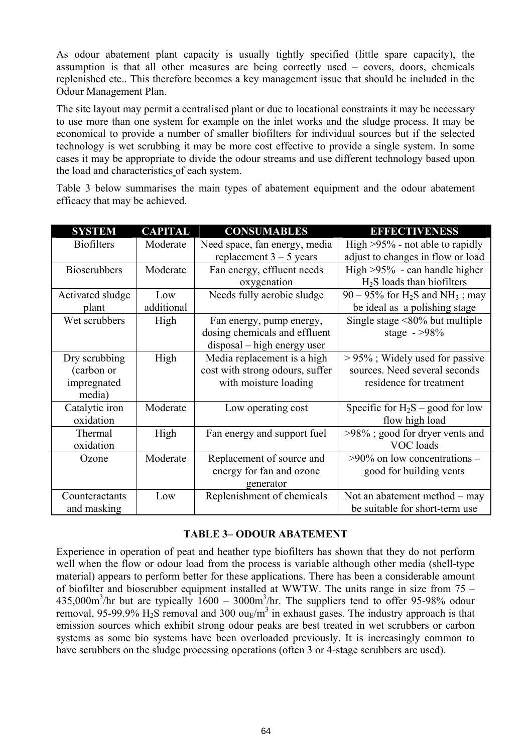As odour abatement plant capacity is usually tightly specified (little spare capacity), the assumption is that all other measures are being correctly used – covers, doors, chemicals replenished etc.. This therefore becomes a key management issue that should be included in the Odour Management Plan.

The site layout may permit a centralised plant or due to locational constraints it may be necessary to use more than one system for example on the inlet works and the sludge process. It may be economical to provide a number of smaller biofilters for individual sources but if the selected technology is wet scrubbing it may be more cost effective to provide a single system. In some cases it may be appropriate to divide the odour streams and use different technology based upon the load and characteristics of each system.

Table 3 below summarises the main types of abatement equipment and the odour abatement efficacy that may be achieved.

| SYSTEM | CAPITAL | CONSUMABLES | EFFECTIVENESS |
|---|---|---|---|
| Biofilters | Moderate | Need space, fan energy, media replacement 3 – 5 years | High >95% - not able to rapidly adjust to changes in flow or load |
| Bioscrubbers | Moderate | Fan energy, effluent needs oxygenation | High >95% - can handle higher $H_2S$ loads than biofilters |
| Activated sludge plant | Low additional | Needs fully aerobic sludge | 90 – 95% for $H_2S$ and $NH_3$ ; may be ideal as a polishing stage |
| Wet scrubbers | High | Fan energy, pump energy, dosing chemicals and effluent disposal – high energy user | Single stage <80% but multiple stage - >98% |
| Dry scrubbing (carbon or impregnated media) | High | Media replacement is a high cost with strong odours, suffer with moisture loading | > 95% ; Widely used for passive sources. Need several seconds residence for treatment |
| Catalytic iron oxidation | Moderate | Low operating cost | Specific for $H_2S$ – good for low flow high load |
| Thermal oxidation | High | Fan energy and support fuel | >98% ; good for dryer vents and VOC loads |
| Ozone | Moderate | Replacement of source and energy for fan and ozone generator | >90% on low concentrations – good for building vents |
| Counteractants and masking | Low | Replenishment of chemicals | Not an abatement method – may be suitable for short-term use |

**TABLE 3– ODOUR ABATEMENT**

Experience in operation of peat and heather type biofilters has shown that they do not perform well when the flow or odour load from the process is variable although other media (shell-type material) appears to perform better for these applications. There has been a considerable amount of biofilter and bioscrubber equipment installed at WWTW. The units range in size from 75 – 435,000m$^3$/hr but are typically 1600 – 3000m$^3$/hr. The suppliers tend to offer 95-98% odour removal, 95-99.9% $H_2S$ removal and 300 ou$_E$/m$^3$ in exhaust gases. The industry approach is that emission sources which exhibit strong odour peaks are best treated in wet scrubbers or carbon systems as some bio systems have been overloaded previously. It is increasingly common to have scrubbers on the sludge processing operations (often 3 or 4-stage scrubbers are used).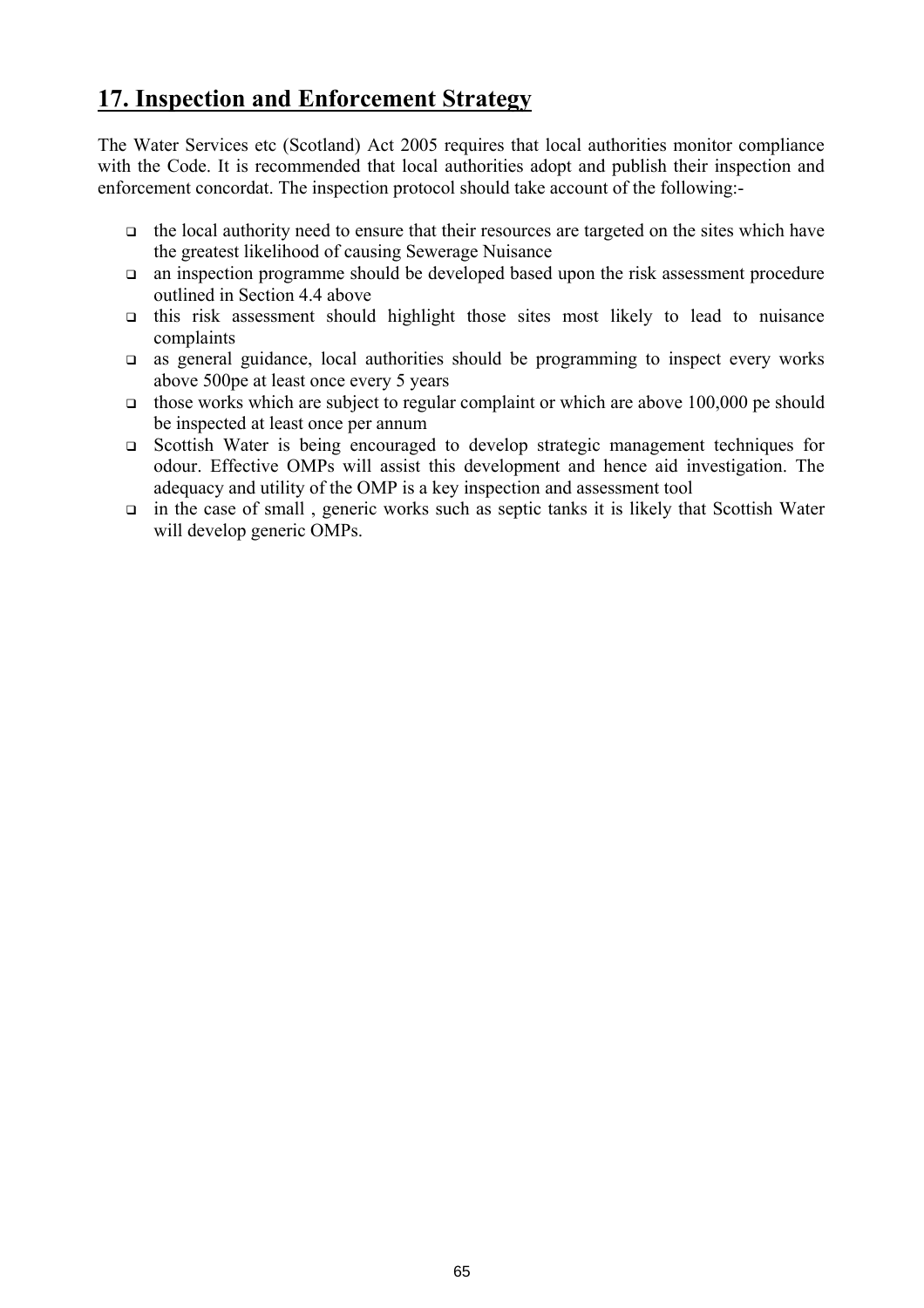## 17. Inspection and Enforcement Strategy

The Water Services etc (Scotland) Act 2005 requires that local authorities monitor compliance with the Code. It is recommended that local authorities adopt and publish their inspection and enforcement concordat. The inspection protocol should take account of the following:-

- the local authority need to ensure that their resources are targeted on the sites which have the greatest likelihood of causing Sewerage Nuisance
- an inspection programme should be developed based upon the risk assessment procedure outlined in Section 4.4 above
- this risk assessment should highlight those sites most likely to lead to nuisance complaints
- as general guidance, local authorities should be programming to inspect every works above 500pe at least once every 5 years
- those works which are subject to regular complaint or which are above 100,000 pe should be inspected at least once per annum
- Scottish Water is being encouraged to develop strategic management techniques for odour. Effective OMPs will assist this development and hence aid investigation. The adequacy and utility of the OMP is a key inspection and assessment tool
- in the case of small , generic works such as septic tanks it is likely that Scottish Water will develop generic OMPs.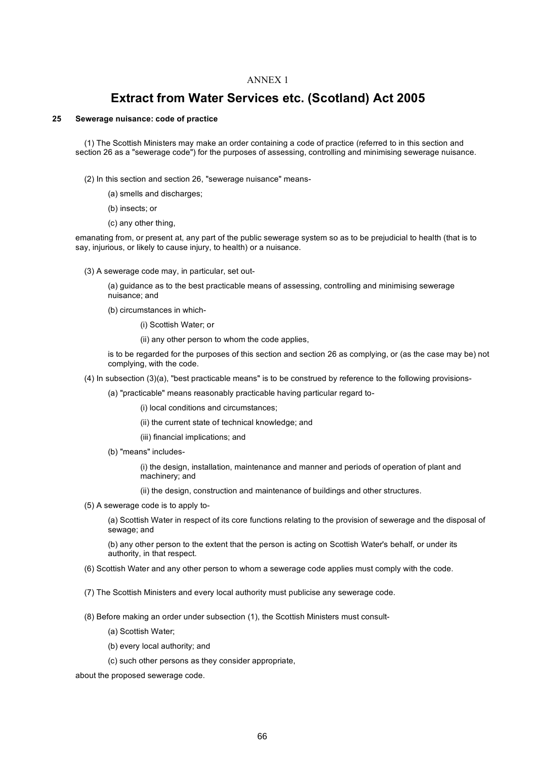ANNEX 1

# Extract from Water Services etc. (Scotland) Act 2005

### 25 Sewerage nuisance: code of practice

(1) The Scottish Ministers may make an order containing a code of practice (referred to in this section and section 26 as a "sewerage code") for the purposes of assessing, controlling and minimising sewerage nuisance.

(2) In this section and section 26, "sewerage nuisance" means-

(a) smells and discharges;

(b) insects; or

(c) any other thing,

emanating from, or present at, any part of the public sewerage system so as to be prejudicial to health (that is to say, injurious, or likely to cause injury, to health) or a nuisance.

(3) A sewerage code may, in particular, set out-

(a) guidance as to the best practicable means of assessing, controlling and minimising sewerage nuisance; and

(b) circumstances in which-

(i) Scottish Water; or

(ii) any other person to whom the code applies,

is to be regarded for the purposes of this section and section 26 as complying, or (as the case may be) not complying, with the code.

(4) In subsection (3)(a), "best practicable means" is to be construed by reference to the following provisions-

(a) "practicable" means reasonably practicable having particular regard to-

(i) local conditions and circumstances;

(ii) the current state of technical knowledge; and

(iii) financial implications; and

(b) "means" includes-

(i) the design, installation, maintenance and manner and periods of operation of plant and machinery; and

(ii) the design, construction and maintenance of buildings and other structures.

(5) A sewerage code is to apply to-

(a) Scottish Water in respect of its core functions relating to the provision of sewerage and the disposal of sewage; and

(b) any other person to the extent that the person is acting on Scottish Water's behalf, or under its authority, in that respect.

(6) Scottish Water and any other person to whom a sewerage code applies must comply with the code.

(7) The Scottish Ministers and every local authority must publicise any sewerage code.

(8) Before making an order under subsection (1), the Scottish Ministers must consult-

(a) Scottish Water;

(b) every local authority; and

(c) such other persons as they consider appropriate,

about the proposed sewerage code.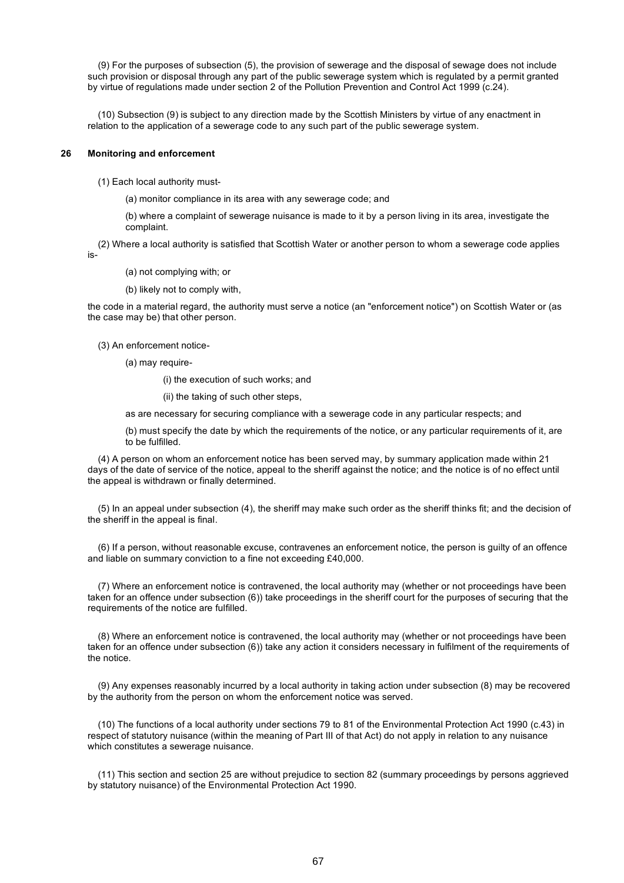(9) For the purposes of subsection (5), the provision of sewerage and the disposal of sewage does not include such provision or disposal through any part of the public sewerage system which is regulated by a permit granted by virtue of regulations made under section 2 of the Pollution Prevention and Control Act 1999 (c.24).

(10) Subsection (9) is subject to any direction made by the Scottish Ministers by virtue of any enactment in relation to the application of a sewerage code to any such part of the public sewerage system.

### 26 Monitoring and enforcement

(1) Each local authority must-

(a) monitor compliance in its area with any sewerage code; and

(b) where a complaint of sewerage nuisance is made to it by a person living in its area, investigate the complaint.

(2) Where a local authority is satisfied that Scottish Water or another person to whom a sewerage code applies is-

(a) not complying with; or

(b) likely not to comply with,

the code in a material regard, the authority must serve a notice (an "enforcement notice") on Scottish Water or (as the case may be) that other person.

(3) An enforcement notice-

(a) may require-

(i) the execution of such works; and

(ii) the taking of such other steps,

as are necessary for securing compliance with a sewerage code in any particular respects; and

(b) must specify the date by which the requirements of the notice, or any particular requirements of it, are to be fulfilled.

(4) A person on whom an enforcement notice has been served may, by summary application made within 21 days of the date of service of the notice, appeal to the sheriff against the notice; and the notice is of no effect until the appeal is withdrawn or finally determined.

(5) In an appeal under subsection (4), the sheriff may make such order as the sheriff thinks fit; and the decision of the sheriff in the appeal is final.

(6) If a person, without reasonable excuse, contravenes an enforcement notice, the person is guilty of an offence and liable on summary conviction to a fine not exceeding £40,000.

(7) Where an enforcement notice is contravened, the local authority may (whether or not proceedings have been taken for an offence under subsection (6)) take proceedings in the sheriff court for the purposes of securing that the requirements of the notice are fulfilled.

(8) Where an enforcement notice is contravened, the local authority may (whether or not proceedings have been taken for an offence under subsection (6)) take any action it considers necessary in fulfilment of the requirements of the notice.

(9) Any expenses reasonably incurred by a local authority in taking action under subsection (8) may be recovered by the authority from the person on whom the enforcement notice was served.

(10) The functions of a local authority under sections 79 to 81 of the Environmental Protection Act 1990 (c.43) in respect of statutory nuisance (within the meaning of Part III of that Act) do not apply in relation to any nuisance which constitutes a sewerage nuisance.

(11) This section and section 25 are without prejudice to section 82 (summary proceedings by persons aggrieved by statutory nuisance) of the Environmental Protection Act 1990.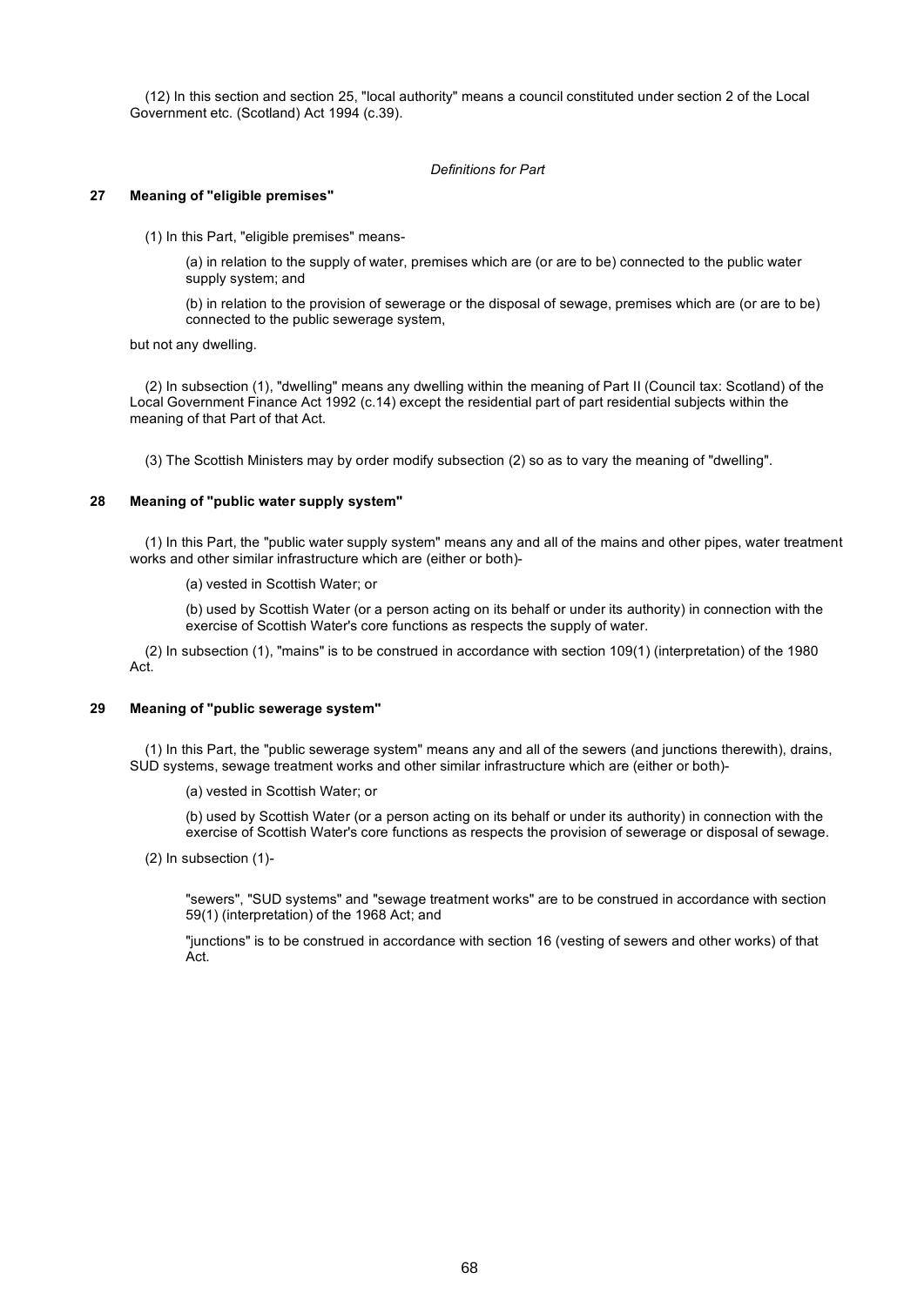(12) In this section and section 25, "local authority" means a council constituted under section 2 of the Local Government etc. (Scotland) Act 1994 (c.39).

*Definitions for Part*

### 27 Meaning of "eligible premises"

(1) In this Part, "eligible premises" means-

(a) in relation to the supply of water, premises which are (or are to be) connected to the public water supply system; and

(b) in relation to the provision of sewerage or the disposal of sewage, premises which are (or are to be) connected to the public sewerage system,

but not any dwelling.

(2) In subsection (1), "dwelling" means any dwelling within the meaning of Part II (Council tax: Scotland) of the Local Government Finance Act 1992 (c.14) except the residential part of part residential subjects within the meaning of that Part of that Act.

(3) The Scottish Ministers may by order modify subsection (2) so as to vary the meaning of "dwelling".

### 28 Meaning of "public water supply system"

(1) In this Part, the "public water supply system" means any and all of the mains and other pipes, water treatment works and other similar infrastructure which are (either or both)-

(a) vested in Scottish Water; or

(b) used by Scottish Water (or a person acting on its behalf or under its authority) in connection with the exercise of Scottish Water's core functions as respects the supply of water.

(2) In subsection (1), "mains" is to be construed in accordance with section 109(1) (interpretation) of the 1980 Act.

### 29 Meaning of "public sewerage system"

(1) In this Part, the "public sewerage system" means any and all of the sewers (and junctions therewith), drains, SUD systems, sewage treatment works and other similar infrastructure which are (either or both)-

(a) vested in Scottish Water; or

(b) used by Scottish Water (or a person acting on its behalf or under its authority) in connection with the exercise of Scottish Water's core functions as respects the provision of sewerage or disposal of sewage.

(2) In subsection (1)-

"sewers", "SUD systems" and "sewage treatment works" are to be construed in accordance with section 59(1) (interpretation) of the 1968 Act; and

"junctions" is to be construed in accordance with section 16 (vesting of sewers and other works) of that Act.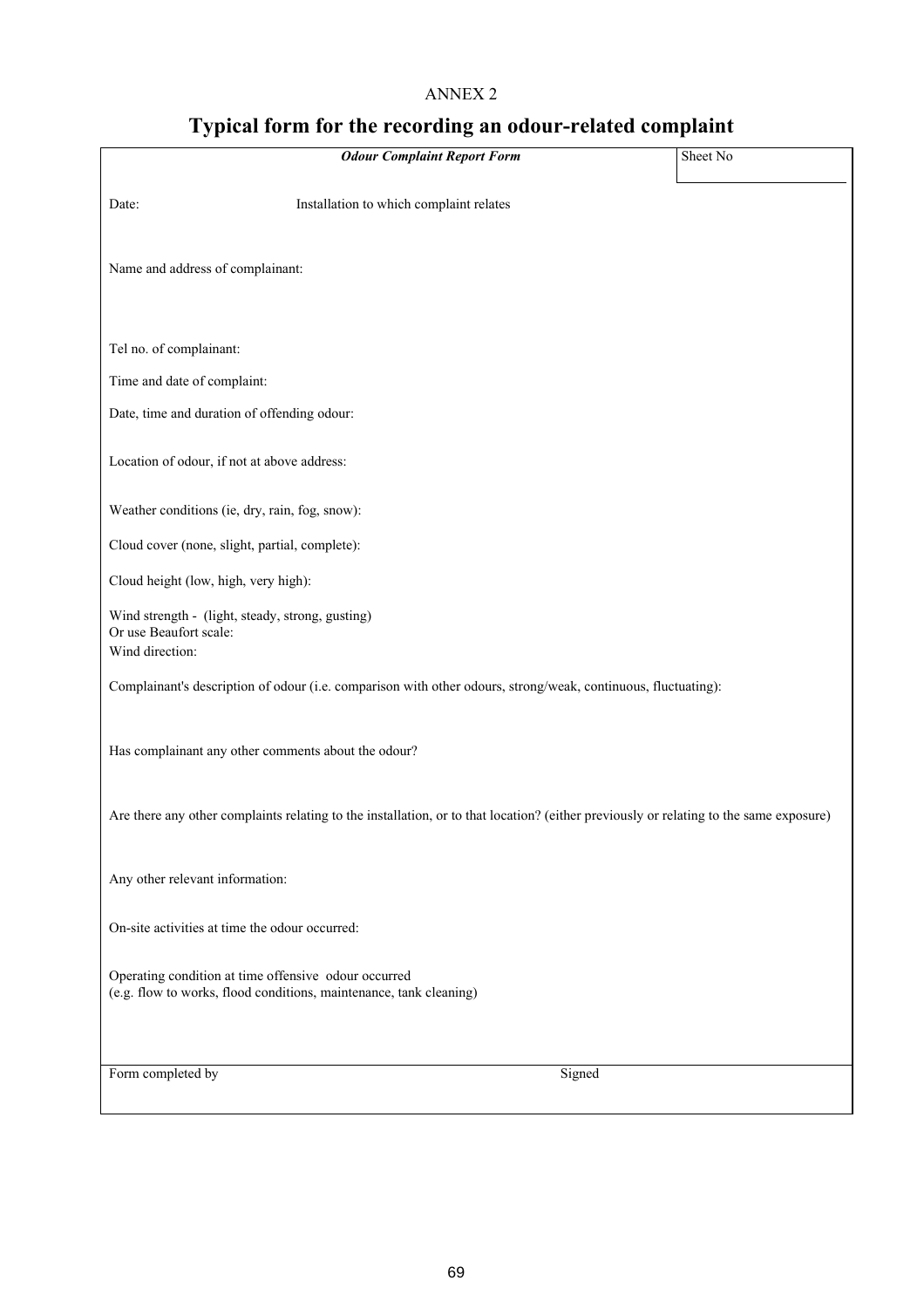ANNEX 2

# Typical form for the recording an odour-related complaint

| ***Odour Complaint Report Form*** | Sheet No |
|---|---|

Date: Installation to which complaint relates

Name and address of complainant:

Tel no. of complainant:

Time and date of complaint:

Date, time and duration of offending odour:

Location of odour, if not at above address:

Weather conditions (ie, dry, rain, fog, snow):

Cloud cover (none, slight, partial, complete):

Cloud height (low, high, very high):

Wind strength - (light, steady, strong, gusting)
Or use Beaufort scale:
Wind direction:

Complainant's description of odour (i.e. comparison with other odours, strong/weak, continuous, fluctuating):

Has complainant any other comments about the odour?

Are there any other complaints relating to the installation, or to that location? (either previously or relating to the same exposure)

Any other relevant information:

On-site activities at time the odour occurred:

Operating condition at time offensive odour occurred
(e.g. flow to works, flood conditions, maintenance, tank cleaning)

| Form completed by | Signed |
|---|---|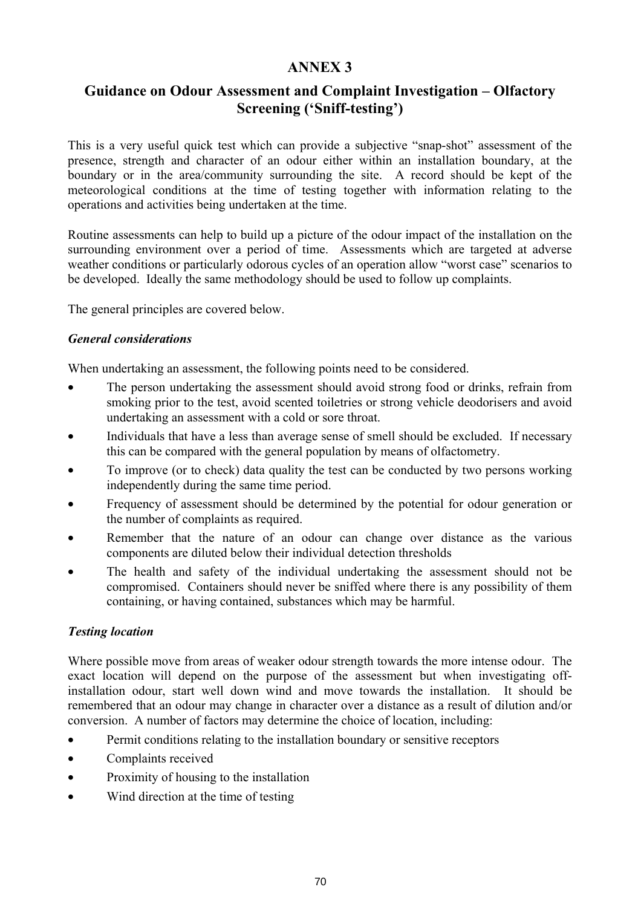# ANNEX 3

## Guidance on Odour Assessment and Complaint Investigation – Olfactory Screening ('Sniff-testing')

This is a very useful quick test which can provide a subjective "snap-shot" assessment of the presence, strength and character of an odour either within an installation boundary, at the boundary or in the area/community surrounding the site. A record should be kept of the meteorological conditions at the time of testing together with information relating to the operations and activities being undertaken at the time.

Routine assessments can help to build up a picture of the odour impact of the installation on the surrounding environment over a period of time. Assessments which are targeted at adverse weather conditions or particularly odorous cycles of an operation allow "worst case" scenarios to be developed. Ideally the same methodology should be used to follow up complaints.

The general principles are covered below.

### *General considerations*

When undertaking an assessment, the following points need to be considered.

- The person undertaking the assessment should avoid strong food or drinks, refrain from smoking prior to the test, avoid scented toiletries or strong vehicle deodorisers and avoid undertaking an assessment with a cold or sore throat.
- Individuals that have a less than average sense of smell should be excluded. If necessary this can be compared with the general population by means of olfactometry.
- To improve (or to check) data quality the test can be conducted by two persons working independently during the same time period.
- Frequency of assessment should be determined by the potential for odour generation or the number of complaints as required.
- Remember that the nature of an odour can change over distance as the various components are diluted below their individual detection thresholds
- The health and safety of the individual undertaking the assessment should not be compromised. Containers should never be sniffed where there is any possibility of them containing, or having contained, substances which may be harmful.

### *Testing location*

Where possible move from areas of weaker odour strength towards the more intense odour. The exact location will depend on the purpose of the assessment but when investigating off-installation odour, start well down wind and move towards the installation. It should be remembered that an odour may change in character over a distance as a result of dilution and/or conversion. A number of factors may determine the choice of location, including:

- Permit conditions relating to the installation boundary or sensitive receptors
- Complaints received
- Proximity of housing to the installation
- Wind direction at the time of testing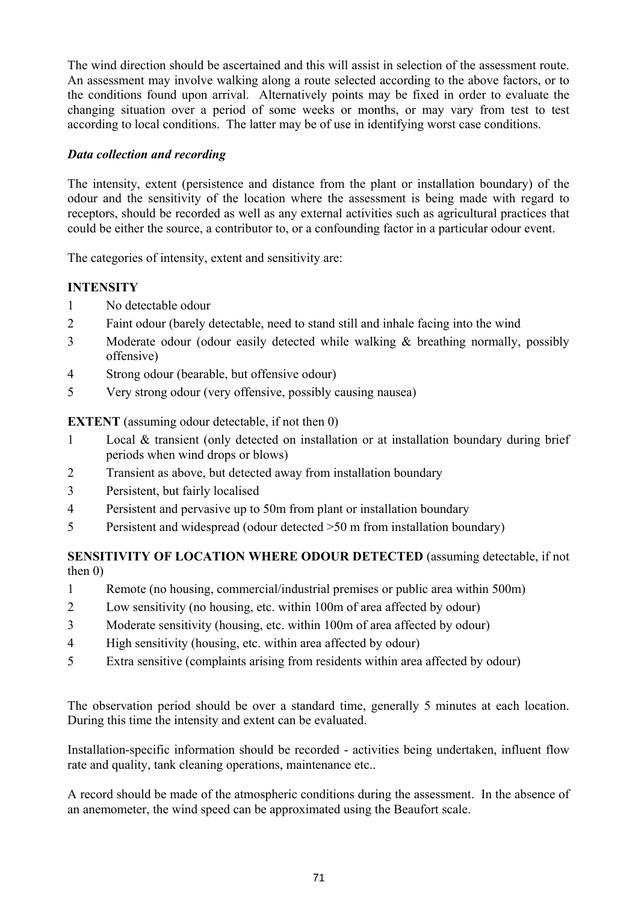The wind direction should be ascertained and this will assist in selection of the assessment route. An assessment may involve walking along a route selected according to the above factors, or to the conditions found upon arrival. Alternatively points may be fixed in order to evaluate the changing situation over a period of some weeks or months, or may vary from test to test according to local conditions. The latter may be of use in identifying worst case conditions.

### *Data collection and recording*

The intensity, extent (persistence and distance from the plant or installation boundary) of the odour and the sensitivity of the location where the assessment is being made with regard to receptors, should be recorded as well as any external activities such as agricultural practices that could be either the source, a contributor to, or a confounding factor in a particular odour event.

The categories of intensity, extent and sensitivity are:

**INTENSITY**

1 No detectable odour
2 Faint odour (barely detectable, need to stand still and inhale facing into the wind
3 Moderate odour (odour easily detected while walking & breathing normally, possibly offensive)
4 Strong odour (bearable, but offensive odour)
5 Very strong odour (very offensive, possibly causing nausea)

**EXTENT** (assuming odour detectable, if not then 0)

1 Local & transient (only detected on installation or at installation boundary during brief periods when wind drops or blows)
2 Transient as above, but detected away from installation boundary
3 Persistent, but fairly localised
4 Persistent and pervasive up to 50m from plant or installation boundary
5 Persistent and widespread (odour detected >50 m from installation boundary)

**SENSITIVITY OF LOCATION WHERE ODOUR DETECTED** (assuming detectable, if not then 0)

1 Remote (no housing, commercial/industrial premises or public area within 500m)
2 Low sensitivity (no housing, etc. within 100m of area affected by odour)
3 Moderate sensitivity (housing, etc. within 100m of area affected by odour)
4 High sensitivity (housing, etc. within area affected by odour)
5 Extra sensitive (complaints arising from residents within area affected by odour)

The observation period should be over a standard time, generally 5 minutes at each location. During this time the intensity and extent can be evaluated.

Installation-specific information should be recorded - activities being undertaken, influent flow rate and quality, tank cleaning operations, maintenance etc..

A record should be made of the atmospheric conditions during the assessment. In the absence of an anemometer, the wind speed can be approximated using the Beaufort scale.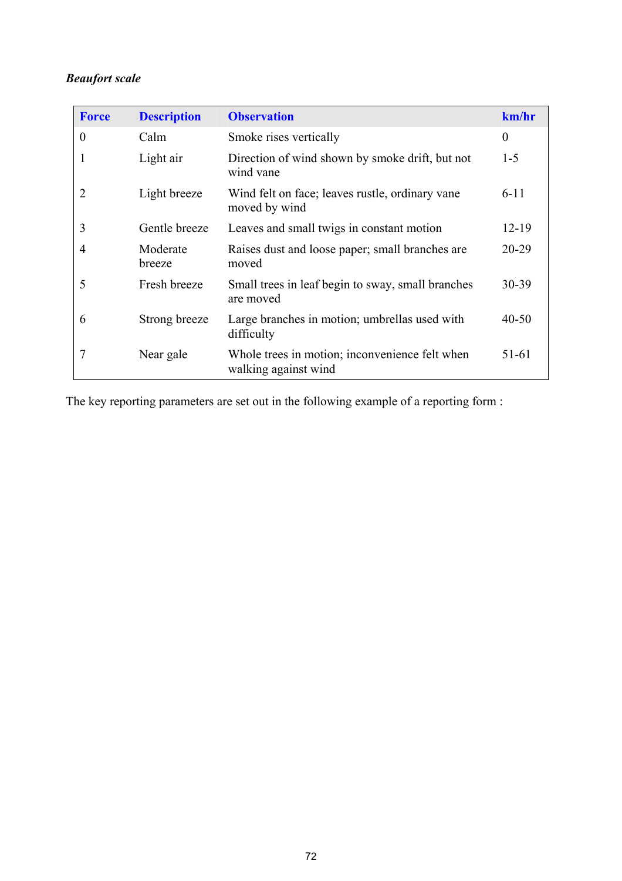***Beaufort scale***

| Force | Description | Observation | km/hr |
|---|---|---|---|
| 0 | Calm | Smoke rises vertically | 0 |
| 1 | Light air | Direction of wind shown by smoke drift, but not wind vane | 1-5 |
| 2 | Light breeze | Wind felt on face; leaves rustle, ordinary vane moved by wind | 6-11 |
| 3 | Gentle breeze | Leaves and small twigs in constant motion | 12-19 |
| 4 | Moderate breeze | Raises dust and loose paper; small branches are moved | 20-29 |
| 5 | Fresh breeze | Small trees in leaf begin to sway, small branches are moved | 30-39 |
| 6 | Strong breeze | Large branches in motion; umbrellas used with difficulty | 40-50 |
| 7 | Near gale | Whole trees in motion; inconvenience felt when walking against wind | 51-61 |

The key reporting parameters are set out in the following example of a reporting form :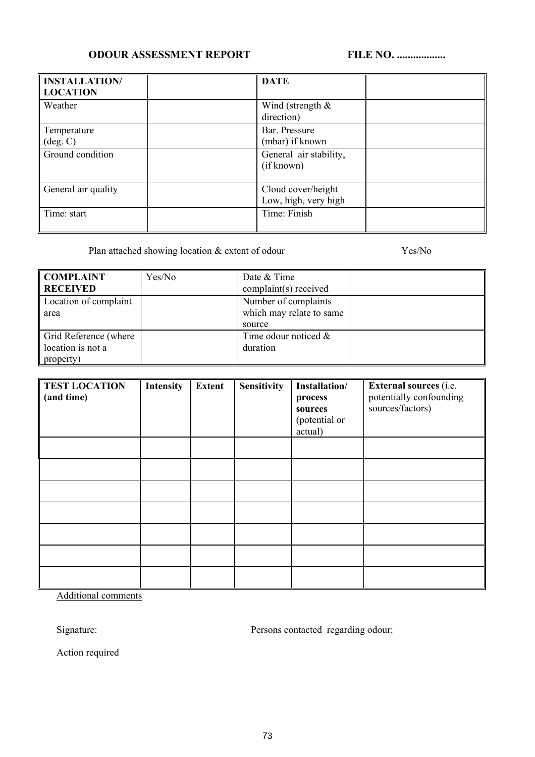**ODOUR ASSESSMENT REPORT** **FILE NO. ..................**

| **INSTALLATION/ LOCATION** | | **DATE** | |
|---|---|---|---|
| Weather | | Wind (strength & direction) | |
| Temperature (deg. C) | | Bar. Pressure (mbar) if known | |
| Ground condition | | General air stability, (if known) | |
| General air quality | | Cloud cover/height Low, high, very high | |
| Time: start | | Time: Finish | |

Plan attached showing location & extent of odour Yes/No

| **COMPLAINT RECEIVED** | Yes/No | Date & Time complaint(s) received | |
|---|---|---|---|
| Location of complaint area | | Number of complaints which may relate to same source | |
| Grid Reference (where location is not a property) | | Time odour noticed & duration | |

| **TEST LOCATION (and time)** | **Intensity** | **Extent** | **Sensitivity** | **Installation/ process sources** (potential or actual) | **External sources** (i.e. potentially confounding sources/factors) |
|---|---|---|---|---|---|
| | | | | | |
| | | | | | |
| | | | | | |
| | | | | | |
| | | | | | |
| | | | | | |
| | | | | | |

Additional comments

Signature: Persons contacted regarding odour:

Action required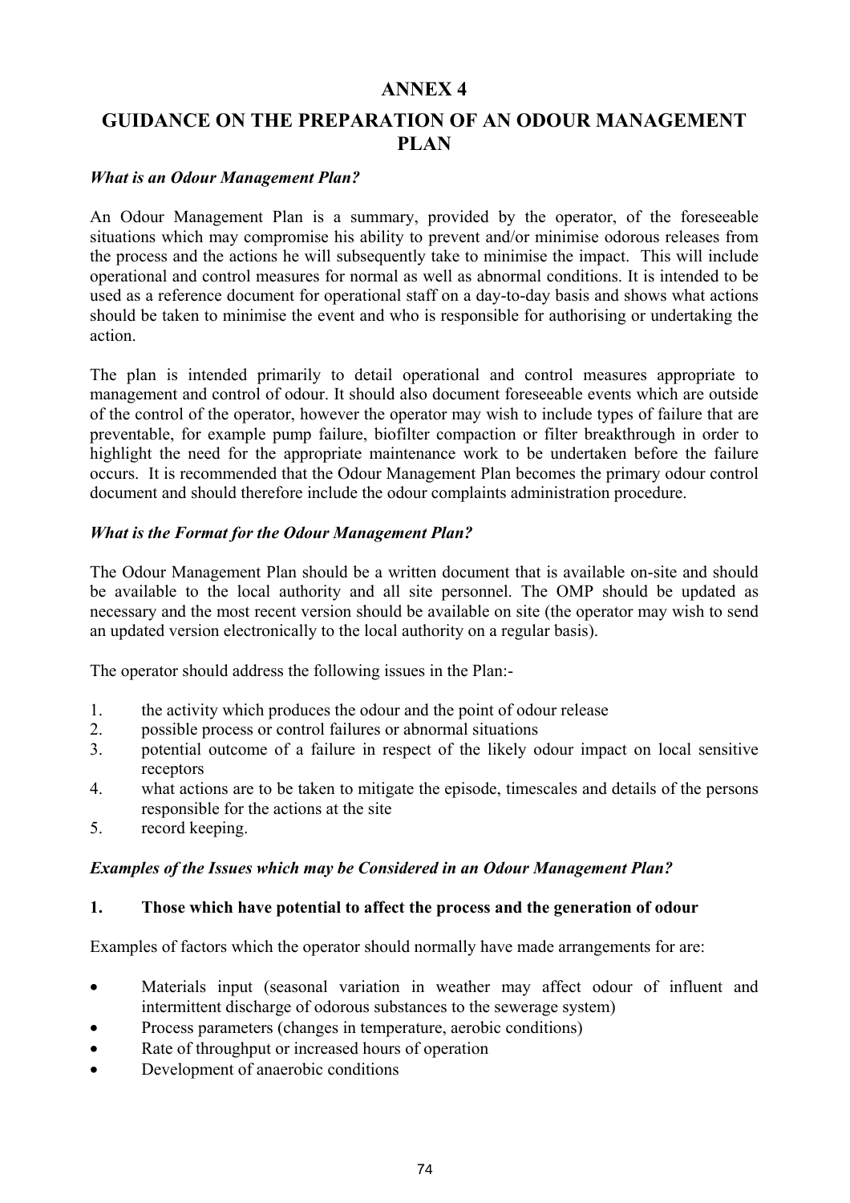# ANNEX 4

## GUIDANCE ON THE PREPARATION OF AN ODOUR MANAGEMENT PLAN

***What is an Odour Management Plan?***

An Odour Management Plan is a summary, provided by the operator, of the foreseeable situations which may compromise his ability to prevent and/or minimise odorous releases from the process and the actions he will subsequently take to minimise the impact. This will include operational and control measures for normal as well as abnormal conditions. It is intended to be used as a reference document for operational staff on a day-to-day basis and shows what actions should be taken to minimise the event and who is responsible for authorising or undertaking the action.

The plan is intended primarily to detail operational and control measures appropriate to management and control of odour. It should also document foreseeable events which are outside of the control of the operator, however the operator may wish to include types of failure that are preventable, for example pump failure, biofilter compaction or filter breakthrough in order to highlight the need for the appropriate maintenance work to be undertaken before the failure occurs. It is recommended that the Odour Management Plan becomes the primary odour control document and should therefore include the odour complaints administration procedure.

***What is the Format for the Odour Management Plan?***

The Odour Management Plan should be a written document that is available on-site and should be available to the local authority and all site personnel. The OMP should be updated as necessary and the most recent version should be available on site (the operator may wish to send an updated version electronically to the local authority on a regular basis).

The operator should address the following issues in the Plan:-

1. the activity which produces the odour and the point of odour release
2. possible process or control failures or abnormal situations
3. potential outcome of a failure in respect of the likely odour impact on local sensitive receptors
4. what actions are to be taken to mitigate the episode, timescales and details of the persons responsible for the actions at the site
5. record keeping.

***Examples of the Issues which may be Considered in an Odour Management Plan?***

**1. Those which have potential to affect the process and the generation of odour**

Examples of factors which the operator should normally have made arrangements for are:

- Materials input (seasonal variation in weather may affect odour of influent and intermittent discharge of odorous substances to the sewerage system)
- Process parameters (changes in temperature, aerobic conditions)
- Rate of throughput or increased hours of operation
- Development of anaerobic conditions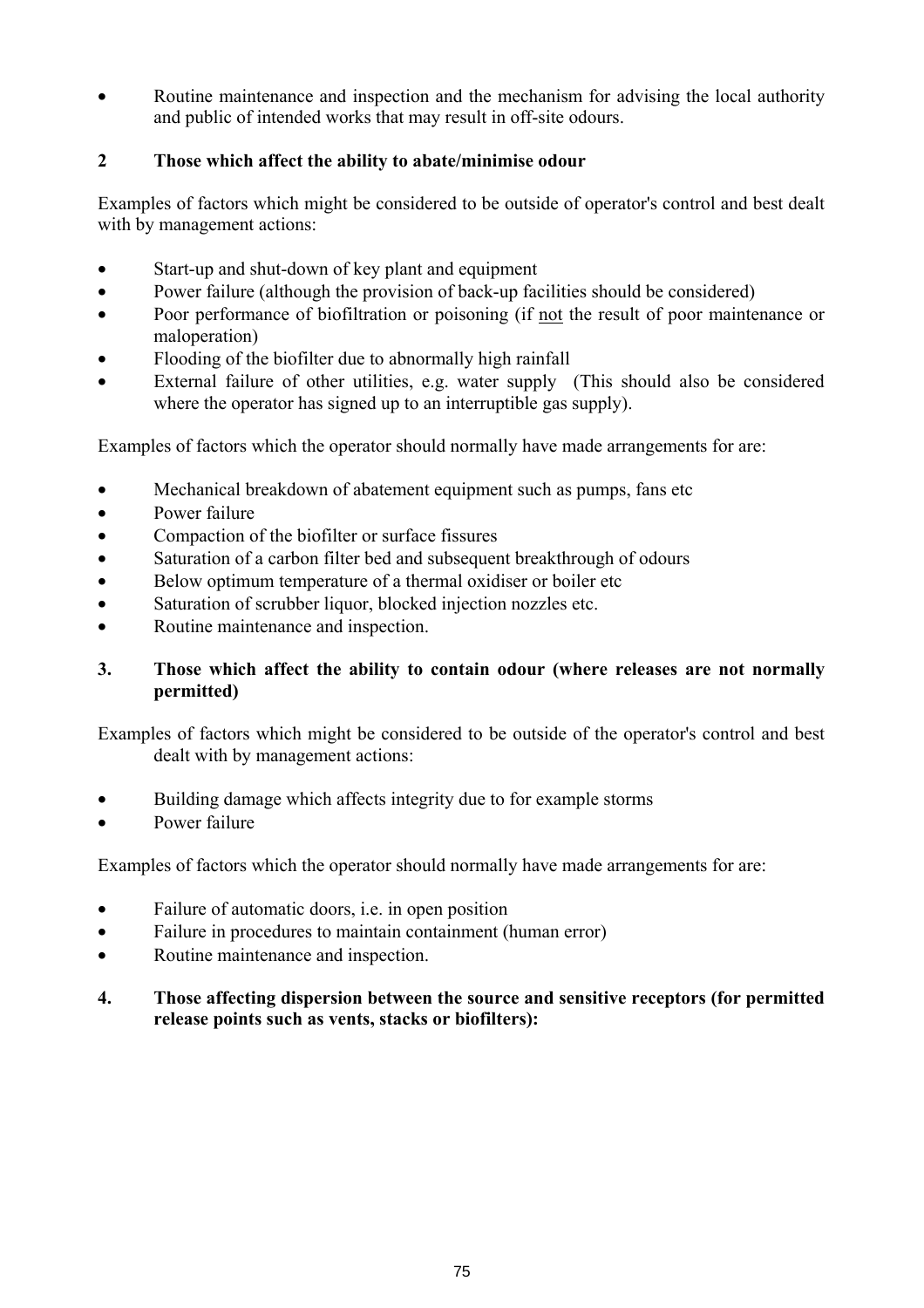- Routine maintenance and inspection and the mechanism for advising the local authority and public of intended works that may result in off-site odours.

**2 Those which affect the ability to abate/minimise odour**

Examples of factors which might be considered to be outside of operator's control and best dealt with by management actions:

- Start-up and shut-down of key plant and equipment
- Power failure (although the provision of back-up facilities should be considered)
- Poor performance of biofiltration or poisoning (if <u>not</u> the result of poor maintenance or maloperation)
- Flooding of the biofilter due to abnormally high rainfall
- External failure of other utilities, e.g. water supply (This should also be considered where the operator has signed up to an interruptible gas supply).

Examples of factors which the operator should normally have made arrangements for are:

- Mechanical breakdown of abatement equipment such as pumps, fans etc
- Power failure
- Compaction of the biofilter or surface fissures
- Saturation of a carbon filter bed and subsequent breakthrough of odours
- Below optimum temperature of a thermal oxidiser or boiler etc
- Saturation of scrubber liquor, blocked injection nozzles etc.
- Routine maintenance and inspection.

**3. Those which affect the ability to contain odour (where releases are not normally permitted)**

Examples of factors which might be considered to be outside of the operator's control and best dealt with by management actions:

- Building damage which affects integrity due to for example storms
- Power failure

Examples of factors which the operator should normally have made arrangements for are:

- Failure of automatic doors, i.e. in open position
- Failure in procedures to maintain containment (human error)
- Routine maintenance and inspection.

**4. Those affecting dispersion between the source and sensitive receptors (for permitted release points such as vents, stacks or biofilters):**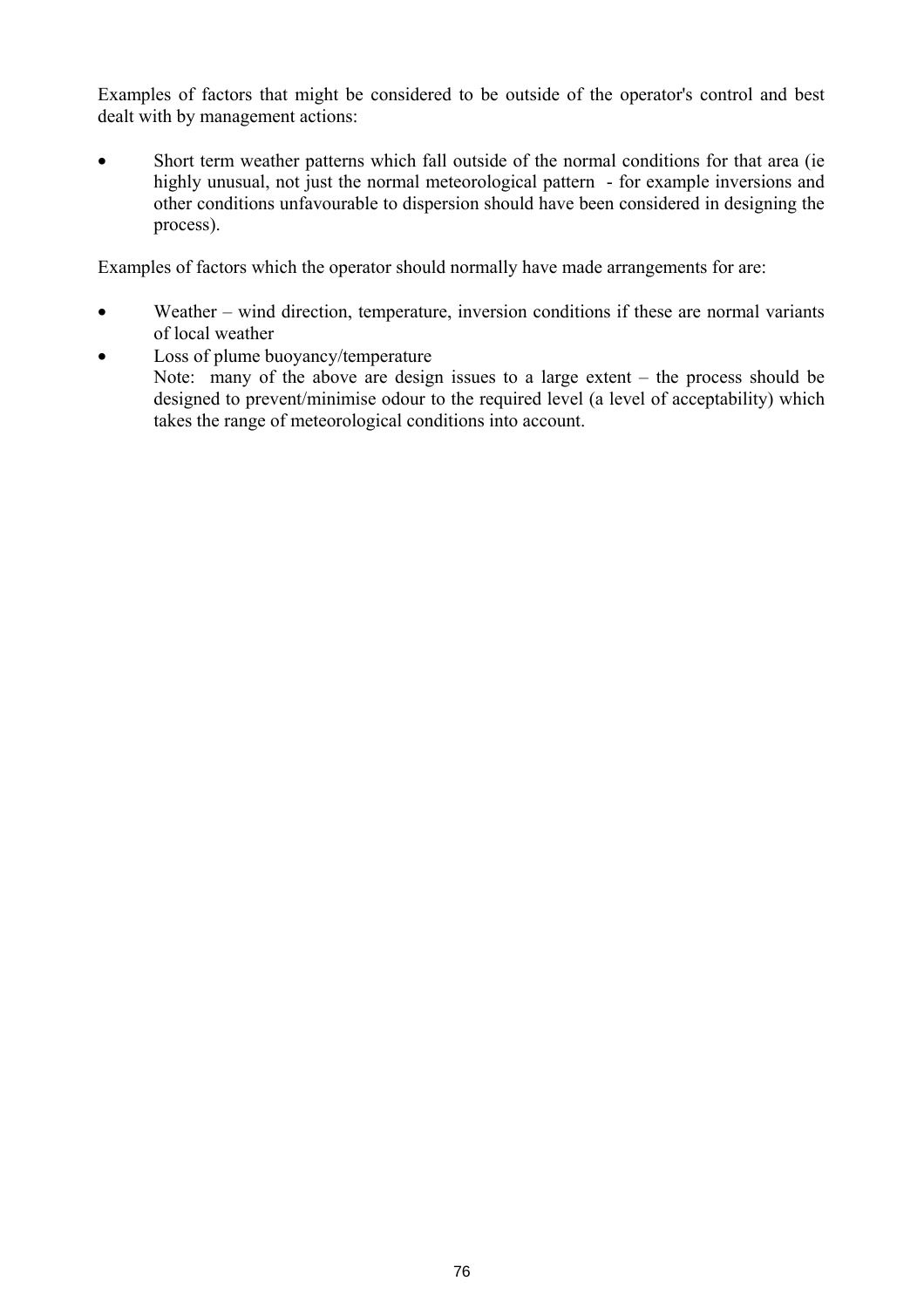Examples of factors that might be considered to be outside of the operator's control and best dealt with by management actions:

- Short term weather patterns which fall outside of the normal conditions for that area (ie highly unusual, not just the normal meteorological pattern - for example inversions and other conditions unfavourable to dispersion should have been considered in designing the process).

Examples of factors which the operator should normally have made arrangements for are:

- Weather – wind direction, temperature, inversion conditions if these are normal variants of local weather
- Loss of plume buoyancy/temperature
  Note: many of the above are design issues to a large extent – the process should be designed to prevent/minimise odour to the required level (a level of acceptability) which takes the range of meteorological conditions into account.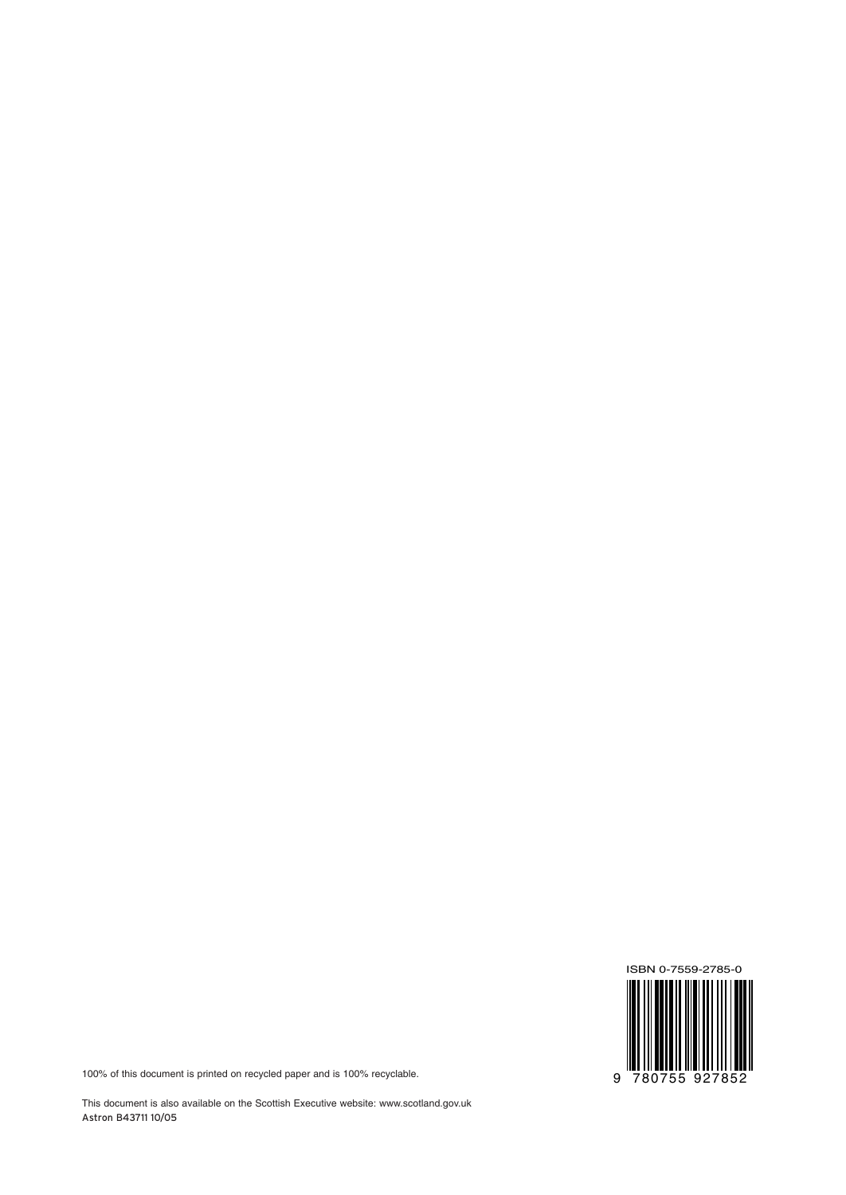ISBN 0-7559-2785-0

9 780755 927852

100% of this document is printed on recycled paper and is 100% recyclable.

This document is also available on the Scottish Executive website: www.scotland.gov.uk
Astron B43711 10/05